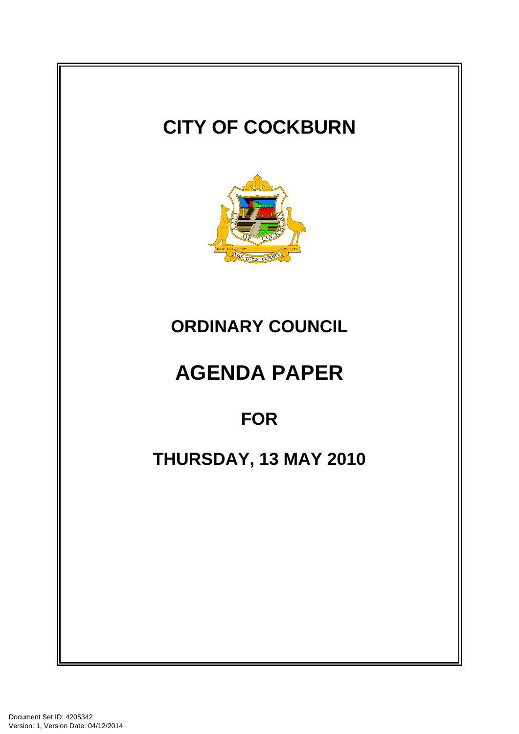# CITY OF COCKBURN

## ORDINARY COUNCIL

# AGENDA PAPER

## FOR

## THURSDAY, 13 MAY 2010

Document Set ID: 4205342
Version: 1, Version Date: 04/12/2014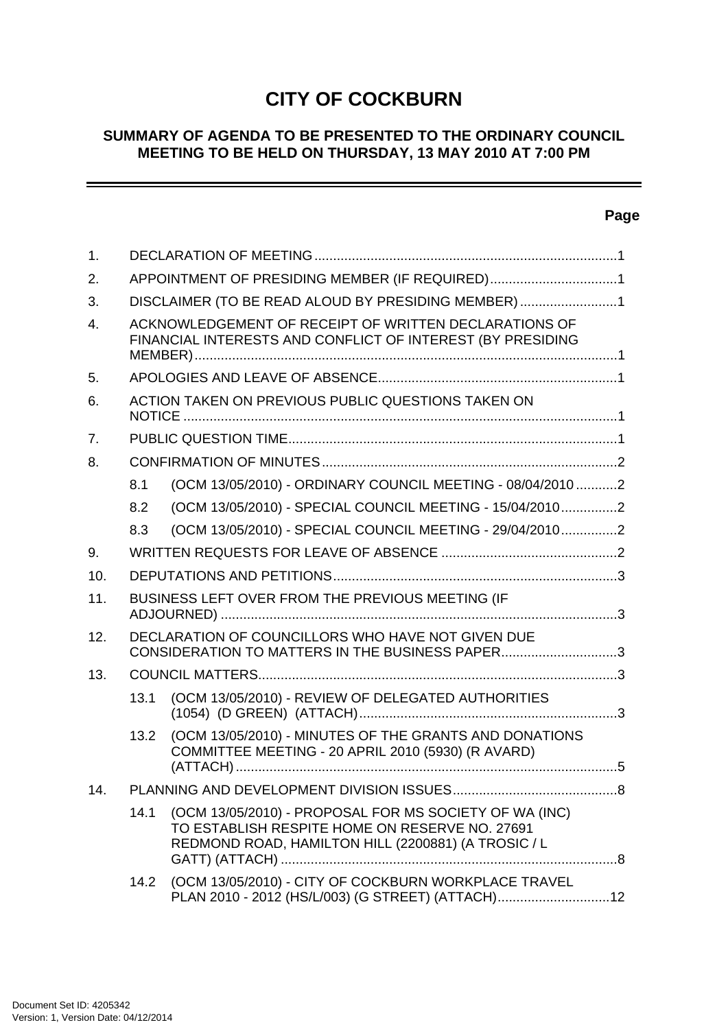# CITY OF COCKBURN

## SUMMARY OF AGENDA TO BE PRESENTED TO THE ORDINARY COUNCIL MEETING TO BE HELD ON THURSDAY, 13 MAY 2010 AT 7:00 PM

| | | Page |
|---|---|---|
| 1. | DECLARATION OF MEETING | 1 |
| 2. | APPOINTMENT OF PRESIDING MEMBER (IF REQUIRED) | 1 |
| 3. | DISCLAIMER (TO BE READ ALOUD BY PRESIDING MEMBER) | 1 |
| 4. | ACKNOWLEDGEMENT OF RECEIPT OF WRITTEN DECLARATIONS OF FINANCIAL INTERESTS AND CONFLICT OF INTEREST (BY PRESIDING MEMBER) | 1 |
| 5. | APOLOGIES AND LEAVE OF ABSENCE | 1 |
| 6. | ACTION TAKEN ON PREVIOUS PUBLIC QUESTIONS TAKEN ON NOTICE | 1 |
| 7. | PUBLIC QUESTION TIME | 1 |
| 8. | CONFIRMATION OF MINUTES | 2 |
| 8.1 | (OCM 13/05/2010) - ORDINARY COUNCIL MEETING - 08/04/2010 | 2 |
| 8.2 | (OCM 13/05/2010) - SPECIAL COUNCIL MEETING - 15/04/2010 | 2 |
| 8.3 | (OCM 13/05/2010) - SPECIAL COUNCIL MEETING - 29/04/2010 | 2 |
| 9. | WRITTEN REQUESTS FOR LEAVE OF ABSENCE | 2 |
| 10. | DEPUTATIONS AND PETITIONS | 3 |
| 11. | BUSINESS LEFT OVER FROM THE PREVIOUS MEETING (IF ADJOURNED) | 3 |
| 12. | DECLARATION OF COUNCILLORS WHO HAVE NOT GIVEN DUE CONSIDERATION TO MATTERS IN THE BUSINESS PAPER | 3 |
| 13. | COUNCIL MATTERS | 3 |
| 13.1 | (OCM 13/05/2010) - REVIEW OF DELEGATED AUTHORITIES (1054) (D GREEN) (ATTACH) | 3 |
| 13.2 | (OCM 13/05/2010) - MINUTES OF THE GRANTS AND DONATIONS COMMITTEE MEETING - 20 APRIL 2010 (5930) (R AVARD) (ATTACH) | 5 |
| 14. | PLANNING AND DEVELOPMENT DIVISION ISSUES | 8 |
| 14.1 | (OCM 13/05/2010) - PROPOSAL FOR MS SOCIETY OF WA (INC) TO ESTABLISH RESPITE HOME ON RESERVE NO. 27691 REDMOND ROAD, HAMILTON HILL (2200881) (A TROSIC / L GATT) (ATTACH) | 8 |
| 14.2 | (OCM 13/05/2010) - CITY OF COCKBURN WORKPLACE TRAVEL PLAN 2010 - 2012 (HS/L/003) (G STREET) (ATTACH) | 12 |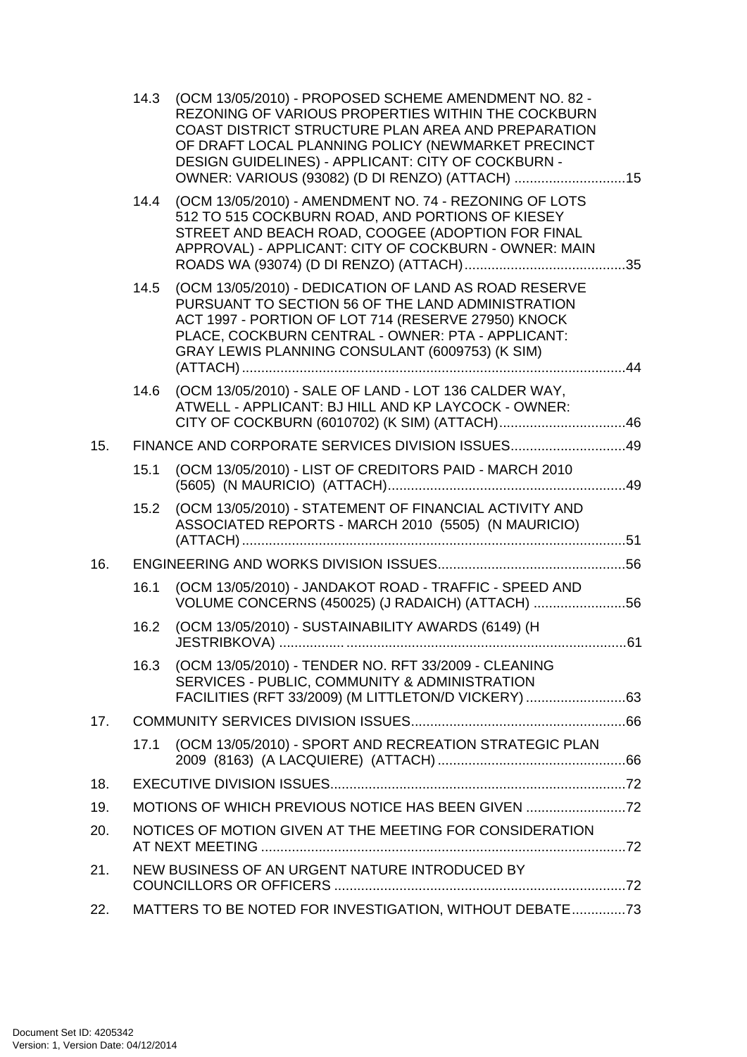14.3 (OCM 13/05/2010) - PROPOSED SCHEME AMENDMENT NO. 82 - REZONING OF VARIOUS PROPERTIES WITHIN THE COCKBURN COAST DISTRICT STRUCTURE PLAN AREA AND PREPARATION OF DRAFT LOCAL PLANNING POLICY (NEWMARKET PRECINCT DESIGN GUIDELINES) - APPLICANT: CITY OF COCKBURN - OWNER: VARIOUS (93082) (D DI RENZO) (ATTACH) .............................15

14.4 (OCM 13/05/2010) - AMENDMENT NO. 74 - REZONING OF LOTS 512 TO 515 COCKBURN ROAD, AND PORTIONS OF KIESEY STREET AND BEACH ROAD, COOGEE (ADOPTION FOR FINAL APPROVAL) - APPLICANT: CITY OF COCKBURN - OWNER: MAIN ROADS WA (93074) (D DI RENZO) (ATTACH)..........................................35

14.5 (OCM 13/05/2010) - DEDICATION OF LAND AS ROAD RESERVE PURSUANT TO SECTION 56 OF THE LAND ADMINISTRATION ACT 1997 - PORTION OF LOT 714 (RESERVE 27950) KNOCK PLACE, COCKBURN CENTRAL - OWNER: PTA - APPLICANT: GRAY LEWIS PLANNING CONSULANT (6009753) (K SIM) (ATTACH)....................................................................................................44

14.6 (OCM 13/05/2010) - SALE OF LAND - LOT 136 CALDER WAY, ATWELL - APPLICANT: BJ HILL AND KP LAYCOCK - OWNER: CITY OF COCKBURN (6010702) (K SIM) (ATTACH).................................46

15. FINANCE AND CORPORATE SERVICES DIVISION ISSUES..............................49

15.1 (OCM 13/05/2010) - LIST OF CREDITORS PAID - MARCH 2010 (5605) (N MAURICIO) (ATTACH)..............................................................49

15.2 (OCM 13/05/2010) - STATEMENT OF FINANCIAL ACTIVITY AND ASSOCIATED REPORTS - MARCH 2010 (5505) (N MAURICIO) (ATTACH)....................................................................................................51

16. ENGINEERING AND WORKS DIVISION ISSUES.................................................56

16.1 (OCM 13/05/2010) - JANDAKOT ROAD - TRAFFIC - SPEED AND VOLUME CONCERNS (450025) (J RADAICH) (ATTACH) ........................56

16.2 (OCM 13/05/2010) - SUSTAINABILITY AWARDS (6149) (H JESTRIBKOVA) .........................................................................................61

16.3 (OCM 13/05/2010) - TENDER NO. RFT 33/2009 - CLEANING SERVICES - PUBLIC, COMMUNITY & ADMINISTRATION FACILITIES (RFT 33/2009) (M LITTLETON/D VICKERY)..........................63

17. COMMUNITY SERVICES DIVISION ISSUES........................................................66

17.1 (OCM 13/05/2010) - SPORT AND RECREATION STRATEGIC PLAN 2009 (8163) (A LACQUIERE) (ATTACH).................................................66

18. EXECUTIVE DIVISION ISSUES.............................................................................72

19. MOTIONS OF WHICH PREVIOUS NOTICE HAS BEEN GIVEN ..........................72

20. NOTICES OF MOTION GIVEN AT THE MEETING FOR CONSIDERATION AT NEXT MEETING ...............................................................................................72

21. NEW BUSINESS OF AN URGENT NATURE INTRODUCED BY COUNCILLORS OR OFFICERS ............................................................................72

22. MATTERS TO BE NOTED FOR INVESTIGATION, WITHOUT DEBATE..............73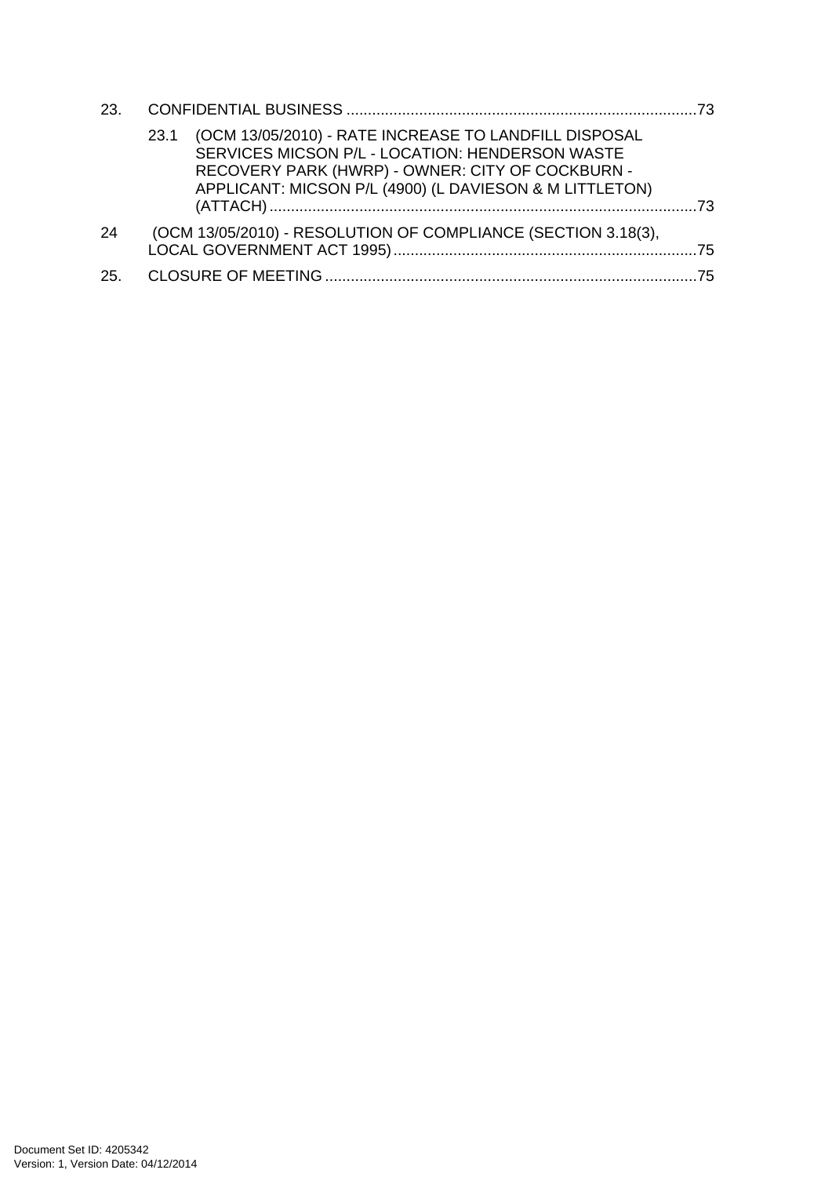23. CONFIDENTIAL BUSINESS ..................................................................................73

23.1 (OCM 13/05/2010) - RATE INCREASE TO LANDFILL DISPOSAL SERVICES MICSON P/L - LOCATION: HENDERSON WASTE RECOVERY PARK (HWRP) - OWNER: CITY OF COCKBURN - APPLICANT: MICSON P/L (4900) (L DAVIESON & M LITTLETON) (ATTACH) ..................................................................................................73

24 (OCM 13/05/2010) - RESOLUTION OF COMPLIANCE (SECTION 3.18(3), LOCAL GOVERNMENT ACT 1995) .......................................................................75

25. CLOSURE OF MEETING .......................................................................................75

Document Set ID: 4205342
Version: 1, Version Date: 04/12/2014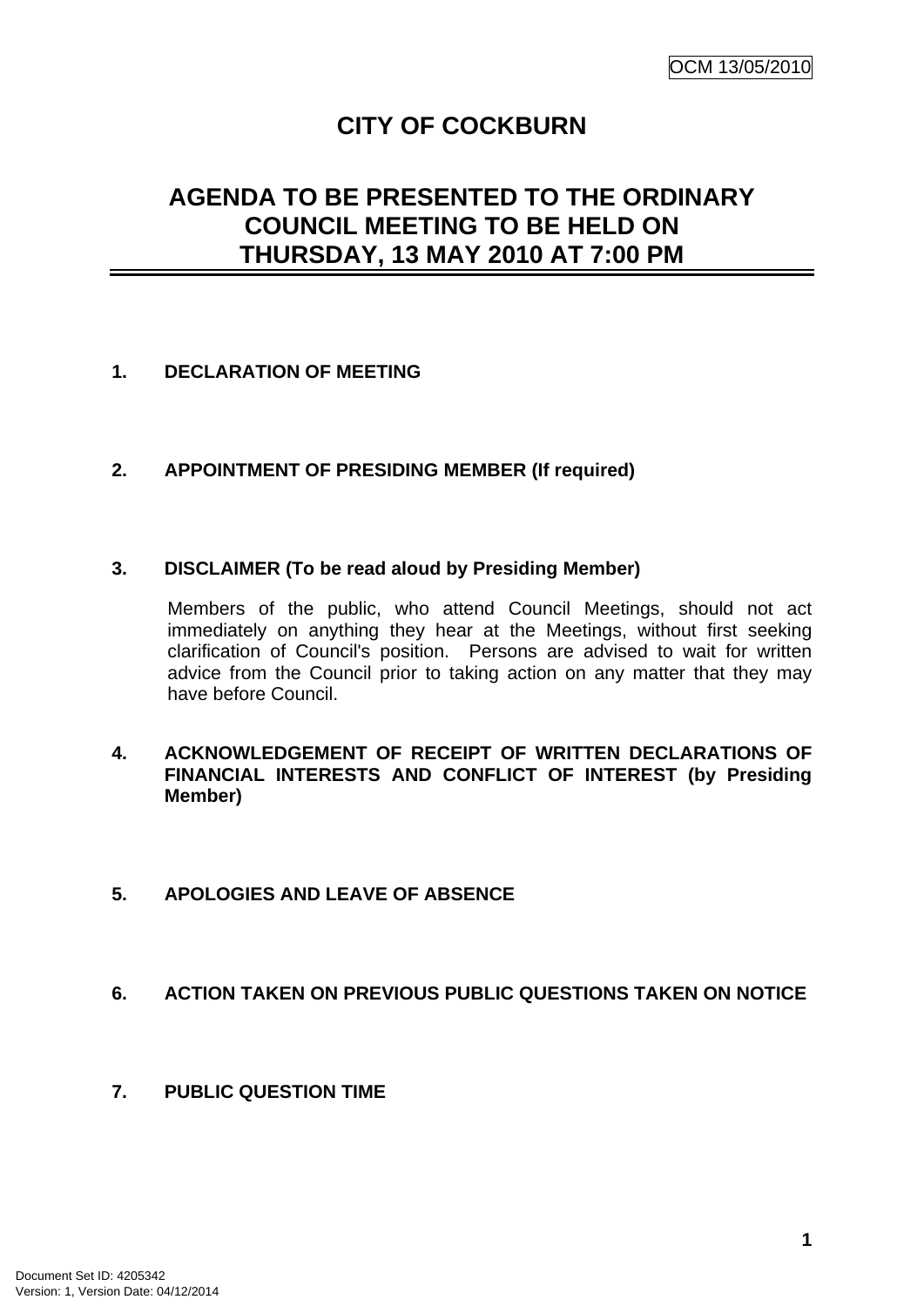# CITY OF COCKBURN

## AGENDA TO BE PRESENTED TO THE ORDINARY COUNCIL MEETING TO BE HELD ON THURSDAY, 13 MAY 2010 AT 7:00 PM

**1. DECLARATION OF MEETING**

**2. APPOINTMENT OF PRESIDING MEMBER (If required)**

**3. DISCLAIMER (To be read aloud by Presiding Member)**

Members of the public, who attend Council Meetings, should not act immediately on anything they hear at the Meetings, without first seeking clarification of Council's position. Persons are advised to wait for written advice from the Council prior to taking action on any matter that they may have before Council.

**4. ACKNOWLEDGEMENT OF RECEIPT OF WRITTEN DECLARATIONS OF FINANCIAL INTERESTS AND CONFLICT OF INTEREST (by Presiding Member)**

**5. APOLOGIES AND LEAVE OF ABSENCE**

**6. ACTION TAKEN ON PREVIOUS PUBLIC QUESTIONS TAKEN ON NOTICE**

**7. PUBLIC QUESTION TIME**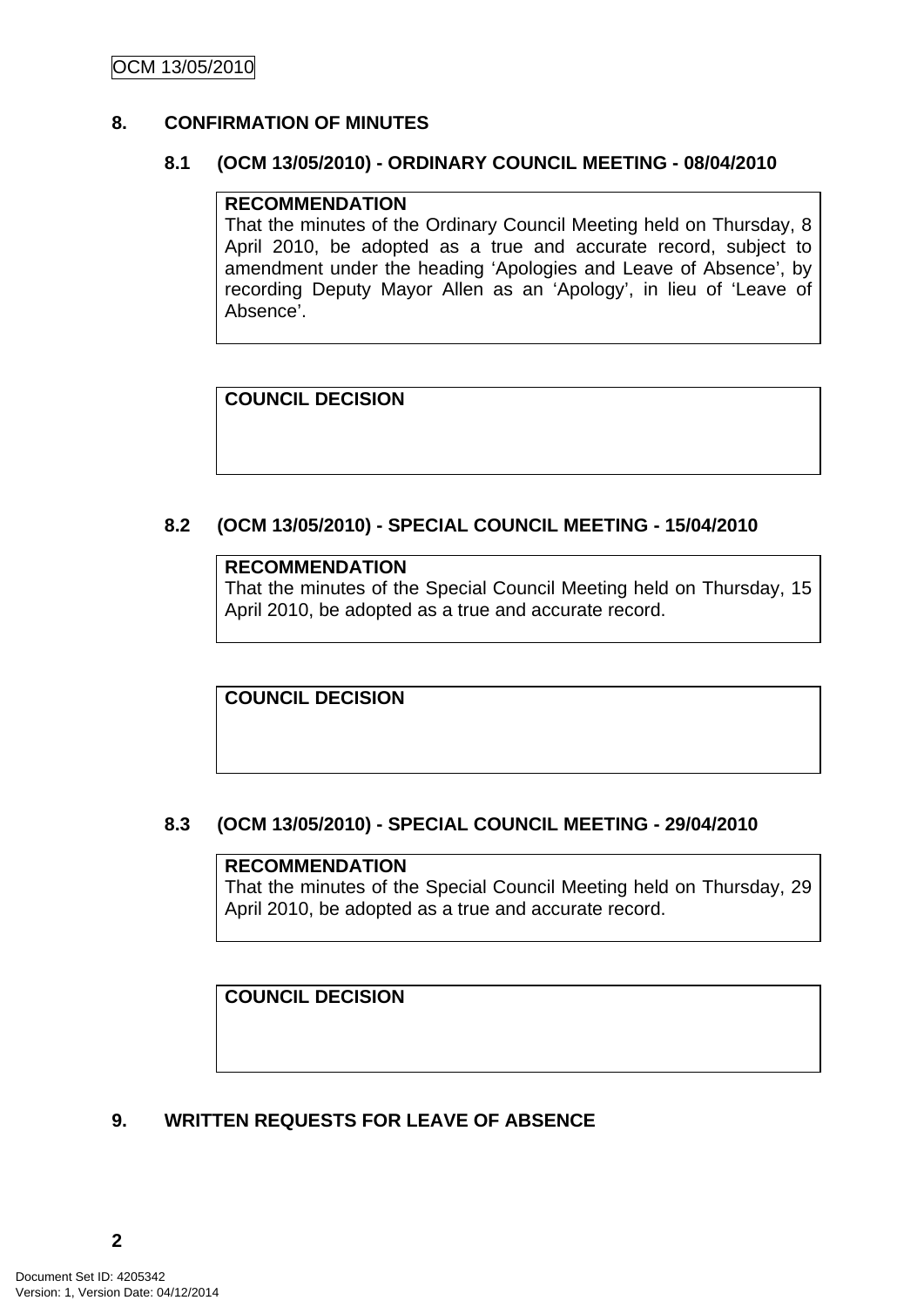## 8. CONFIRMATION OF MINUTES

### 8.1 (OCM 13/05/2010) - ORDINARY COUNCIL MEETING - 08/04/2010

**RECOMMENDATION**
That the minutes of the Ordinary Council Meeting held on Thursday, 8 April 2010, be adopted as a true and accurate record, subject to amendment under the heading 'Apologies and Leave of Absence', by recording Deputy Mayor Allen as an 'Apology', in lieu of 'Leave of Absence'.

**COUNCIL DECISION**

### 8.2 (OCM 13/05/2010) - SPECIAL COUNCIL MEETING - 15/04/2010

**RECOMMENDATION**
That the minutes of the Special Council Meeting held on Thursday, 15 April 2010, be adopted as a true and accurate record.

**COUNCIL DECISION**

### 8.3 (OCM 13/05/2010) - SPECIAL COUNCIL MEETING - 29/04/2010

**RECOMMENDATION**
That the minutes of the Special Council Meeting held on Thursday, 29 April 2010, be adopted as a true and accurate record.

**COUNCIL DECISION**

## 9. WRITTEN REQUESTS FOR LEAVE OF ABSENCE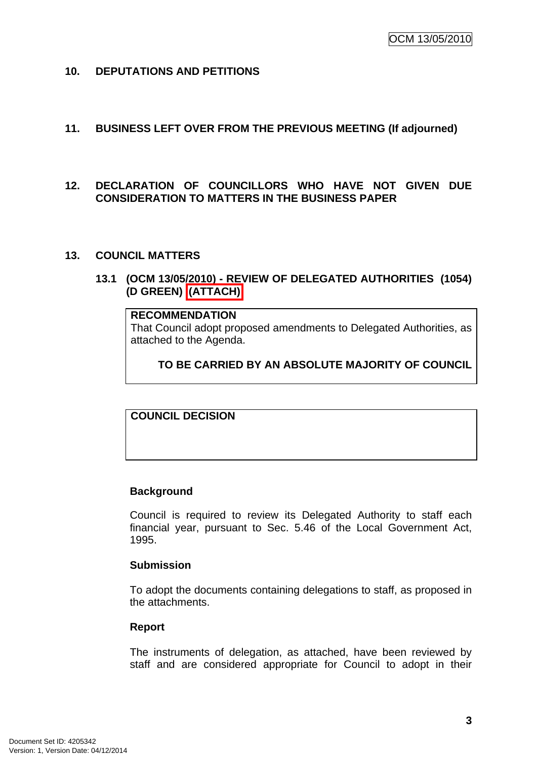## 10. DEPUTATIONS AND PETITIONS

## 11. BUSINESS LEFT OVER FROM THE PREVIOUS MEETING (If adjourned)

## 12. DECLARATION OF COUNCILLORS WHO HAVE NOT GIVEN DUE CONSIDERATION TO MATTERS IN THE BUSINESS PAPER

## 13. COUNCIL MATTERS

### 13.1 (OCM 13/05/2010) - REVIEW OF DELEGATED AUTHORITIES (1054) (D GREEN) (ATTACH)

**RECOMMENDATION**
That Council adopt proposed amendments to Delegated Authorities, as attached to the Agenda.

**TO BE CARRIED BY AN ABSOLUTE MAJORITY OF COUNCIL**

**COUNCIL DECISION**

**Background**

Council is required to review its Delegated Authority to staff each financial year, pursuant to Sec. 5.46 of the Local Government Act, 1995.

**Submission**

To adopt the documents containing delegations to staff, as proposed in the attachments.

**Report**

The instruments of delegation, as attached, have been reviewed by staff and are considered appropriate for Council to adopt in their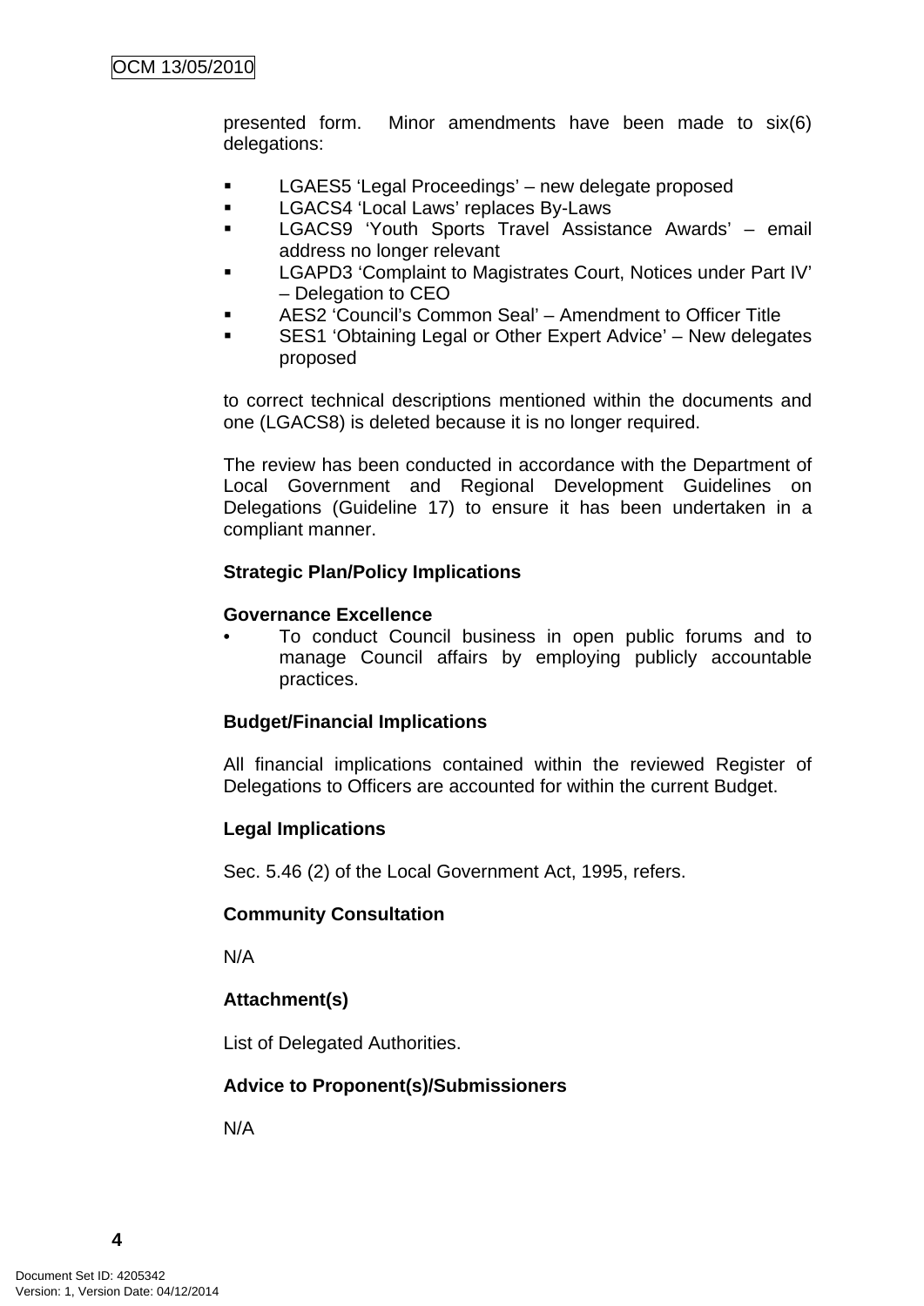presented form. Minor amendments have been made to six(6) delegations:

- LGAES5 'Legal Proceedings' – new delegate proposed
- LGACS4 'Local Laws' replaces By-Laws
- LGACS9 'Youth Sports Travel Assistance Awards' – email address no longer relevant
- LGAPD3 'Complaint to Magistrates Court, Notices under Part IV' – Delegation to CEO
- AES2 'Council's Common Seal' – Amendment to Officer Title
- SES1 'Obtaining Legal or Other Expert Advice' – New delegates proposed

to correct technical descriptions mentioned within the documents and one (LGACS8) is deleted because it is no longer required.

The review has been conducted in accordance with the Department of Local Government and Regional Development Guidelines on Delegations (Guideline 17) to ensure it has been undertaken in a compliant manner.

**Strategic Plan/Policy Implications**

**Governance Excellence**

- To conduct Council business in open public forums and to manage Council affairs by employing publicly accountable practices.

**Budget/Financial Implications**

All financial implications contained within the reviewed Register of Delegations to Officers are accounted for within the current Budget.

**Legal Implications**

Sec. 5.46 (2) of the Local Government Act, 1995, refers.

**Community Consultation**

N/A

**Attachment(s)**

List of Delegated Authorities.

**Advice to Proponent(s)/Submissioners**

N/A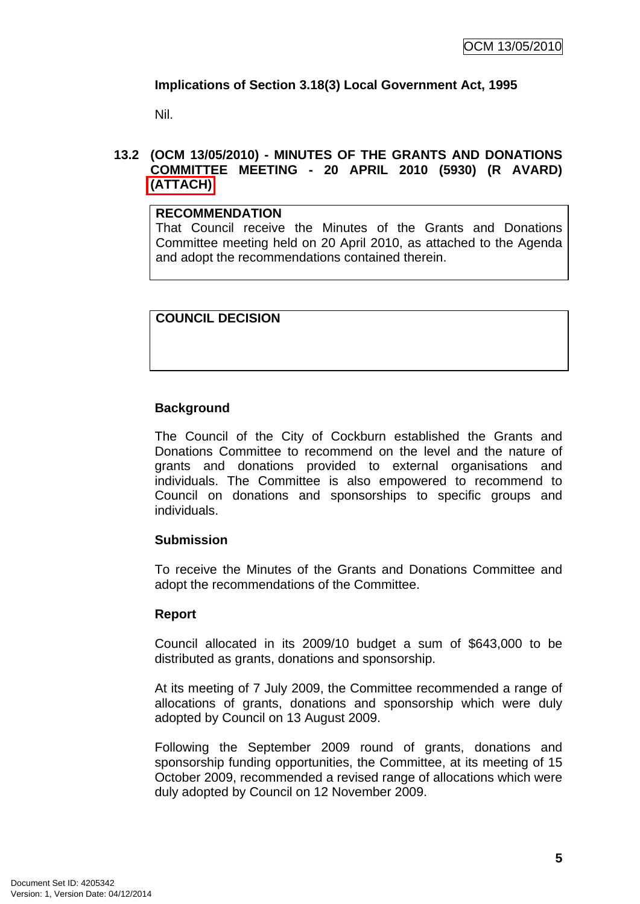**Implications of Section 3.18(3) Local Government Act, 1995**

Nil.

### 13.2 (OCM 13/05/2010) - MINUTES OF THE GRANTS AND DONATIONS COMMITTEE MEETING - 20 APRIL 2010 (5930) (R AVARD) (ATTACH)

**RECOMMENDATION**
That Council receive the Minutes of the Grants and Donations Committee meeting held on 20 April 2010, as attached to the Agenda and adopt the recommendations contained therein.

**COUNCIL DECISION**

**Background**

The Council of the City of Cockburn established the Grants and Donations Committee to recommend on the level and the nature of grants and donations provided to external organisations and individuals. The Committee is also empowered to recommend to Council on donations and sponsorships to specific groups and individuals.

**Submission**

To receive the Minutes of the Grants and Donations Committee and adopt the recommendations of the Committee.

**Report**

Council allocated in its 2009/10 budget a sum of $643,000 to be distributed as grants, donations and sponsorship.

At its meeting of 7 July 2009, the Committee recommended a range of allocations of grants, donations and sponsorship which were duly adopted by Council on 13 August 2009.

Following the September 2009 round of grants, donations and sponsorship funding opportunities, the Committee, at its meeting of 15 October 2009, recommended a revised range of allocations which were duly adopted by Council on 12 November 2009.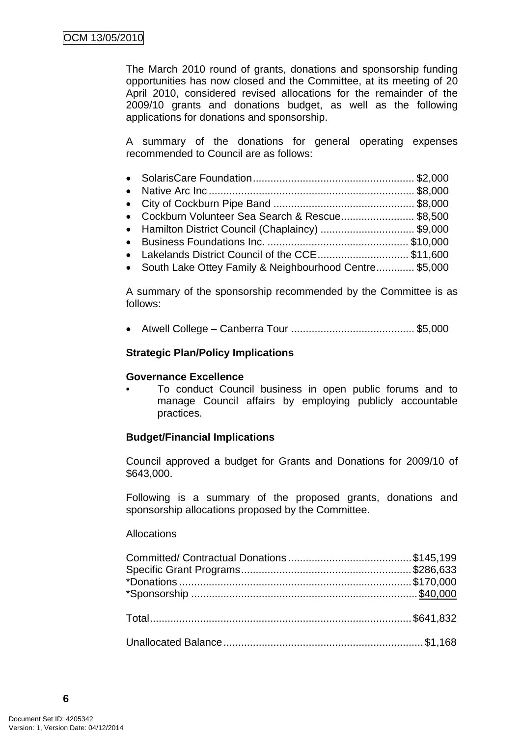The March 2010 round of grants, donations and sponsorship funding opportunities has now closed and the Committee, at its meeting of 20 April 2010, considered revised allocations for the remainder of the 2009/10 grants and donations budget, as well as the following applications for donations and sponsorship.

A summary of the donations for general operating expenses recommended to Council are as follows:

- SolarisCare Foundation ...................................................... $2,000
- Native Arc Inc ..................................................................... $8,000
- City of Cockburn Pipe Band ................................................ $8,000
- Cockburn Volunteer Sea Search & Rescue......................... $8,500
- Hamilton District Council (Chaplaincy) ................................ $9,000
- Business Foundations Inc. ................................................ $10,000
- Lakelands District Council of the CCE............................... $11,600
- South Lake Ottey Family & Neighbourhood Centre............. $5,000

A summary of the sponsorship recommended by the Committee is as follows:

- Atwell College – Canberra Tour .......................................... $5,000

**Strategic Plan/Policy Implications**

**Governance Excellence**

- To conduct Council business in open public forums and to manage Council affairs by employing publicly accountable practices.

**Budget/Financial Implications**

Council approved a budget for Grants and Donations for 2009/10 of $643,000.

Following is a summary of the proposed grants, donations and sponsorship allocations proposed by the Committee.

Allocations

Committed/ Contractual Donations .......................................... $145,199
Specific Grant Programs.......................................................... $286,633
*Donations ............................................................................... $170,000
*Sponsorship ............................................................................. $40,000

Total......................................................................................... $641,832

Unallocated Balance .................................................................... $1,168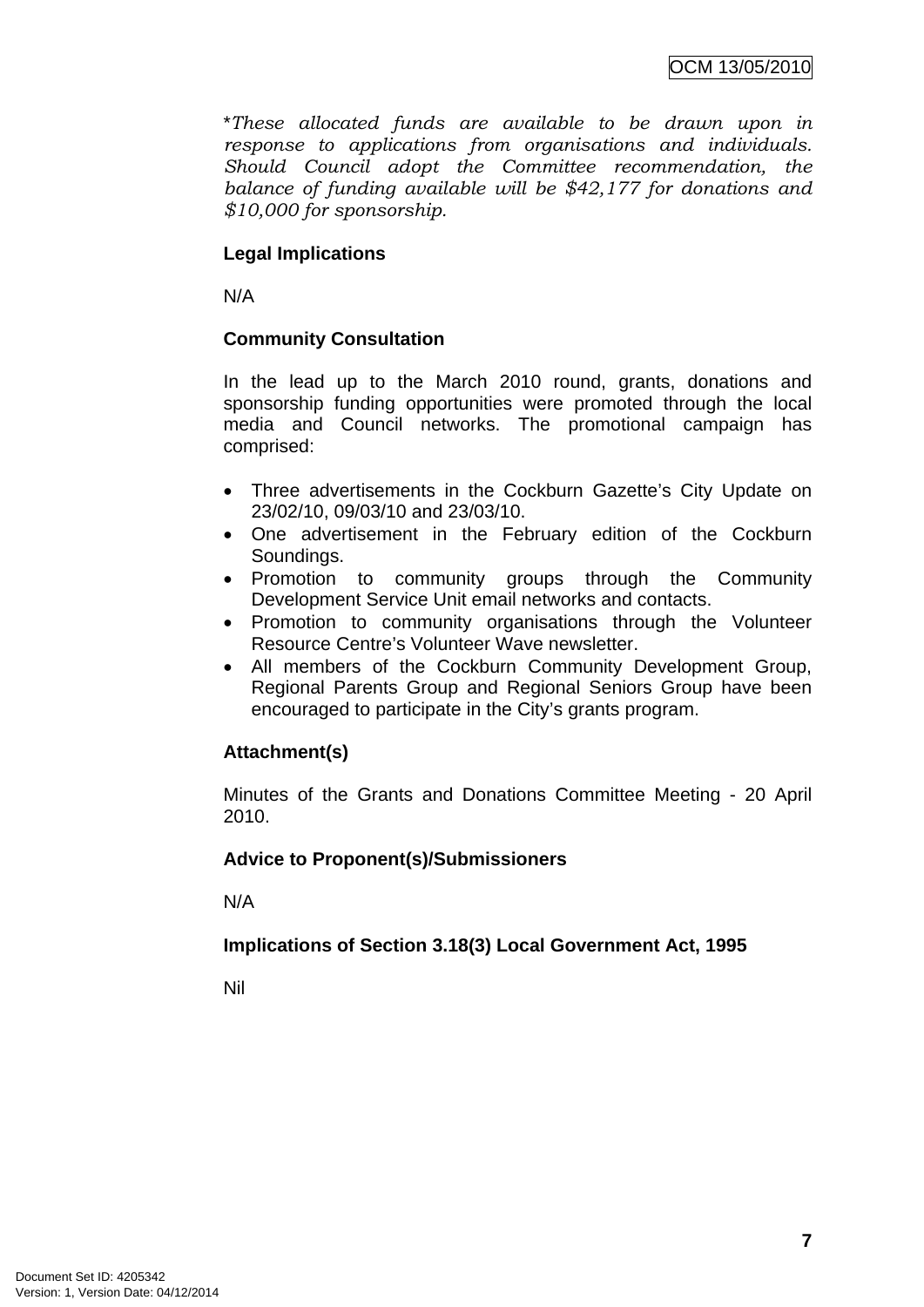*These allocated funds are available to be drawn upon in response to applications from organisations and individuals. Should Council adopt the Committee recommendation, the balance of funding available will be $42,177 for donations and $10,000 for sponsorship.*

**Legal Implications**

N/A

**Community Consultation**

In the lead up to the March 2010 round, grants, donations and sponsorship funding opportunities were promoted through the local media and Council networks. The promotional campaign has comprised:

- Three advertisements in the Cockburn Gazette's City Update on 23/02/10, 09/03/10 and 23/03/10.
- One advertisement in the February edition of the Cockburn Soundings.
- Promotion to community groups through the Community Development Service Unit email networks and contacts.
- Promotion to community organisations through the Volunteer Resource Centre's Volunteer Wave newsletter.
- All members of the Cockburn Community Development Group, Regional Parents Group and Regional Seniors Group have been encouraged to participate in the City's grants program.

**Attachment(s)**

Minutes of the Grants and Donations Committee Meeting - 20 April 2010.

**Advice to Proponent(s)/Submissioners**

N/A

**Implications of Section 3.18(3) Local Government Act, 1995**

Nil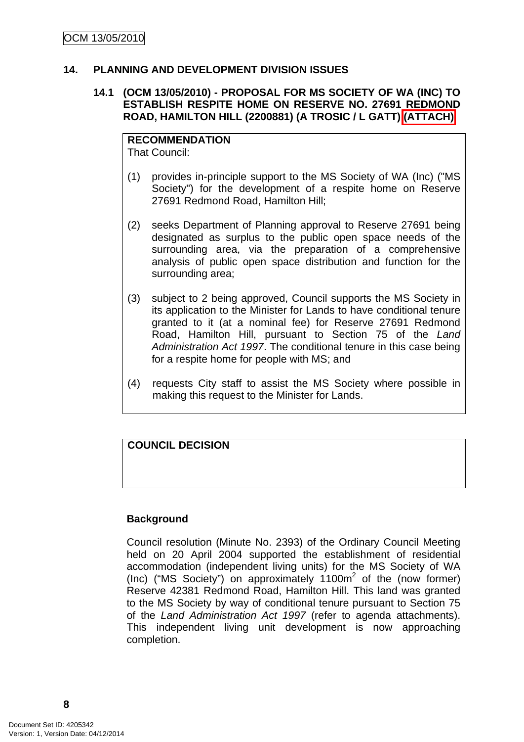## 14. PLANNING AND DEVELOPMENT DIVISION ISSUES

### 14.1 (OCM 13/05/2010) - PROPOSAL FOR MS SOCIETY OF WA (INC) TO ESTABLISH RESPITE HOME ON RESERVE NO. 27691 REDMOND ROAD, HAMILTON HILL (2200881) (A TROSIC / L GATT) (ATTACH)

**RECOMMENDATION**
That Council:

(1) provides in-principle support to the MS Society of WA (Inc) ("MS Society") for the development of a respite home on Reserve 27691 Redmond Road, Hamilton Hill;

(2) seeks Department of Planning approval to Reserve 27691 being designated as surplus to the public open space needs of the surrounding area, via the preparation of a comprehensive analysis of public open space distribution and function for the surrounding area;

(3) subject to 2 being approved, Council supports the MS Society in its application to the Minister for Lands to have conditional tenure granted to it (at a nominal fee) for Reserve 27691 Redmond Road, Hamilton Hill, pursuant to Section 75 of the *Land Administration Act 1997*. The conditional tenure in this case being for a respite home for people with MS; and

(4) requests City staff to assist the MS Society where possible in making this request to the Minister for Lands.

**COUNCIL DECISION**

**Background**

Council resolution (Minute No. 2393) of the Ordinary Council Meeting held on 20 April 2004 supported the establishment of residential accommodation (independent living units) for the MS Society of WA (Inc) ("MS Society") on approximately 1100m$^2$ of the (now former) Reserve 42381 Redmond Road, Hamilton Hill. This land was granted to the MS Society by way of conditional tenure pursuant to Section 75 of the *Land Administration Act 1997* (refer to agenda attachments). This independent living unit development is now approaching completion.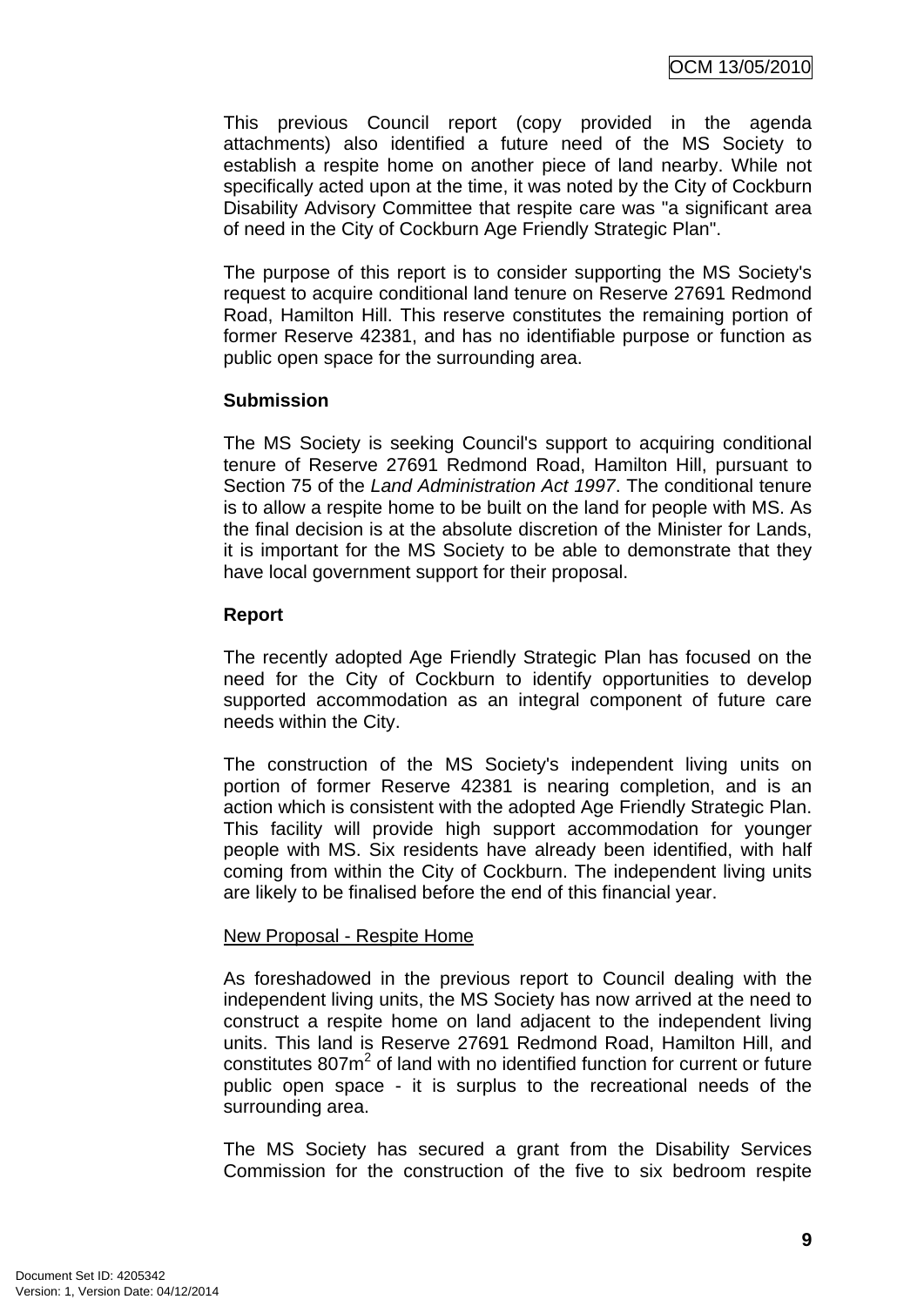This previous Council report (copy provided in the agenda attachments) also identified a future need of the MS Society to establish a respite home on another piece of land nearby. While not specifically acted upon at the time, it was noted by the City of Cockburn Disability Advisory Committee that respite care was "a significant area of need in the City of Cockburn Age Friendly Strategic Plan".

The purpose of this report is to consider supporting the MS Society's request to acquire conditional land tenure on Reserve 27691 Redmond Road, Hamilton Hill. This reserve constitutes the remaining portion of former Reserve 42381, and has no identifiable purpose or function as public open space for the surrounding area.

**Submission**

The MS Society is seeking Council's support to acquiring conditional tenure of Reserve 27691 Redmond Road, Hamilton Hill, pursuant to Section 75 of the *Land Administration Act 1997*. The conditional tenure is to allow a respite home to be built on the land for people with MS. As the final decision is at the absolute discretion of the Minister for Lands, it is important for the MS Society to be able to demonstrate that they have local government support for their proposal.

**Report**

The recently adopted Age Friendly Strategic Plan has focused on the need for the City of Cockburn to identify opportunities to develop supported accommodation as an integral component of future care needs within the City.

The construction of the MS Society's independent living units on portion of former Reserve 42381 is nearing completion, and is an action which is consistent with the adopted Age Friendly Strategic Plan. This facility will provide high support accommodation for younger people with MS. Six residents have already been identified, with half coming from within the City of Cockburn. The independent living units are likely to be finalised before the end of this financial year.

New Proposal - Respite Home

As foreshadowed in the previous report to Council dealing with the independent living units, the MS Society has now arrived at the need to construct a respite home on land adjacent to the independent living units. This land is Reserve 27691 Redmond Road, Hamilton Hill, and constitutes 807m$^2$ of land with no identified function for current or future public open space - it is surplus to the recreational needs of the surrounding area.

The MS Society has secured a grant from the Disability Services Commission for the construction of the five to six bedroom respite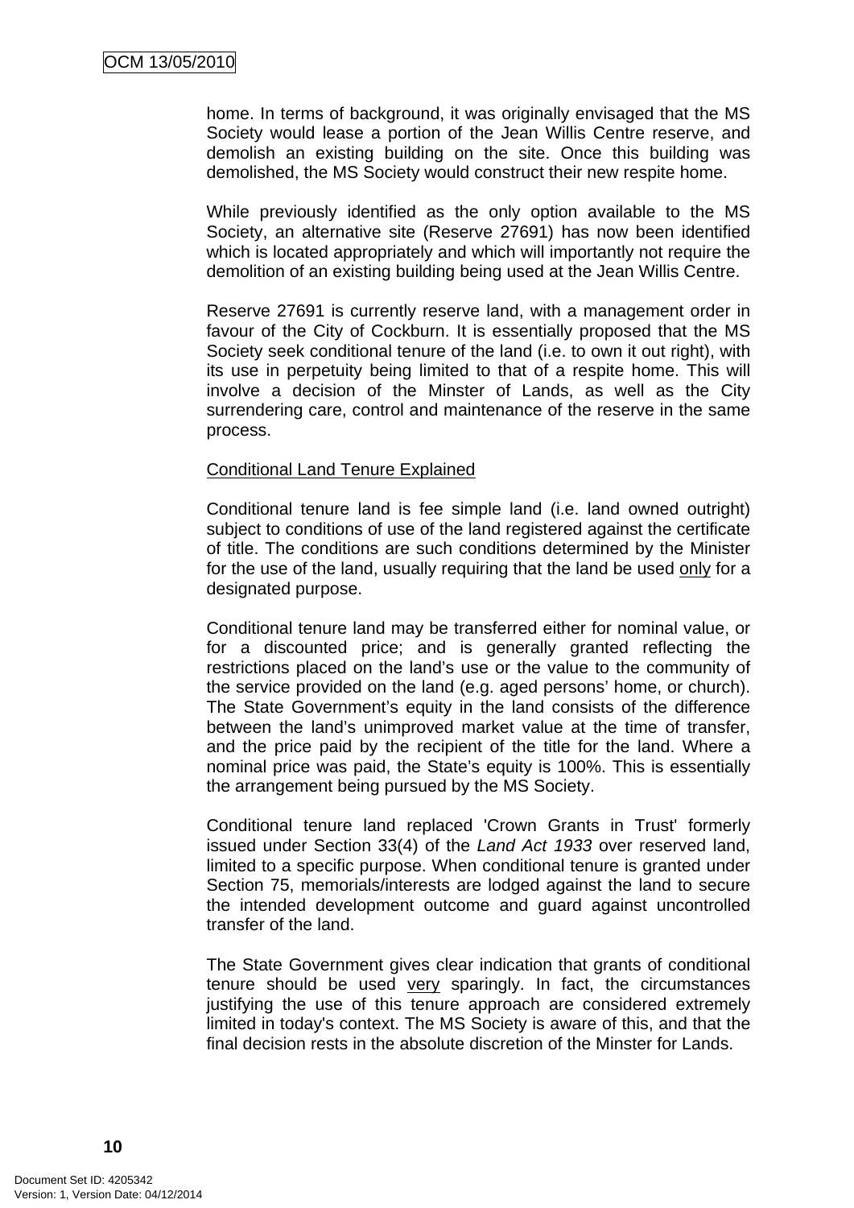home. In terms of background, it was originally envisaged that the MS Society would lease a portion of the Jean Willis Centre reserve, and demolish an existing building on the site. Once this building was demolished, the MS Society would construct their new respite home.

While previously identified as the only option available to the MS Society, an alternative site (Reserve 27691) has now been identified which is located appropriately and which will importantly not require the demolition of an existing building being used at the Jean Willis Centre.

Reserve 27691 is currently reserve land, with a management order in favour of the City of Cockburn. It is essentially proposed that the MS Society seek conditional tenure of the land (i.e. to own it out right), with its use in perpetuity being limited to that of a respite home. This will involve a decision of the Minster of Lands, as well as the City surrendering care, control and maintenance of the reserve in the same process.

<u>Conditional Land Tenure Explained</u>

Conditional tenure land is fee simple land (i.e. land owned outright) subject to conditions of use of the land registered against the certificate of title. The conditions are such conditions determined by the Minister for the use of the land, usually requiring that the land be used <u>only</u> for a designated purpose.

Conditional tenure land may be transferred either for nominal value, or for a discounted price; and is generally granted reflecting the restrictions placed on the land's use or the value to the community of the service provided on the land (e.g. aged persons' home, or church). The State Government's equity in the land consists of the difference between the land's unimproved market value at the time of transfer, and the price paid by the recipient of the title for the land. Where a nominal price was paid, the State's equity is 100%. This is essentially the arrangement being pursued by the MS Society.

Conditional tenure land replaced 'Crown Grants in Trust' formerly issued under Section 33(4) of the *Land Act 1933* over reserved land, limited to a specific purpose. When conditional tenure is granted under Section 75, memorials/interests are lodged against the land to secure the intended development outcome and guard against uncontrolled transfer of the land.

The State Government gives clear indication that grants of conditional tenure should be used <u>very</u> sparingly. In fact, the circumstances justifying the use of this tenure approach are considered extremely limited in today's context. The MS Society is aware of this, and that the final decision rests in the absolute discretion of the Minster for Lands.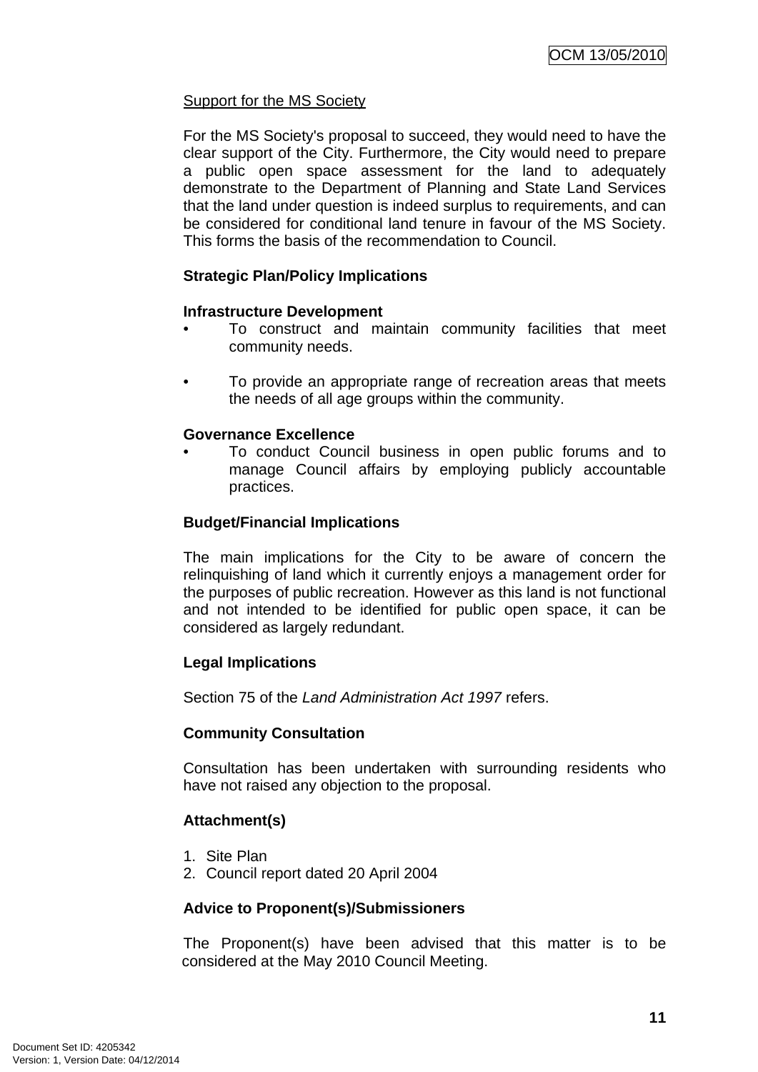Support for the MS Society

For the MS Society's proposal to succeed, they would need to have the clear support of the City. Furthermore, the City would need to prepare a public open space assessment for the land to adequately demonstrate to the Department of Planning and State Land Services that the land under question is indeed surplus to requirements, and can be considered for conditional land tenure in favour of the MS Society. This forms the basis of the recommendation to Council.

**Strategic Plan/Policy Implications**

**Infrastructure Development**

- To construct and maintain community facilities that meet community needs.

- To provide an appropriate range of recreation areas that meets the needs of all age groups within the community.

**Governance Excellence**

- To conduct Council business in open public forums and to manage Council affairs by employing publicly accountable practices.

**Budget/Financial Implications**

The main implications for the City to be aware of concern the relinquishing of land which it currently enjoys a management order for the purposes of public recreation. However as this land is not functional and not intended to be identified for public open space, it can be considered as largely redundant.

**Legal Implications**

Section 75 of the *Land Administration Act 1997* refers.

**Community Consultation**

Consultation has been undertaken with surrounding residents who have not raised any objection to the proposal.

**Attachment(s)**

1. Site Plan
2. Council report dated 20 April 2004

**Advice to Proponent(s)/Submissioners**

The Proponent(s) have been advised that this matter is to be considered at the May 2010 Council Meeting.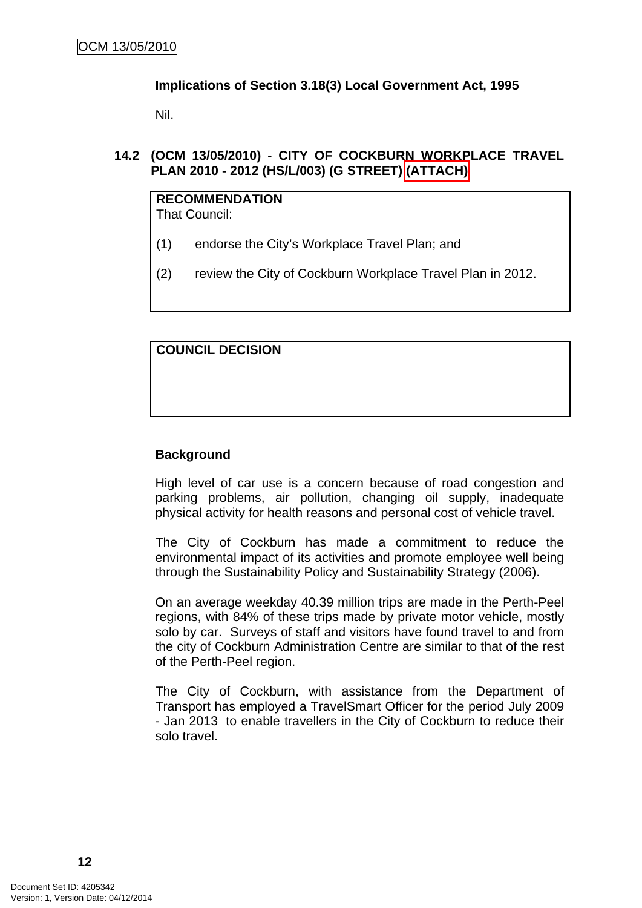**Implications of Section 3.18(3) Local Government Act, 1995**

Nil.

### 14.2 (OCM 13/05/2010) - CITY OF COCKBURN WORKPLACE TRAVEL PLAN 2010 - 2012 (HS/L/003) (G STREET) (ATTACH)

**RECOMMENDATION**
That Council:

(1) endorse the City's Workplace Travel Plan; and

(2) review the City of Cockburn Workplace Travel Plan in 2012.

**COUNCIL DECISION**

**Background**

High level of car use is a concern because of road congestion and parking problems, air pollution, changing oil supply, inadequate physical activity for health reasons and personal cost of vehicle travel.

The City of Cockburn has made a commitment to reduce the environmental impact of its activities and promote employee well being through the Sustainability Policy and Sustainability Strategy (2006).

On an average weekday 40.39 million trips are made in the Perth-Peel regions, with 84% of these trips made by private motor vehicle, mostly solo by car. Surveys of staff and visitors have found travel to and from the city of Cockburn Administration Centre are similar to that of the rest of the Perth-Peel region.

The City of Cockburn, with assistance from the Department of Transport has employed a TravelSmart Officer for the period July 2009 - Jan 2013 to enable travellers in the City of Cockburn to reduce their solo travel.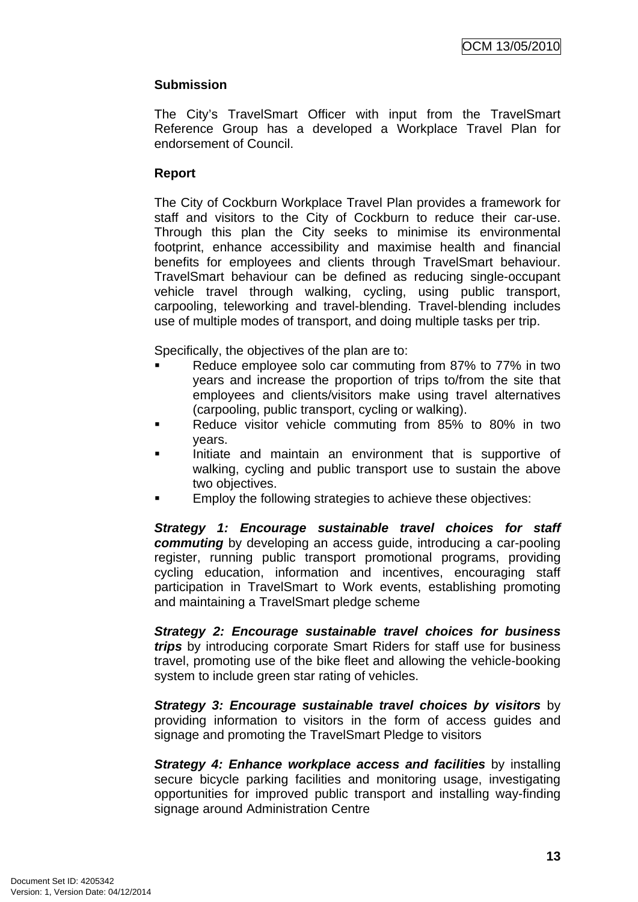**Submission**

The City's TravelSmart Officer with input from the TravelSmart Reference Group has a developed a Workplace Travel Plan for endorsement of Council.

**Report**

The City of Cockburn Workplace Travel Plan provides a framework for staff and visitors to the City of Cockburn to reduce their car-use. Through this plan the City seeks to minimise its environmental footprint, enhance accessibility and maximise health and financial benefits for employees and clients through TravelSmart behaviour. TravelSmart behaviour can be defined as reducing single-occupant vehicle travel through walking, cycling, using public transport, carpooling, teleworking and travel-blending. Travel-blending includes use of multiple modes of transport, and doing multiple tasks per trip.

Specifically, the objectives of the plan are to:

- Reduce employee solo car commuting from 87% to 77% in two years and increase the proportion of trips to/from the site that employees and clients/visitors make using travel alternatives (carpooling, public transport, cycling or walking).
- Reduce visitor vehicle commuting from 85% to 80% in two years.
- Initiate and maintain an environment that is supportive of walking, cycling and public transport use to sustain the above two objectives.
- Employ the following strategies to achieve these objectives:

***Strategy 1: Encourage sustainable travel choices for staff commuting*** by developing an access guide, introducing a car-pooling register, running public transport promotional programs, providing cycling education, information and incentives, encouraging staff participation in TravelSmart to Work events, establishing promoting and maintaining a TravelSmart pledge scheme

***Strategy 2: Encourage sustainable travel choices for business trips*** by introducing corporate Smart Riders for staff use for business travel, promoting use of the bike fleet and allowing the vehicle-booking system to include green star rating of vehicles.

***Strategy 3: Encourage sustainable travel choices by visitors*** by providing information to visitors in the form of access guides and signage and promoting the TravelSmart Pledge to visitors

***Strategy 4: Enhance workplace access and facilities*** by installing secure bicycle parking facilities and monitoring usage, investigating opportunities for improved public transport and installing way-finding signage around Administration Centre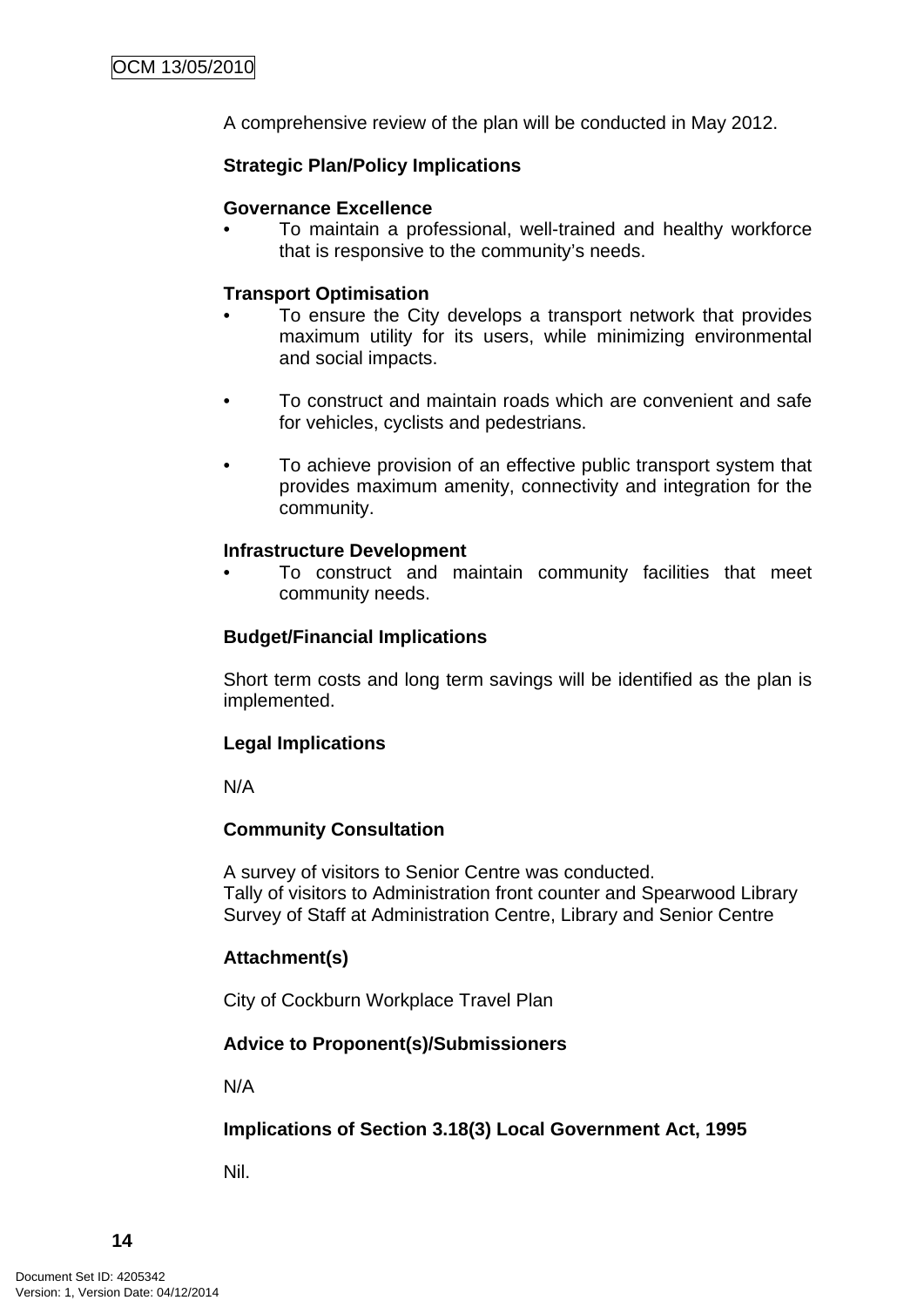A comprehensive review of the plan will be conducted in May 2012.

**Strategic Plan/Policy Implications**

**Governance Excellence**

- To maintain a professional, well-trained and healthy workforce that is responsive to the community's needs.

**Transport Optimisation**

- To ensure the City develops a transport network that provides maximum utility for its users, while minimizing environmental and social impacts.
- To construct and maintain roads which are convenient and safe for vehicles, cyclists and pedestrians.
- To achieve provision of an effective public transport system that provides maximum amenity, connectivity and integration for the community.

**Infrastructure Development**

- To construct and maintain community facilities that meet community needs.

**Budget/Financial Implications**

Short term costs and long term savings will be identified as the plan is implemented.

**Legal Implications**

N/A

**Community Consultation**

A survey of visitors to Senior Centre was conducted.
Tally of visitors to Administration front counter and Spearwood Library
Survey of Staff at Administration Centre, Library and Senior Centre

**Attachment(s)**

City of Cockburn Workplace Travel Plan

**Advice to Proponent(s)/Submissioners**

N/A

**Implications of Section 3.18(3) Local Government Act, 1995**

Nil.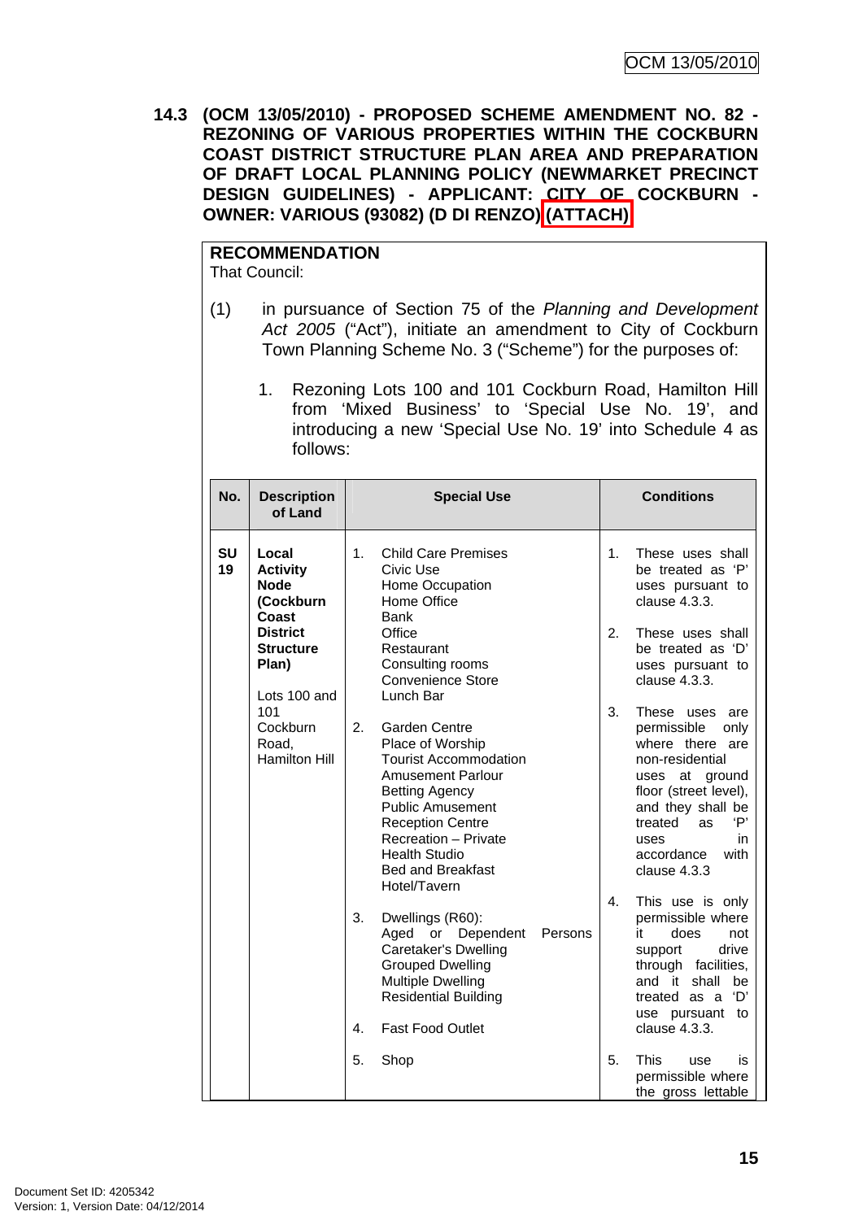**14.3 (OCM 13/05/2010) - PROPOSED SCHEME AMENDMENT NO. 82 - REZONING OF VARIOUS PROPERTIES WITHIN THE COCKBURN COAST DISTRICT STRUCTURE PLAN AREA AND PREPARATION OF DRAFT LOCAL PLANNING POLICY (NEWMARKET PRECINCT DESIGN GUIDELINES) - APPLICANT: CITY OF COCKBURN - OWNER: VARIOUS (93082) (D DI RENZO) (ATTACH)**

**RECOMMENDATION**

That Council:

(1) in pursuance of Section 75 of the *Planning and Development Act 2005* ("Act"), initiate an amendment to City of Cockburn Town Planning Scheme No. 3 ("Scheme") for the purposes of:

1. Rezoning Lots 100 and 101 Cockburn Road, Hamilton Hill from 'Mixed Business' to 'Special Use No. 19', and introducing a new 'Special Use No. 19' into Schedule 4 as follows:

| No. | Description of Land | Special Use | Conditions |
|---|---|---|---|
| SU 19 | **Local Activity Node (Cockburn Coast District Structure Plan)**<br><br>Lots 100 and 101 Cockburn Road, Hamilton Hill | 1. Child Care Premises<br>Civic Use<br>Home Occupation<br>Home Office<br>Bank<br>Office<br>Restaurant<br>Consulting rooms<br>Convenience Store<br>Lunch Bar<br><br>2. Garden Centre<br>Place of Worship<br>Tourist Accommodation<br>Amusement Parlour<br>Betting Agency<br>Public Amusement<br>Reception Centre<br>Recreation – Private<br>Health Studio<br>Bed and Breakfast<br>Hotel/Tavern<br><br>3. Dwellings (R60):<br>Aged or Dependent Persons<br>Caretaker's Dwelling<br>Grouped Dwelling<br>Multiple Dwelling<br>Residential Building<br><br>4. Fast Food Outlet<br><br>5. Shop | 1. These uses shall be treated as 'P' uses pursuant to clause 4.3.3.<br><br>2. These uses shall be treated as 'D' uses pursuant to clause 4.3.3.<br><br>3. These uses are permissible only where there are non-residential uses at ground floor (street level), and they shall be treated as 'P' uses in accordance with clause 4.3.3<br><br>4. This use is only permissible where it does not support drive through facilities, and it shall be treated as a 'D' use pursuant to clause 4.3.3.<br><br>5. This use is permissible where the gross lettable |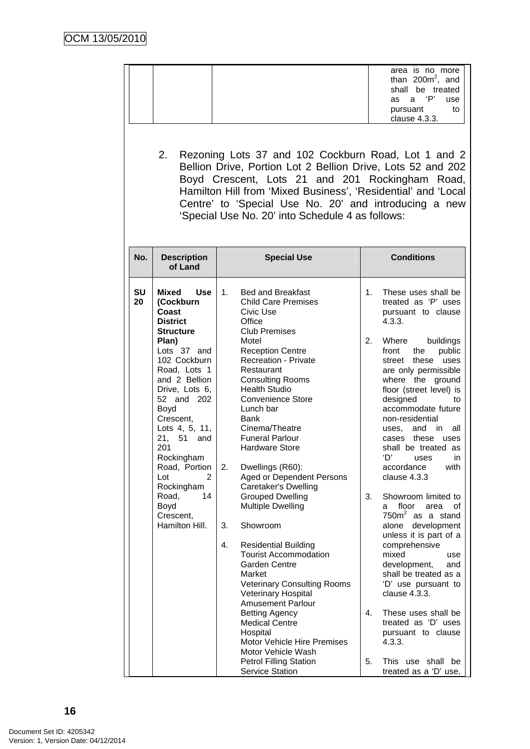| | | | area is no more than 200m$^2$, and shall be treated as a 'P' use pursuant to clause 4.3.3. |
|---|---|---|---|

2. Rezoning Lots 37 and 102 Cockburn Road, Lot 1 and 2 Bellion Drive, Portion Lot 2 Bellion Drive, Lots 52 and 202 Boyd Crescent, Lots 21 and 201 Rockingham Road, Hamilton Hill from 'Mixed Business', 'Residential' and 'Local Centre' to 'Special Use No. 20' and introducing a new 'Special Use No. 20' into Schedule 4 as follows:

| No. | Description of Land | Special Use | Conditions |
|---|---|---|---|
| SU 20 | **Mixed Use (Cockburn Coast District Structure Plan)** Lots 37 and 102 Cockburn Road, Lots 1 and 2 Bellion Drive, Lots 6, 52 and 202 Boyd Crescent, Lots 4, 5, 11, 21, 51 and 201 Rockingham Road, Portion Lot 2 Rockingham Road, 14 Boyd Crescent, Hamilton Hill. | 1. Bed and Breakfast<br>Child Care Premises<br>Civic Use<br>Office<br>Club Premises<br>Motel<br>Reception Centre<br>Recreation - Private<br>Restaurant<br>Consulting Rooms<br>Health Studio<br>Convenience Store<br>Lunch bar<br>Bank<br>Cinema/Theatre<br>Funeral Parlour<br>Hardware Store<br><br>2. Dwellings (R60):<br>Aged or Dependent Persons<br>Caretaker's Dwelling<br>Grouped Dwelling<br>Multiple Dwelling<br><br>3. Showroom<br><br>4. Residential Building<br>Tourist Accommodation<br>Garden Centre<br>Market<br>Veterinary Consulting Rooms<br>Veterinary Hospital<br>Amusement Parlour<br>Betting Agency<br>Medical Centre<br>Hospital<br>Motor Vehicle Hire Premises<br>Motor Vehicle Wash<br>Petrol Filling Station<br>Service Station | 1. These uses shall be treated as 'P' uses pursuant to clause 4.3.3.<br><br>2. Where buildings front the public street these uses are only permissible where the ground floor (street level) is designed to accommodate future non-residential uses, and in all cases these uses shall be treated as 'D' uses in accordance with clause 4.3.3<br><br>3. Showroom limited to a floor area of 750m$^2$ as a stand alone development unless it is part of a comprehensive mixed use development, and shall be treated as a 'D' use pursuant to clause 4.3.3.<br><br>4. These uses shall be treated as 'D' uses pursuant to clause 4.3.3.<br><br>5. This use shall be treated as a 'D' use, |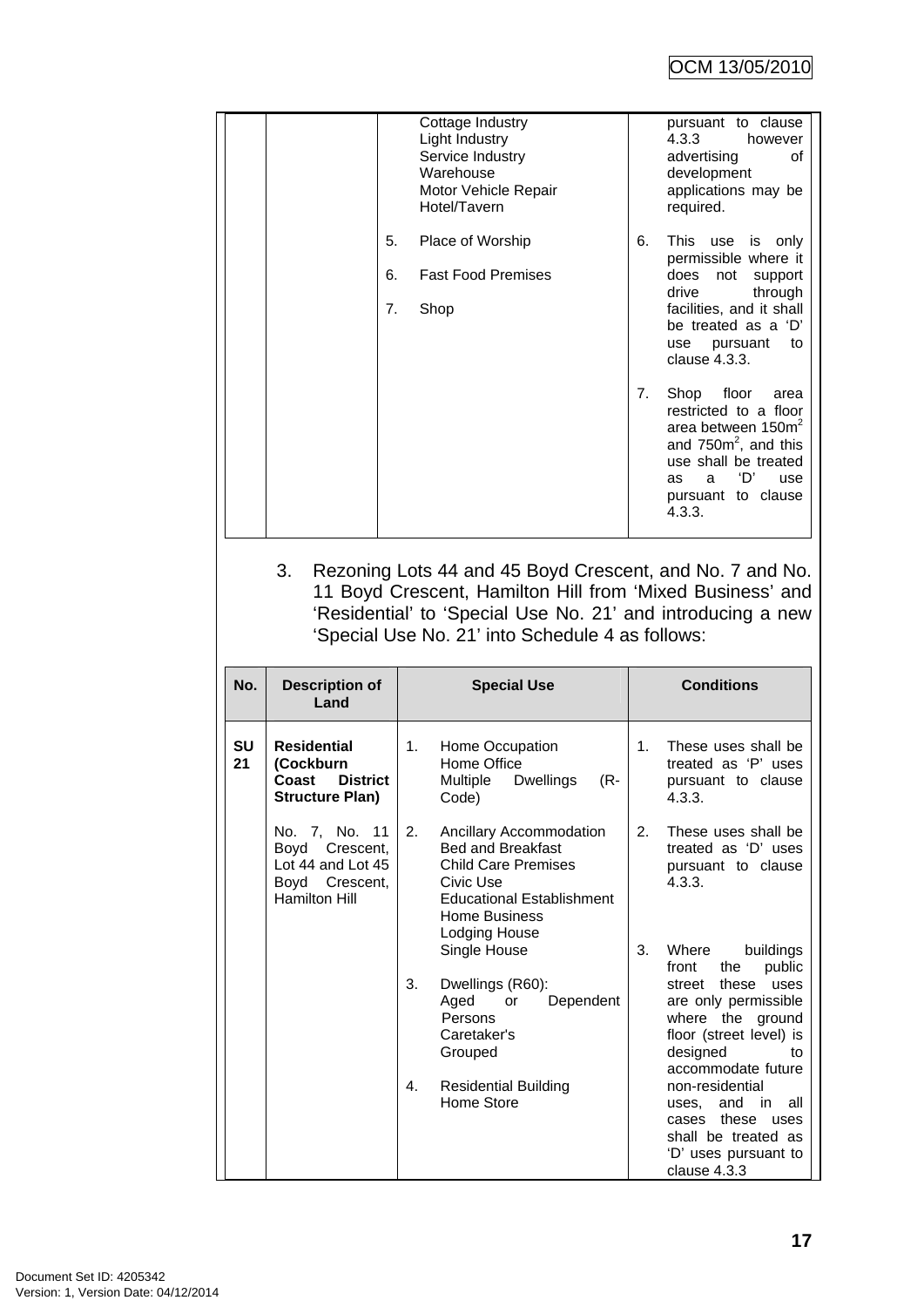| | | | |
|---|---|---|---|
| | | Cottage Industry<br>Light Industry<br>Service Industry<br>Warehouse<br>Motor Vehicle Repair<br>Hotel/Tavern<br><br>5. Place of Worship<br><br>6. Fast Food Premises<br><br>7. Shop | pursuant to clause 4.3.3 however advertising of development applications may be required.<br><br>6. This use is only permissible where it does not support drive through facilities, and it shall be treated as a 'D' use pursuant to clause 4.3.3.<br><br>7. Shop floor area restricted to a floor area between 150m$^2$ and 750m$^2$, and this use shall be treated as a 'D' use pursuant to clause 4.3.3. |

3. Rezoning Lots 44 and 45 Boyd Crescent, and No. 7 and No. 11 Boyd Crescent, Hamilton Hill from 'Mixed Business' and 'Residential' to 'Special Use No. 21' and introducing a new 'Special Use No. 21' into Schedule 4 as follows:

| No. | Description of Land | Special Use | Conditions |
|---|---|---|---|
| SU 21 | **Residential (Cockburn Coast District Structure Plan)**<br><br>No. 7, No. 11 Boyd Crescent, Lot 44 and Lot 45 Boyd Crescent, Hamilton Hill | 1. Home Occupation<br>Home Office<br>Multiple Dwellings (R-Code)<br><br>2. Ancillary Accommodation<br>Bed and Breakfast<br>Child Care Premises<br>Civic Use<br>Educational Establishment<br>Home Business<br>Lodging House<br>Single House<br><br>3. Dwellings (R60):<br>Aged or Dependent Persons<br>Caretaker's<br>Grouped<br><br>4. Residential Building<br>Home Store | 1. These uses shall be treated as 'P' uses pursuant to clause 4.3.3.<br><br>2. These uses shall be treated as 'D' uses pursuant to clause 4.3.3.<br><br>3. Where buildings front the public street these uses are only permissible where the ground floor (street level) is designed to accommodate future non-residential uses, and in all cases these uses shall be treated as 'D' uses pursuant to clause 4.3.3 |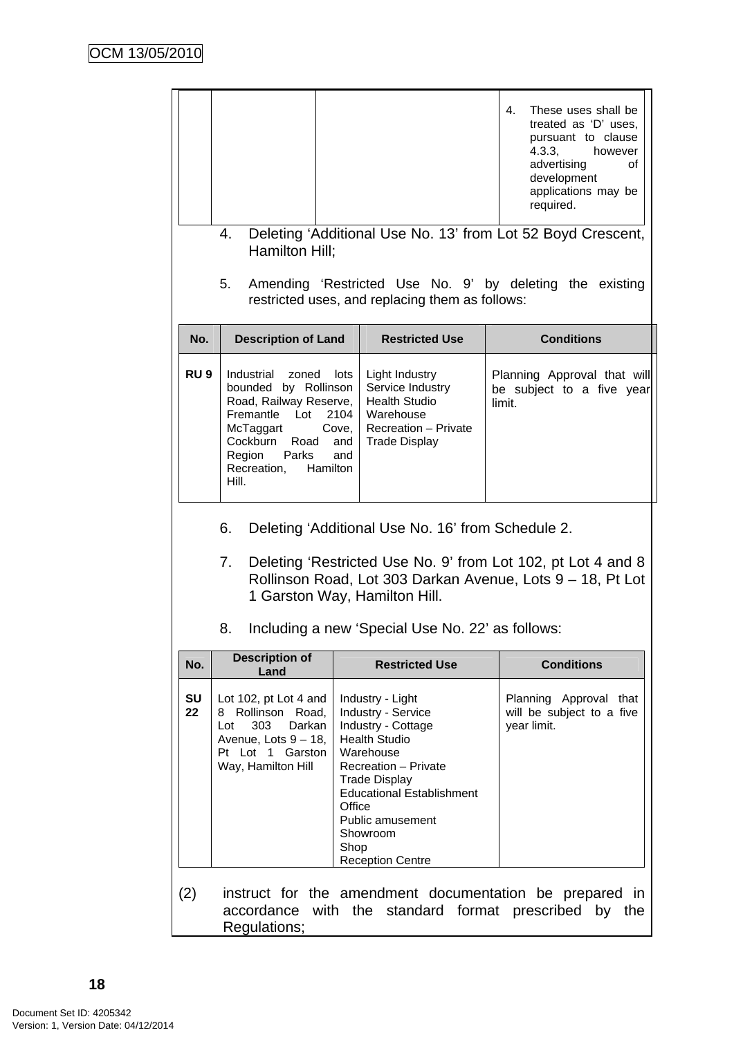| | | | 4. These uses shall be treated as 'D' uses, pursuant to clause 4.3.3, however advertising of development applications may be required. |
|---|---|---|---|

4. Deleting 'Additional Use No. 13' from Lot 52 Boyd Crescent, Hamilton Hill;

5. Amending 'Restricted Use No. 9' by deleting the existing restricted uses, and replacing them as follows:

| No. | Description of Land | Restricted Use | Conditions |
|---|---|---|---|
| RU 9 | Industrial zoned lots bounded by Rollinson Road, Railway Reserve, Fremantle Lot 2104 McTaggart Cove, Cockburn Road and Region Parks and Recreation, Hamilton Hill. | Light Industry<br>Service Industry<br>Health Studio<br>Warehouse<br>Recreation – Private<br>Trade Display | Planning Approval that will be subject to a five year limit. |

6. Deleting 'Additional Use No. 16' from Schedule 2.

7. Deleting 'Restricted Use No. 9' from Lot 102, pt Lot 4 and 8 Rollinson Road, Lot 303 Darkan Avenue, Lots 9 – 18, Pt Lot 1 Garston Way, Hamilton Hill.

8. Including a new 'Special Use No. 22' as follows:

| No. | Description of Land | Restricted Use | Conditions |
|---|---|---|---|
| SU 22 | Lot 102, pt Lot 4 and 8 Rollinson Road, Lot 303 Darkan Avenue, Lots 9 – 18, Pt Lot 1 Garston Way, Hamilton Hill | Industry - Light<br>Industry - Service<br>Industry - Cottage<br>Health Studio<br>Warehouse<br>Recreation – Private<br>Trade Display<br>Educational Establishment<br>Office<br>Public amusement<br>Showroom<br>Shop<br>Reception Centre | Planning Approval that will be subject to a five year limit. |

(2) instruct for the amendment documentation be prepared in accordance with the standard format prescribed by the Regulations;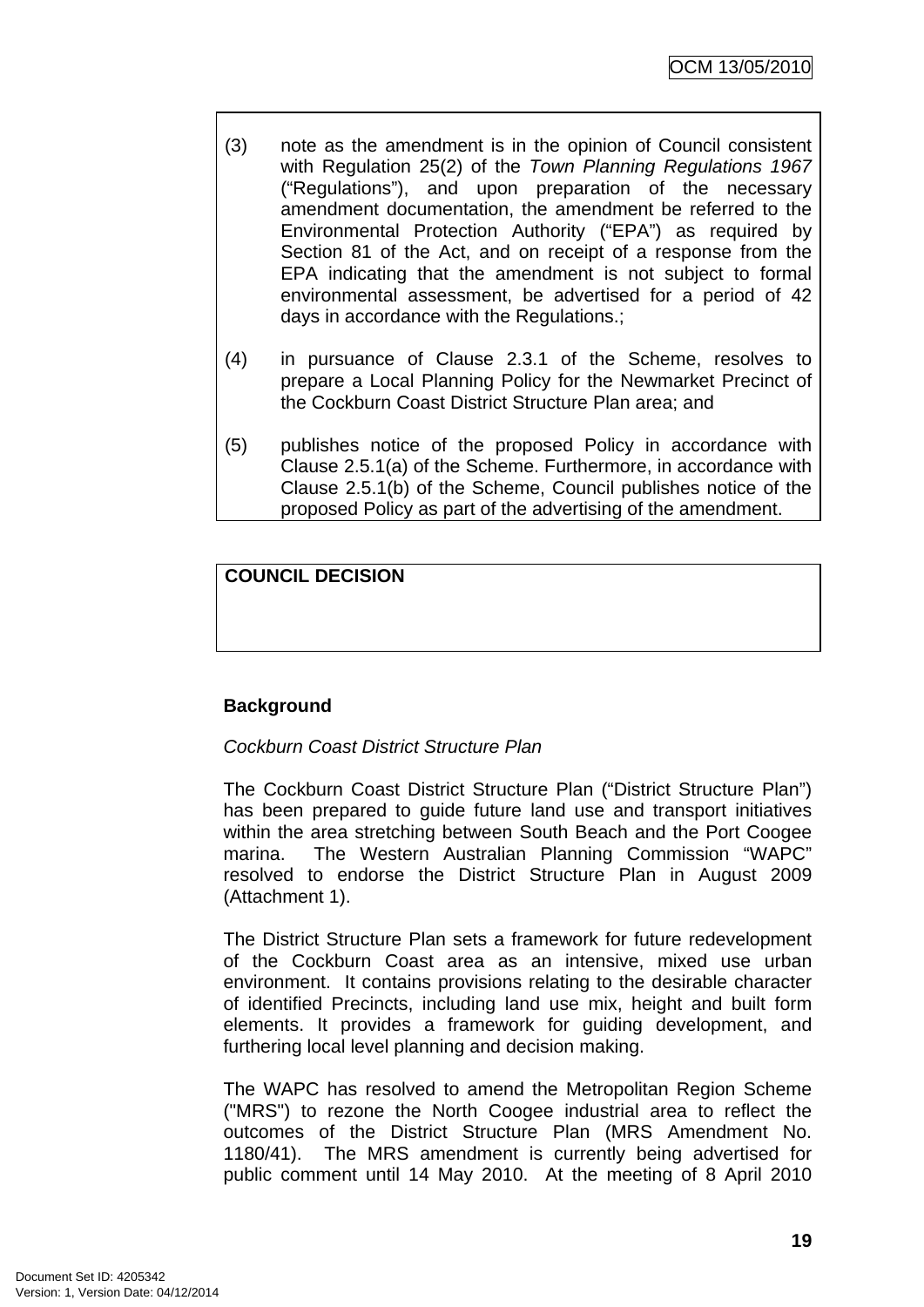(3) note as the amendment is in the opinion of Council consistent with Regulation 25(2) of the *Town Planning Regulations 1967* ("Regulations"), and upon preparation of the necessary amendment documentation, the amendment be referred to the Environmental Protection Authority ("EPA") as required by Section 81 of the Act, and on receipt of a response from the EPA indicating that the amendment is not subject to formal environmental assessment, be advertised for a period of 42 days in accordance with the Regulations.;

(4) in pursuance of Clause 2.3.1 of the Scheme, resolves to prepare a Local Planning Policy for the Newmarket Precinct of the Cockburn Coast District Structure Plan area; and

(5) publishes notice of the proposed Policy in accordance with Clause 2.5.1(a) of the Scheme. Furthermore, in accordance with Clause 2.5.1(b) of the Scheme, Council publishes notice of the proposed Policy as part of the advertising of the amendment.

**COUNCIL DECISION**

**Background**

*Cockburn Coast District Structure Plan*

The Cockburn Coast District Structure Plan ("District Structure Plan") has been prepared to guide future land use and transport initiatives within the area stretching between South Beach and the Port Coogee marina. The Western Australian Planning Commission "WAPC" resolved to endorse the District Structure Plan in August 2009 (Attachment 1).

The District Structure Plan sets a framework for future redevelopment of the Cockburn Coast area as an intensive, mixed use urban environment. It contains provisions relating to the desirable character of identified Precincts, including land use mix, height and built form elements. It provides a framework for guiding development, and furthering local level planning and decision making.

The WAPC has resolved to amend the Metropolitan Region Scheme ("MRS") to rezone the North Coogee industrial area to reflect the outcomes of the District Structure Plan (MRS Amendment No. 1180/41). The MRS amendment is currently being advertised for public comment until 14 May 2010. At the meeting of 8 April 2010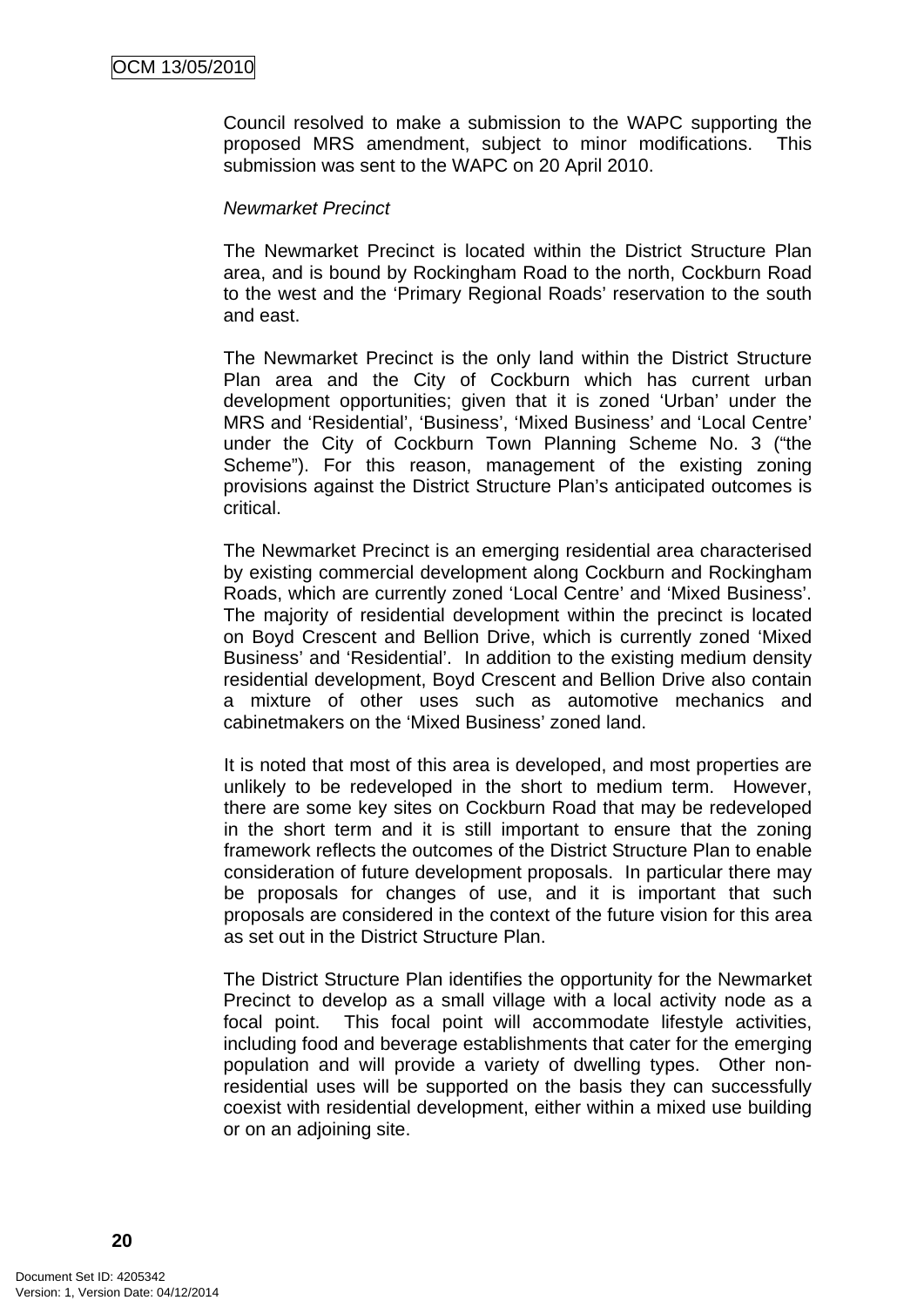Council resolved to make a submission to the WAPC supporting the proposed MRS amendment, subject to minor modifications. This submission was sent to the WAPC on 20 April 2010.

*Newmarket Precinct*

The Newmarket Precinct is located within the District Structure Plan area, and is bound by Rockingham Road to the north, Cockburn Road to the west and the 'Primary Regional Roads' reservation to the south and east.

The Newmarket Precinct is the only land within the District Structure Plan area and the City of Cockburn which has current urban development opportunities; given that it is zoned 'Urban' under the MRS and 'Residential', 'Business', 'Mixed Business' and 'Local Centre' under the City of Cockburn Town Planning Scheme No. 3 ("the Scheme"). For this reason, management of the existing zoning provisions against the District Structure Plan's anticipated outcomes is critical.

The Newmarket Precinct is an emerging residential area characterised by existing commercial development along Cockburn and Rockingham Roads, which are currently zoned 'Local Centre' and 'Mixed Business'. The majority of residential development within the precinct is located on Boyd Crescent and Bellion Drive, which is currently zoned 'Mixed Business' and 'Residential'. In addition to the existing medium density residential development, Boyd Crescent and Bellion Drive also contain a mixture of other uses such as automotive mechanics and cabinetmakers on the 'Mixed Business' zoned land.

It is noted that most of this area is developed, and most properties are unlikely to be redeveloped in the short to medium term. However, there are some key sites on Cockburn Road that may be redeveloped in the short term and it is still important to ensure that the zoning framework reflects the outcomes of the District Structure Plan to enable consideration of future development proposals. In particular there may be proposals for changes of use, and it is important that such proposals are considered in the context of the future vision for this area as set out in the District Structure Plan.

The District Structure Plan identifies the opportunity for the Newmarket Precinct to develop as a small village with a local activity node as a focal point. This focal point will accommodate lifestyle activities, including food and beverage establishments that cater for the emerging population and will provide a variety of dwelling types. Other non-residential uses will be supported on the basis they can successfully coexist with residential development, either within a mixed use building or on an adjoining site.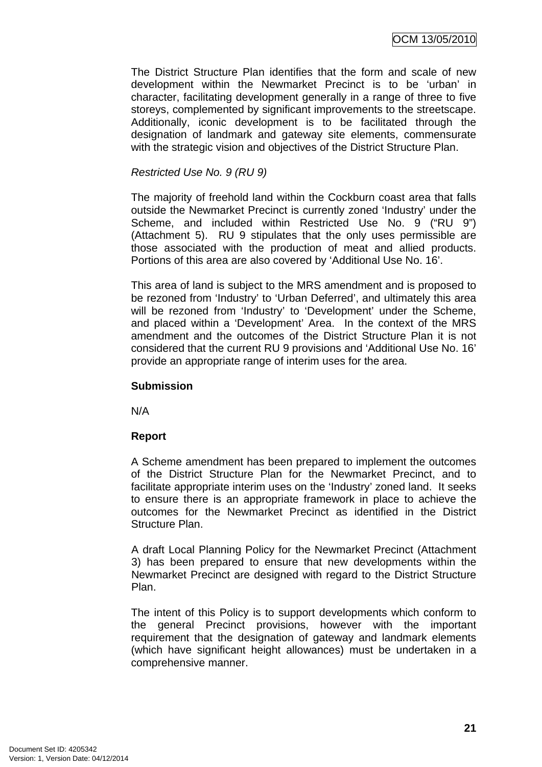The District Structure Plan identifies that the form and scale of new development within the Newmarket Precinct is to be 'urban' in character, facilitating development generally in a range of three to five storeys, complemented by significant improvements to the streetscape. Additionally, iconic development is to be facilitated through the designation of landmark and gateway site elements, commensurate with the strategic vision and objectives of the District Structure Plan.

*Restricted Use No. 9 (RU 9)*

The majority of freehold land within the Cockburn coast area that falls outside the Newmarket Precinct is currently zoned 'Industry' under the Scheme, and included within Restricted Use No. 9 ("RU 9") (Attachment 5). RU 9 stipulates that the only uses permissible are those associated with the production of meat and allied products. Portions of this area are also covered by 'Additional Use No. 16'.

This area of land is subject to the MRS amendment and is proposed to be rezoned from 'Industry' to 'Urban Deferred', and ultimately this area will be rezoned from 'Industry' to 'Development' under the Scheme, and placed within a 'Development' Area. In the context of the MRS amendment and the outcomes of the District Structure Plan it is not considered that the current RU 9 provisions and 'Additional Use No. 16' provide an appropriate range of interim uses for the area.

**Submission**

N/A

**Report**

A Scheme amendment has been prepared to implement the outcomes of the District Structure Plan for the Newmarket Precinct, and to facilitate appropriate interim uses on the 'Industry' zoned land. It seeks to ensure there is an appropriate framework in place to achieve the outcomes for the Newmarket Precinct as identified in the District Structure Plan.

A draft Local Planning Policy for the Newmarket Precinct (Attachment 3) has been prepared to ensure that new developments within the Newmarket Precinct are designed with regard to the District Structure Plan.

The intent of this Policy is to support developments which conform to the general Precinct provisions, however with the important requirement that the designation of gateway and landmark elements (which have significant height allowances) must be undertaken in a comprehensive manner.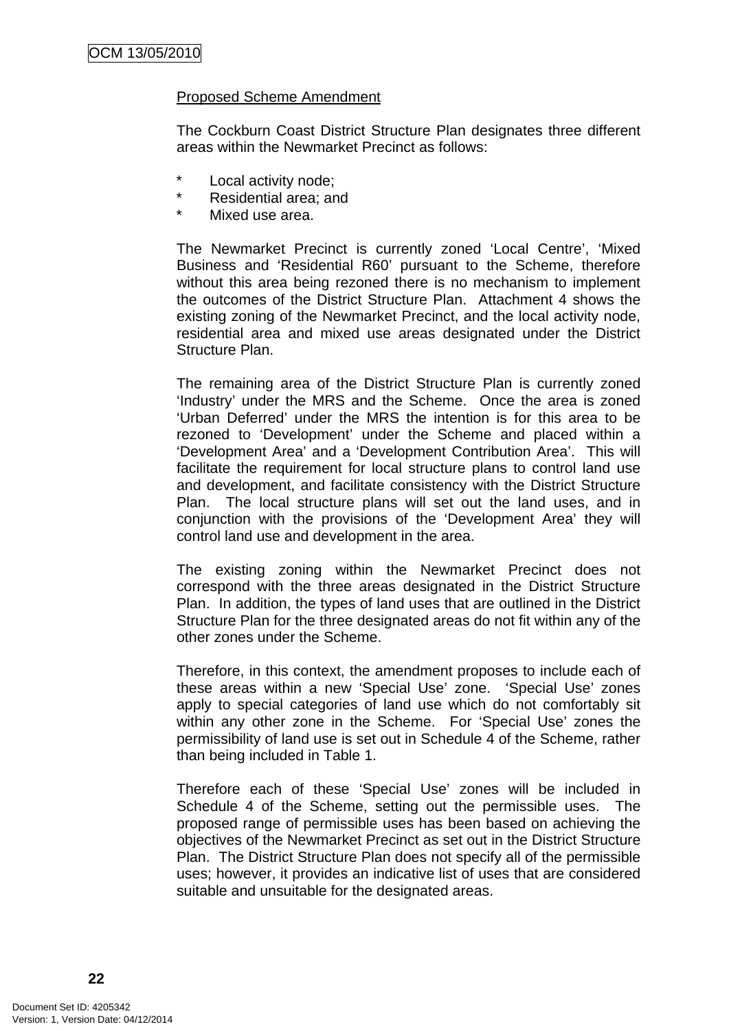Proposed Scheme Amendment

The Cockburn Coast District Structure Plan designates three different areas within the Newmarket Precinct as follows:

* Local activity node;
* Residential area; and
* Mixed use area.

The Newmarket Precinct is currently zoned 'Local Centre', 'Mixed Business and 'Residential R60' pursuant to the Scheme, therefore without this area being rezoned there is no mechanism to implement the outcomes of the District Structure Plan. Attachment 4 shows the existing zoning of the Newmarket Precinct, and the local activity node, residential area and mixed use areas designated under the District Structure Plan.

The remaining area of the District Structure Plan is currently zoned 'Industry' under the MRS and the Scheme. Once the area is zoned 'Urban Deferred' under the MRS the intention is for this area to be rezoned to 'Development' under the Scheme and placed within a 'Development Area' and a 'Development Contribution Area'. This will facilitate the requirement for local structure plans to control land use and development, and facilitate consistency with the District Structure Plan. The local structure plans will set out the land uses, and in conjunction with the provisions of the 'Development Area' they will control land use and development in the area.

The existing zoning within the Newmarket Precinct does not correspond with the three areas designated in the District Structure Plan. In addition, the types of land uses that are outlined in the District Structure Plan for the three designated areas do not fit within any of the other zones under the Scheme.

Therefore, in this context, the amendment proposes to include each of these areas within a new 'Special Use' zone. 'Special Use' zones apply to special categories of land use which do not comfortably sit within any other zone in the Scheme. For 'Special Use' zones the permissibility of land use is set out in Schedule 4 of the Scheme, rather than being included in Table 1.

Therefore each of these 'Special Use' zones will be included in Schedule 4 of the Scheme, setting out the permissible uses. The proposed range of permissible uses has been based on achieving the objectives of the Newmarket Precinct as set out in the District Structure Plan. The District Structure Plan does not specify all of the permissible uses; however, it provides an indicative list of uses that are considered suitable and unsuitable for the designated areas.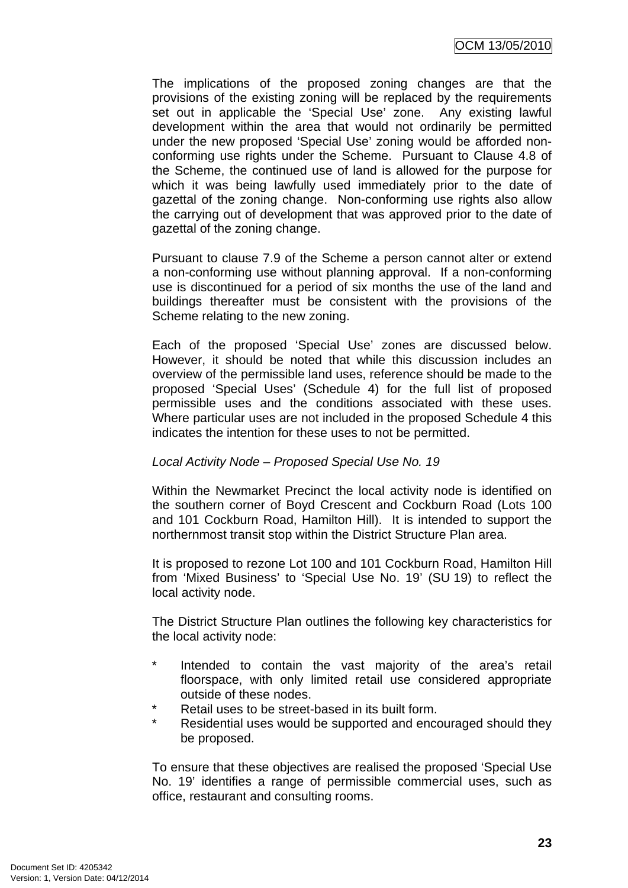The implications of the proposed zoning changes are that the provisions of the existing zoning will be replaced by the requirements set out in applicable the 'Special Use' zone. Any existing lawful development within the area that would not ordinarily be permitted under the new proposed 'Special Use' zoning would be afforded non-conforming use rights under the Scheme. Pursuant to Clause 4.8 of the Scheme, the continued use of land is allowed for the purpose for which it was being lawfully used immediately prior to the date of gazettal of the zoning change. Non-conforming use rights also allow the carrying out of development that was approved prior to the date of gazettal of the zoning change.

Pursuant to clause 7.9 of the Scheme a person cannot alter or extend a non-conforming use without planning approval. If a non-conforming use is discontinued for a period of six months the use of the land and buildings thereafter must be consistent with the provisions of the Scheme relating to the new zoning.

Each of the proposed 'Special Use' zones are discussed below. However, it should be noted that while this discussion includes an overview of the permissible land uses, reference should be made to the proposed 'Special Uses' (Schedule 4) for the full list of proposed permissible uses and the conditions associated with these uses. Where particular uses are not included in the proposed Schedule 4 this indicates the intention for these uses to not be permitted.

*Local Activity Node – Proposed Special Use No. 19*

Within the Newmarket Precinct the local activity node is identified on the southern corner of Boyd Crescent and Cockburn Road (Lots 100 and 101 Cockburn Road, Hamilton Hill). It is intended to support the northernmost transit stop within the District Structure Plan area.

It is proposed to rezone Lot 100 and 101 Cockburn Road, Hamilton Hill from 'Mixed Business' to 'Special Use No. 19' (SU 19) to reflect the local activity node.

The District Structure Plan outlines the following key characteristics for the local activity node:

* Intended to contain the vast majority of the area's retail floorspace, with only limited retail use considered appropriate outside of these nodes.
* Retail uses to be street-based in its built form.
* Residential uses would be supported and encouraged should they be proposed.

To ensure that these objectives are realised the proposed 'Special Use No. 19' identifies a range of permissible commercial uses, such as office, restaurant and consulting rooms.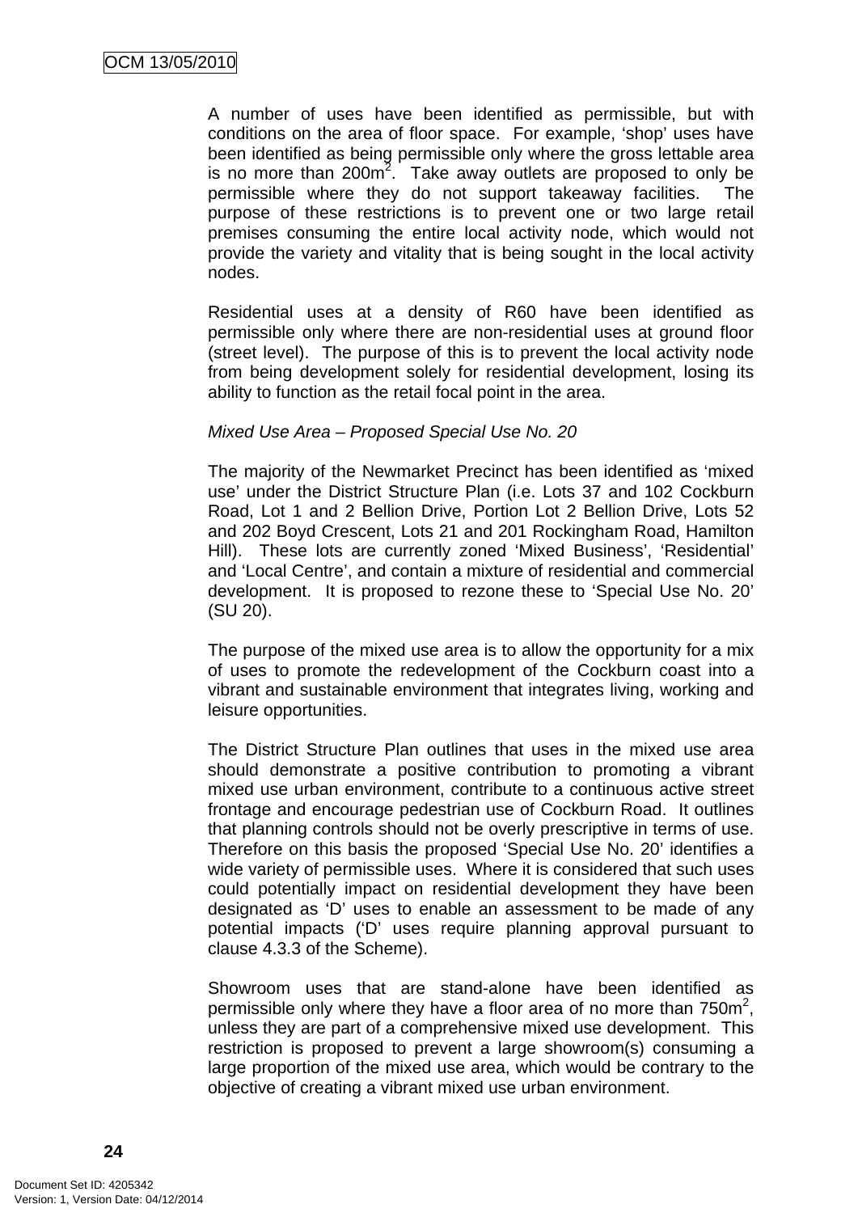A number of uses have been identified as permissible, but with conditions on the area of floor space. For example, 'shop' uses have been identified as being permissible only where the gross lettable area is no more than 200m$^2$. Take away outlets are proposed to only be permissible where they do not support takeaway facilities. The purpose of these restrictions is to prevent one or two large retail premises consuming the entire local activity node, which would not provide the variety and vitality that is being sought in the local activity nodes.

Residential uses at a density of R60 have been identified as permissible only where there are non-residential uses at ground floor (street level). The purpose of this is to prevent the local activity node from being development solely for residential development, losing its ability to function as the retail focal point in the area.

*Mixed Use Area – Proposed Special Use No. 20*

The majority of the Newmarket Precinct has been identified as 'mixed use' under the District Structure Plan (i.e. Lots 37 and 102 Cockburn Road, Lot 1 and 2 Bellion Drive, Portion Lot 2 Bellion Drive, Lots 52 and 202 Boyd Crescent, Lots 21 and 201 Rockingham Road, Hamilton Hill). These lots are currently zoned 'Mixed Business', 'Residential' and 'Local Centre', and contain a mixture of residential and commercial development. It is proposed to rezone these to 'Special Use No. 20' (SU 20).

The purpose of the mixed use area is to allow the opportunity for a mix of uses to promote the redevelopment of the Cockburn coast into a vibrant and sustainable environment that integrates living, working and leisure opportunities.

The District Structure Plan outlines that uses in the mixed use area should demonstrate a positive contribution to promoting a vibrant mixed use urban environment, contribute to a continuous active street frontage and encourage pedestrian use of Cockburn Road. It outlines that planning controls should not be overly prescriptive in terms of use. Therefore on this basis the proposed 'Special Use No. 20' identifies a wide variety of permissible uses. Where it is considered that such uses could potentially impact on residential development they have been designated as 'D' uses to enable an assessment to be made of any potential impacts ('D' uses require planning approval pursuant to clause 4.3.3 of the Scheme).

Showroom uses that are stand-alone have been identified as permissible only where they have a floor area of no more than 750m$^2$, unless they are part of a comprehensive mixed use development. This restriction is proposed to prevent a large showroom(s) consuming a large proportion of the mixed use area, which would be contrary to the objective of creating a vibrant mixed use urban environment.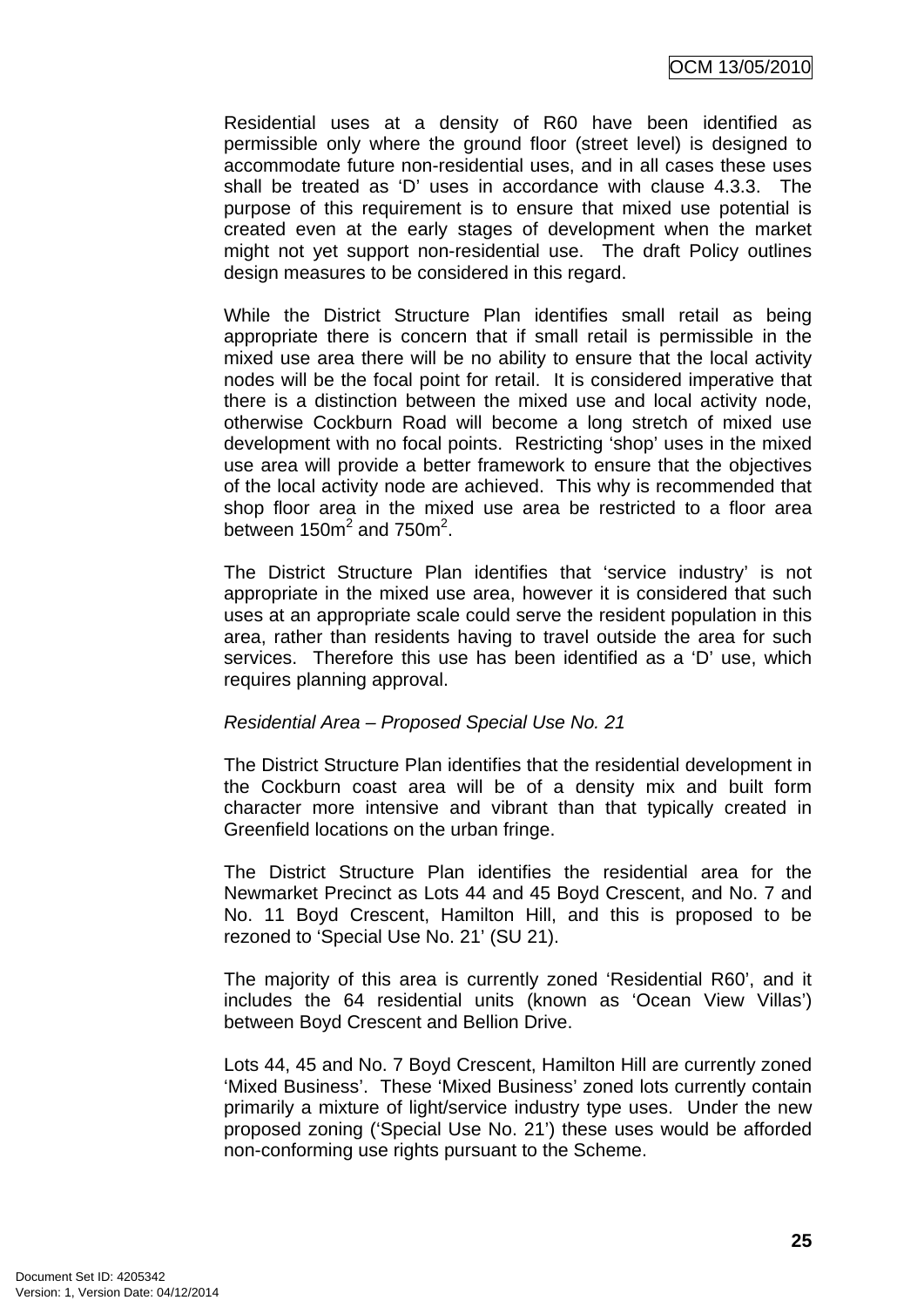Residential uses at a density of R60 have been identified as permissible only where the ground floor (street level) is designed to accommodate future non-residential uses, and in all cases these uses shall be treated as 'D' uses in accordance with clause 4.3.3. The purpose of this requirement is to ensure that mixed use potential is created even at the early stages of development when the market might not yet support non-residential use. The draft Policy outlines design measures to be considered in this regard.

While the District Structure Plan identifies small retail as being appropriate there is concern that if small retail is permissible in the mixed use area there will be no ability to ensure that the local activity nodes will be the focal point for retail. It is considered imperative that there is a distinction between the mixed use and local activity node, otherwise Cockburn Road will become a long stretch of mixed use development with no focal points. Restricting 'shop' uses in the mixed use area will provide a better framework to ensure that the objectives of the local activity node are achieved. This why is recommended that shop floor area in the mixed use area be restricted to a floor area between 150m$^2$ and 750m$^2$.

The District Structure Plan identifies that 'service industry' is not appropriate in the mixed use area, however it is considered that such uses at an appropriate scale could serve the resident population in this area, rather than residents having to travel outside the area for such services. Therefore this use has been identified as a 'D' use, which requires planning approval.

*Residential Area – Proposed Special Use No. 21*

The District Structure Plan identifies that the residential development in the Cockburn coast area will be of a density mix and built form character more intensive and vibrant than that typically created in Greenfield locations on the urban fringe.

The District Structure Plan identifies the residential area for the Newmarket Precinct as Lots 44 and 45 Boyd Crescent, and No. 7 and No. 11 Boyd Crescent, Hamilton Hill, and this is proposed to be rezoned to 'Special Use No. 21' (SU 21).

The majority of this area is currently zoned 'Residential R60', and it includes the 64 residential units (known as 'Ocean View Villas') between Boyd Crescent and Bellion Drive.

Lots 44, 45 and No. 7 Boyd Crescent, Hamilton Hill are currently zoned 'Mixed Business'. These 'Mixed Business' zoned lots currently contain primarily a mixture of light/service industry type uses. Under the new proposed zoning ('Special Use No. 21') these uses would be afforded non-conforming use rights pursuant to the Scheme.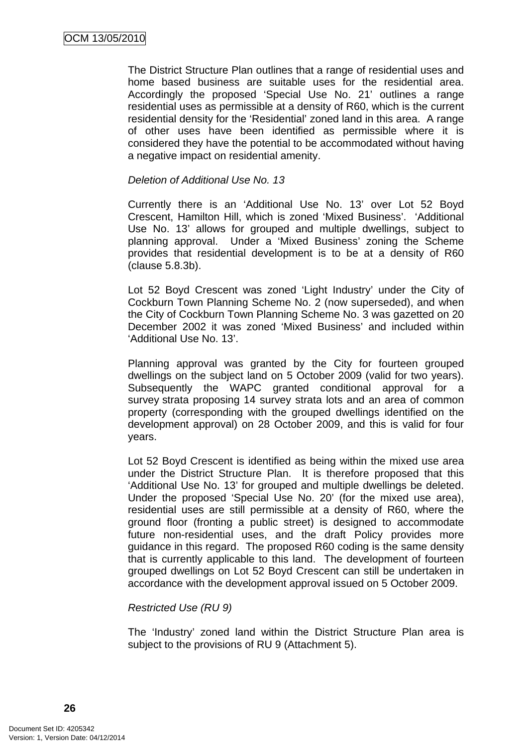The District Structure Plan outlines that a range of residential uses and home based business are suitable uses for the residential area. Accordingly the proposed 'Special Use No. 21' outlines a range residential uses as permissible at a density of R60, which is the current residential density for the 'Residential' zoned land in this area. A range of other uses have been identified as permissible where it is considered they have the potential to be accommodated without having a negative impact on residential amenity.

*Deletion of Additional Use No. 13*

Currently there is an 'Additional Use No. 13' over Lot 52 Boyd Crescent, Hamilton Hill, which is zoned 'Mixed Business'. 'Additional Use No. 13' allows for grouped and multiple dwellings, subject to planning approval. Under a 'Mixed Business' zoning the Scheme provides that residential development is to be at a density of R60 (clause 5.8.3b).

Lot 52 Boyd Crescent was zoned 'Light Industry' under the City of Cockburn Town Planning Scheme No. 2 (now superseded), and when the City of Cockburn Town Planning Scheme No. 3 was gazetted on 20 December 2002 it was zoned 'Mixed Business' and included within 'Additional Use No. 13'.

Planning approval was granted by the City for fourteen grouped dwellings on the subject land on 5 October 2009 (valid for two years). Subsequently the WAPC granted conditional approval for a survey strata proposing 14 survey strata lots and an area of common property (corresponding with the grouped dwellings identified on the development approval) on 28 October 2009, and this is valid for four years.

Lot 52 Boyd Crescent is identified as being within the mixed use area under the District Structure Plan. It is therefore proposed that this 'Additional Use No. 13' for grouped and multiple dwellings be deleted. Under the proposed 'Special Use No. 20' (for the mixed use area), residential uses are still permissible at a density of R60, where the ground floor (fronting a public street) is designed to accommodate future non-residential uses, and the draft Policy provides more guidance in this regard. The proposed R60 coding is the same density that is currently applicable to this land. The development of fourteen grouped dwellings on Lot 52 Boyd Crescent can still be undertaken in accordance with the development approval issued on 5 October 2009.

*Restricted Use (RU 9)*

The 'Industry' zoned land within the District Structure Plan area is subject to the provisions of RU 9 (Attachment 5).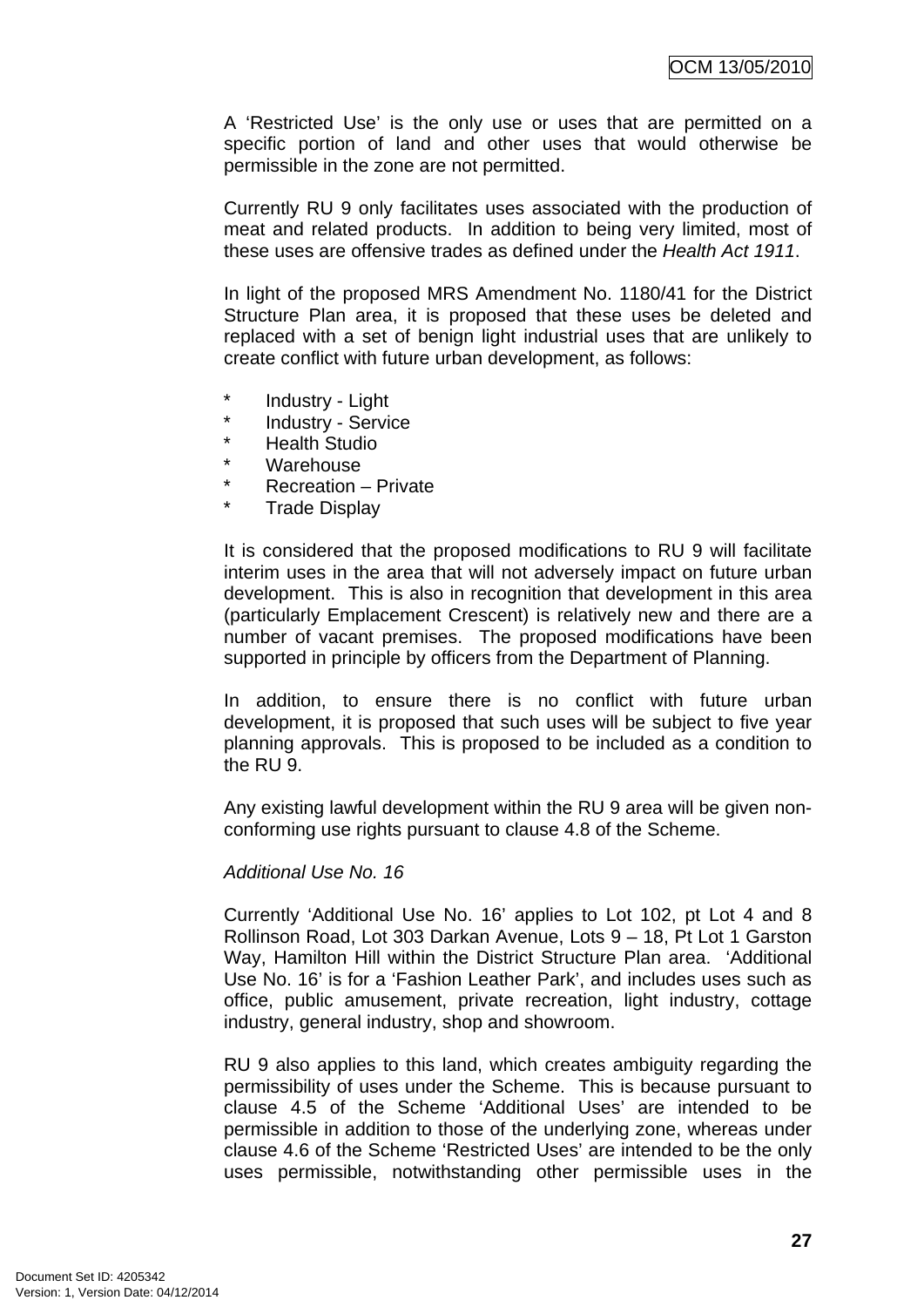A 'Restricted Use' is the only use or uses that are permitted on a specific portion of land and other uses that would otherwise be permissible in the zone are not permitted.

Currently RU 9 only facilitates uses associated with the production of meat and related products. In addition to being very limited, most of these uses are offensive trades as defined under the *Health Act 1911*.

In light of the proposed MRS Amendment No. 1180/41 for the District Structure Plan area, it is proposed that these uses be deleted and replaced with a set of benign light industrial uses that are unlikely to create conflict with future urban development, as follows:

* Industry - Light
* Industry - Service
* Health Studio
* Warehouse
* Recreation – Private
* Trade Display

It is considered that the proposed modifications to RU 9 will facilitate interim uses in the area that will not adversely impact on future urban development. This is also in recognition that development in this area (particularly Emplacement Crescent) is relatively new and there are a number of vacant premises. The proposed modifications have been supported in principle by officers from the Department of Planning.

In addition, to ensure there is no conflict with future urban development, it is proposed that such uses will be subject to five year planning approvals. This is proposed to be included as a condition to the RU 9.

Any existing lawful development within the RU 9 area will be given non-conforming use rights pursuant to clause 4.8 of the Scheme.

*Additional Use No. 16*

Currently 'Additional Use No. 16' applies to Lot 102, pt Lot 4 and 8 Rollinson Road, Lot 303 Darkan Avenue, Lots 9 – 18, Pt Lot 1 Garston Way, Hamilton Hill within the District Structure Plan area. 'Additional Use No. 16' is for a 'Fashion Leather Park', and includes uses such as office, public amusement, private recreation, light industry, cottage industry, general industry, shop and showroom.

RU 9 also applies to this land, which creates ambiguity regarding the permissibility of uses under the Scheme. This is because pursuant to clause 4.5 of the Scheme 'Additional Uses' are intended to be permissible in addition to those of the underlying zone, whereas under clause 4.6 of the Scheme 'Restricted Uses' are intended to be the only uses permissible, notwithstanding other permissible uses in the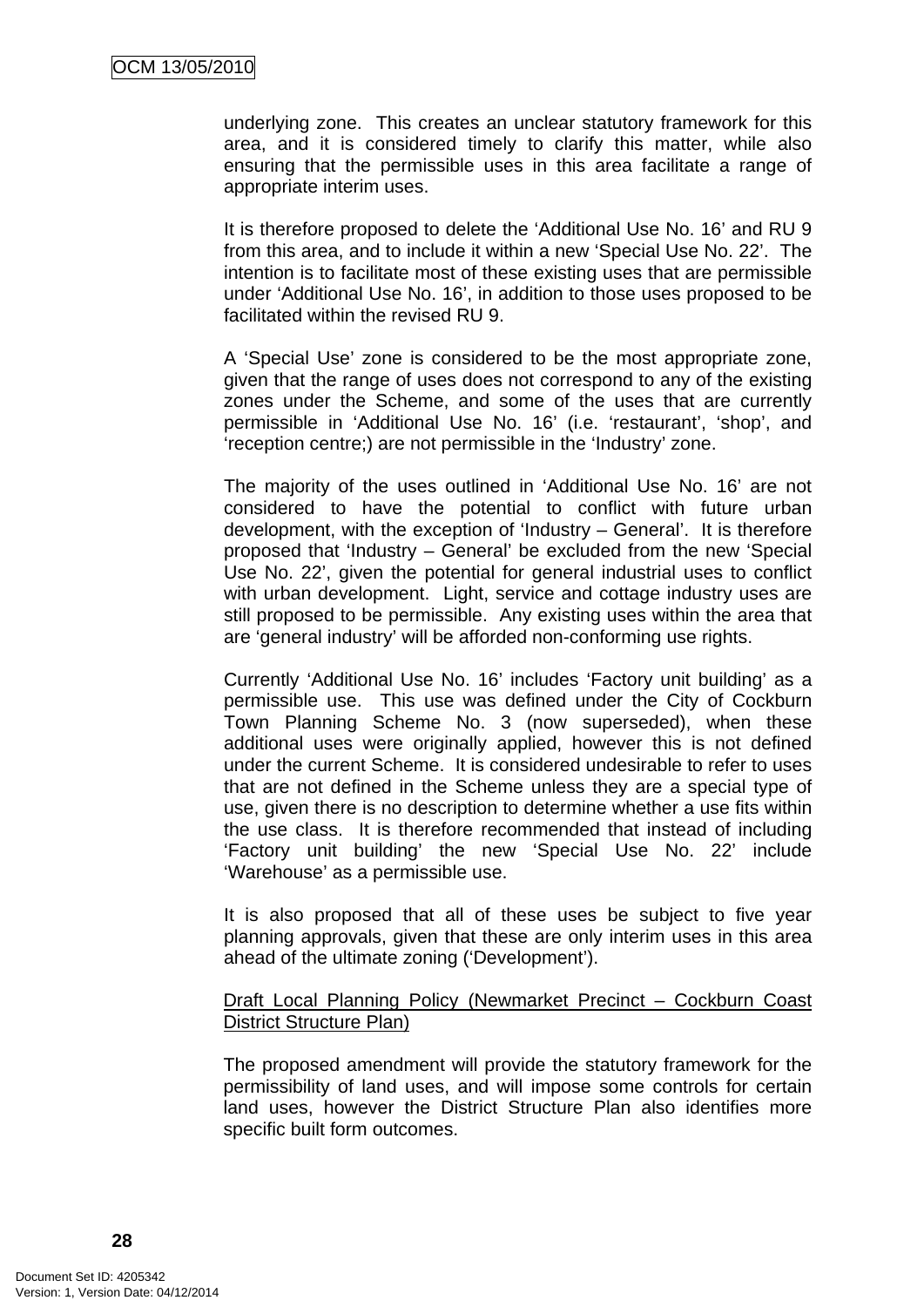underlying zone. This creates an unclear statutory framework for this area, and it is considered timely to clarify this matter, while also ensuring that the permissible uses in this area facilitate a range of appropriate interim uses.

It is therefore proposed to delete the 'Additional Use No. 16' and RU 9 from this area, and to include it within a new 'Special Use No. 22'. The intention is to facilitate most of these existing uses that are permissible under 'Additional Use No. 16', in addition to those uses proposed to be facilitated within the revised RU 9.

A 'Special Use' zone is considered to be the most appropriate zone, given that the range of uses does not correspond to any of the existing zones under the Scheme, and some of the uses that are currently permissible in 'Additional Use No. 16' (i.e. 'restaurant', 'shop', and 'reception centre;) are not permissible in the 'Industry' zone.

The majority of the uses outlined in 'Additional Use No. 16' are not considered to have the potential to conflict with future urban development, with the exception of 'Industry – General'. It is therefore proposed that 'Industry – General' be excluded from the new 'Special Use No. 22', given the potential for general industrial uses to conflict with urban development. Light, service and cottage industry uses are still proposed to be permissible. Any existing uses within the area that are 'general industry' will be afforded non-conforming use rights.

Currently 'Additional Use No. 16' includes 'Factory unit building' as a permissible use. This use was defined under the City of Cockburn Town Planning Scheme No. 3 (now superseded), when these additional uses were originally applied, however this is not defined under the current Scheme. It is considered undesirable to refer to uses that are not defined in the Scheme unless they are a special type of use, given there is no description to determine whether a use fits within the use class. It is therefore recommended that instead of including 'Factory unit building' the new 'Special Use No. 22' include 'Warehouse' as a permissible use.

It is also proposed that all of these uses be subject to five year planning approvals, given that these are only interim uses in this area ahead of the ultimate zoning ('Development').

<u>Draft Local Planning Policy (Newmarket Precinct – Cockburn Coast District Structure Plan)</u>

The proposed amendment will provide the statutory framework for the permissibility of land uses, and will impose some controls for certain land uses, however the District Structure Plan also identifies more specific built form outcomes.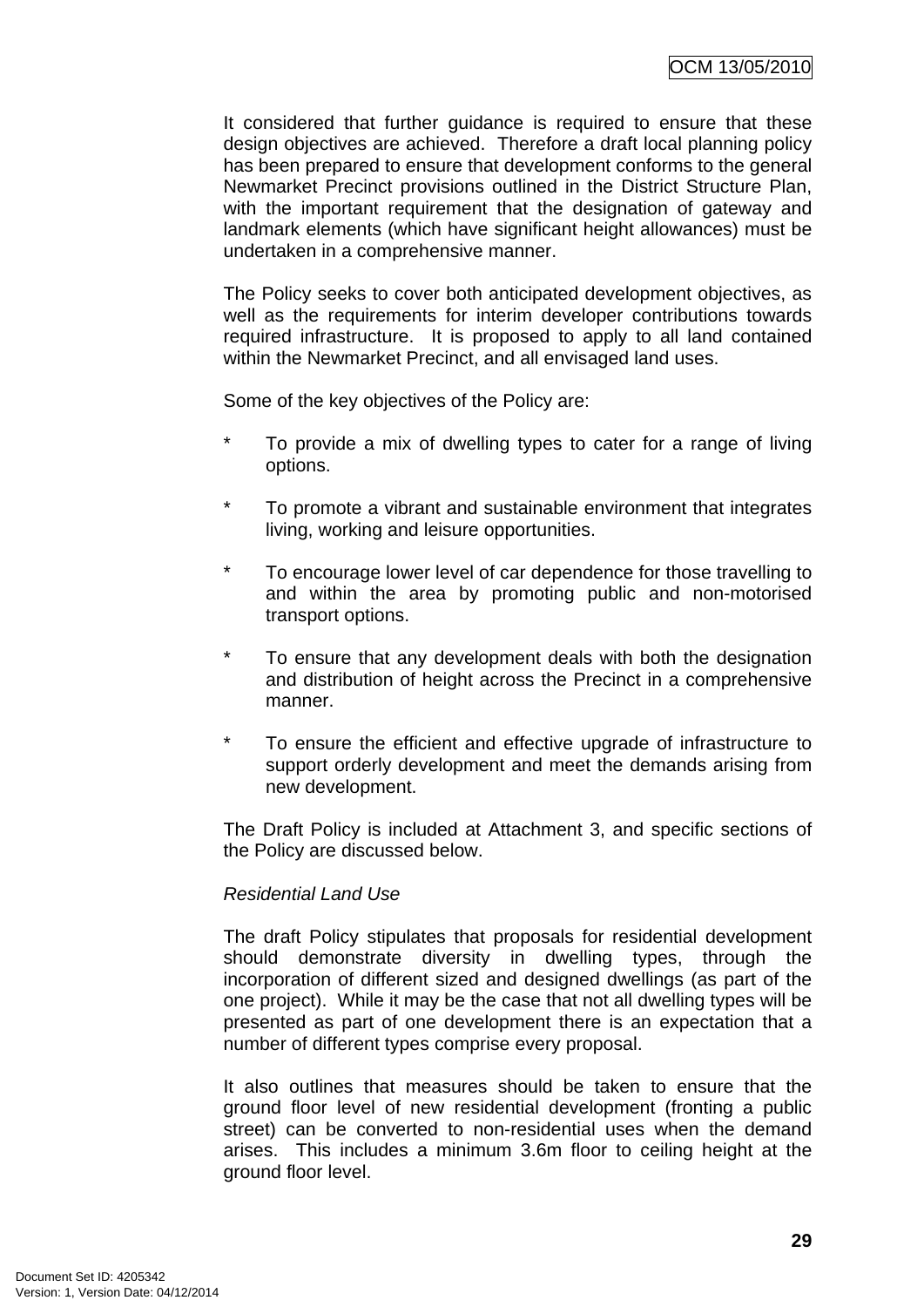It considered that further guidance is required to ensure that these design objectives are achieved. Therefore a draft local planning policy has been prepared to ensure that development conforms to the general Newmarket Precinct provisions outlined in the District Structure Plan, with the important requirement that the designation of gateway and landmark elements (which have significant height allowances) must be undertaken in a comprehensive manner.

The Policy seeks to cover both anticipated development objectives, as well as the requirements for interim developer contributions towards required infrastructure. It is proposed to apply to all land contained within the Newmarket Precinct, and all envisaged land uses.

Some of the key objectives of the Policy are:

- To provide a mix of dwelling types to cater for a range of living options.
- To promote a vibrant and sustainable environment that integrates living, working and leisure opportunities.
- To encourage lower level of car dependence for those travelling to and within the area by promoting public and non-motorised transport options.
- To ensure that any development deals with both the designation and distribution of height across the Precinct in a comprehensive manner.
- To ensure the efficient and effective upgrade of infrastructure to support orderly development and meet the demands arising from new development.

The Draft Policy is included at Attachment 3, and specific sections of the Policy are discussed below.

*Residential Land Use*

The draft Policy stipulates that proposals for residential development should demonstrate diversity in dwelling types, through the incorporation of different sized and designed dwellings (as part of the one project). While it may be the case that not all dwelling types will be presented as part of one development there is an expectation that a number of different types comprise every proposal.

It also outlines that measures should be taken to ensure that the ground floor level of new residential development (fronting a public street) can be converted to non-residential uses when the demand arises. This includes a minimum 3.6m floor to ceiling height at the ground floor level.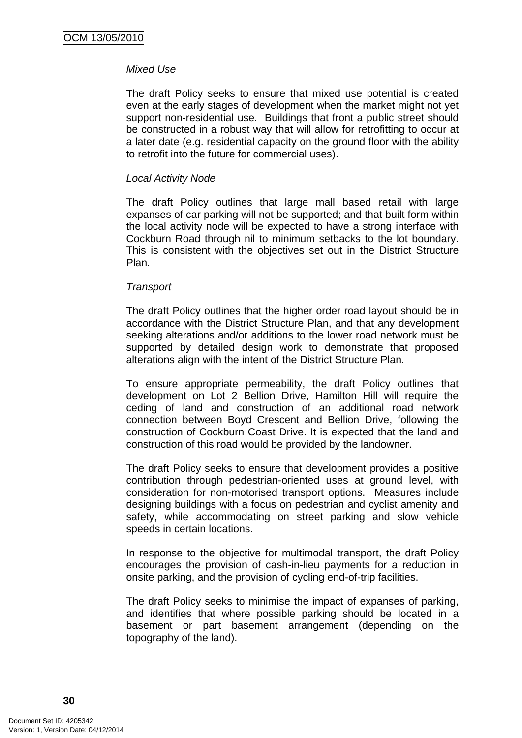*Mixed Use*

The draft Policy seeks to ensure that mixed use potential is created even at the early stages of development when the market might not yet support non-residential use. Buildings that front a public street should be constructed in a robust way that will allow for retrofitting to occur at a later date (e.g. residential capacity on the ground floor with the ability to retrofit into the future for commercial uses).

*Local Activity Node*

The draft Policy outlines that large mall based retail with large expanses of car parking will not be supported; and that built form within the local activity node will be expected to have a strong interface with Cockburn Road through nil to minimum setbacks to the lot boundary. This is consistent with the objectives set out in the District Structure Plan.

*Transport*

The draft Policy outlines that the higher order road layout should be in accordance with the District Structure Plan, and that any development seeking alterations and/or additions to the lower road network must be supported by detailed design work to demonstrate that proposed alterations align with the intent of the District Structure Plan.

To ensure appropriate permeability, the draft Policy outlines that development on Lot 2 Bellion Drive, Hamilton Hill will require the ceding of land and construction of an additional road network connection between Boyd Crescent and Bellion Drive, following the construction of Cockburn Coast Drive. It is expected that the land and construction of this road would be provided by the landowner.

The draft Policy seeks to ensure that development provides a positive contribution through pedestrian-oriented uses at ground level, with consideration for non-motorised transport options. Measures include designing buildings with a focus on pedestrian and cyclist amenity and safety, while accommodating on street parking and slow vehicle speeds in certain locations.

In response to the objective for multimodal transport, the draft Policy encourages the provision of cash-in-lieu payments for a reduction in onsite parking, and the provision of cycling end-of-trip facilities.

The draft Policy seeks to minimise the impact of expanses of parking, and identifies that where possible parking should be located in a basement or part basement arrangement (depending on the topography of the land).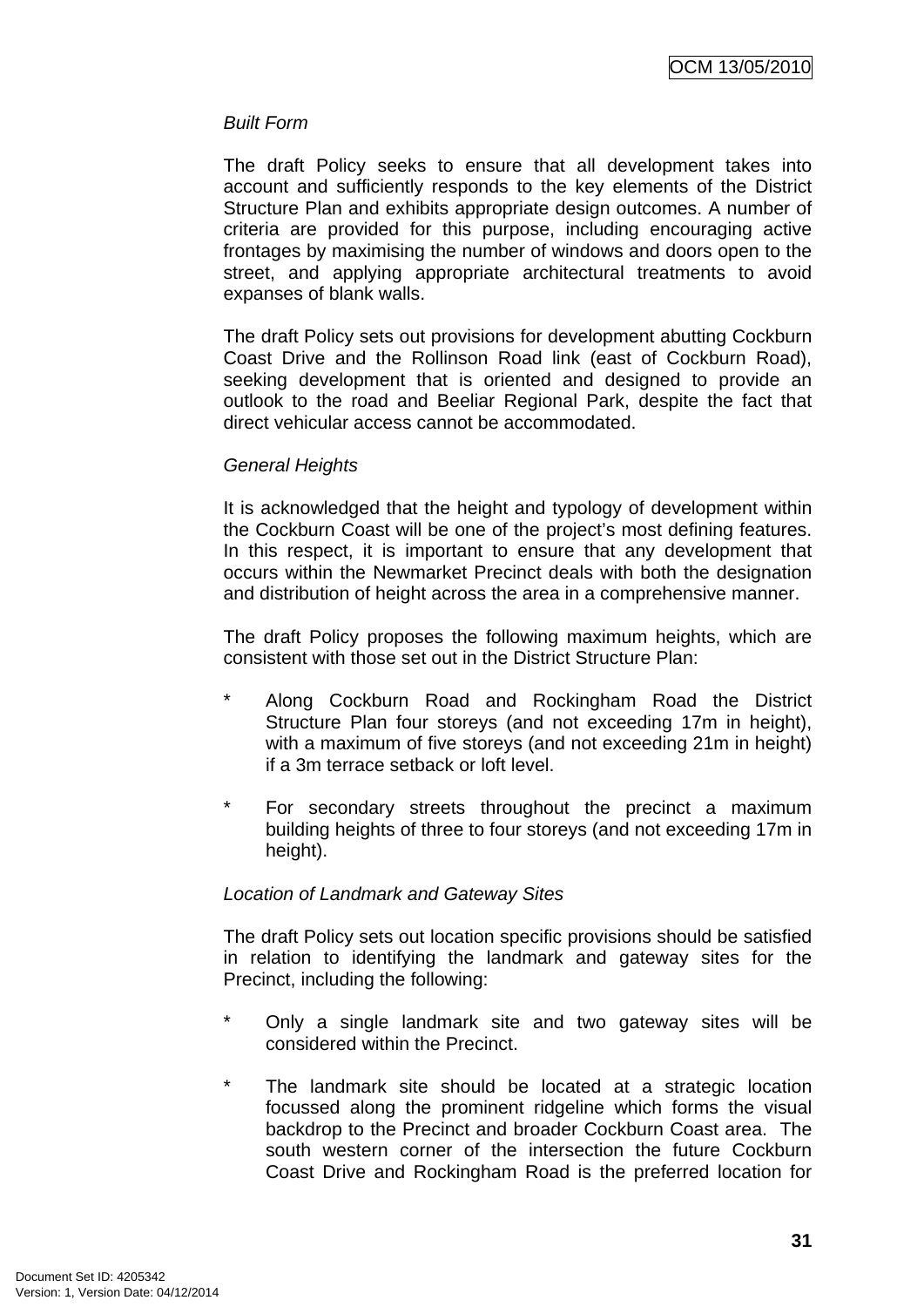*Built Form*

The draft Policy seeks to ensure that all development takes into account and sufficiently responds to the key elements of the District Structure Plan and exhibits appropriate design outcomes. A number of criteria are provided for this purpose, including encouraging active frontages by maximising the number of windows and doors open to the street, and applying appropriate architectural treatments to avoid expanses of blank walls.

The draft Policy sets out provisions for development abutting Cockburn Coast Drive and the Rollinson Road link (east of Cockburn Road), seeking development that is oriented and designed to provide an outlook to the road and Beeliar Regional Park, despite the fact that direct vehicular access cannot be accommodated.

*General Heights*

It is acknowledged that the height and typology of development within the Cockburn Coast will be one of the project's most defining features. In this respect, it is important to ensure that any development that occurs within the Newmarket Precinct deals with both the designation and distribution of height across the area in a comprehensive manner.

The draft Policy proposes the following maximum heights, which are consistent with those set out in the District Structure Plan:

- Along Cockburn Road and Rockingham Road the District Structure Plan four storeys (and not exceeding 17m in height), with a maximum of five storeys (and not exceeding 21m in height) if a 3m terrace setback or loft level.
- For secondary streets throughout the precinct a maximum building heights of three to four storeys (and not exceeding 17m in height).

*Location of Landmark and Gateway Sites*

The draft Policy sets out location specific provisions should be satisfied in relation to identifying the landmark and gateway sites for the Precinct, including the following:

- Only a single landmark site and two gateway sites will be considered within the Precinct.
- The landmark site should be located at a strategic location focussed along the prominent ridgeline which forms the visual backdrop to the Precinct and broader Cockburn Coast area. The south western corner of the intersection the future Cockburn Coast Drive and Rockingham Road is the preferred location for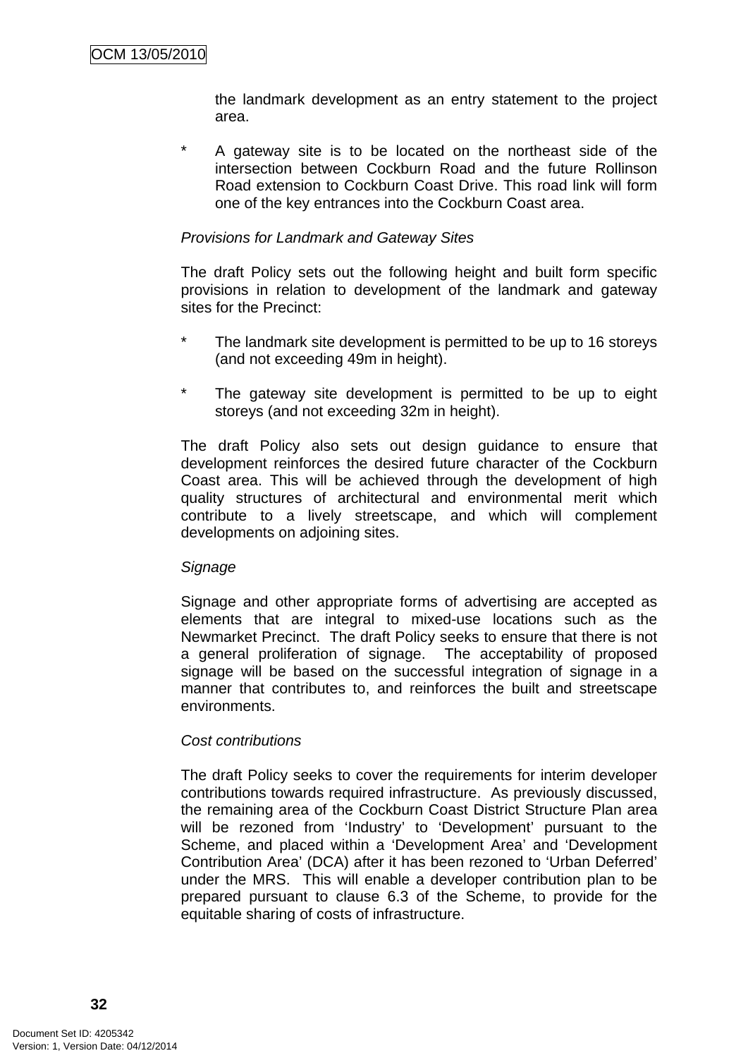the landmark development as an entry statement to the project area.

* A gateway site is to be located on the northeast side of the intersection between Cockburn Road and the future Rollinson Road extension to Cockburn Coast Drive. This road link will form one of the key entrances into the Cockburn Coast area.

*Provisions for Landmark and Gateway Sites*

The draft Policy sets out the following height and built form specific provisions in relation to development of the landmark and gateway sites for the Precinct:

* The landmark site development is permitted to be up to 16 storeys (and not exceeding 49m in height).

* The gateway site development is permitted to be up to eight storeys (and not exceeding 32m in height).

The draft Policy also sets out design guidance to ensure that development reinforces the desired future character of the Cockburn Coast area. This will be achieved through the development of high quality structures of architectural and environmental merit which contribute to a lively streetscape, and which will complement developments on adjoining sites.

*Signage*

Signage and other appropriate forms of advertising are accepted as elements that are integral to mixed-use locations such as the Newmarket Precinct. The draft Policy seeks to ensure that there is not a general proliferation of signage. The acceptability of proposed signage will be based on the successful integration of signage in a manner that contributes to, and reinforces the built and streetscape environments.

*Cost contributions*

The draft Policy seeks to cover the requirements for interim developer contributions towards required infrastructure. As previously discussed, the remaining area of the Cockburn Coast District Structure Plan area will be rezoned from 'Industry' to 'Development' pursuant to the Scheme, and placed within a 'Development Area' and 'Development Contribution Area' (DCA) after it has been rezoned to 'Urban Deferred' under the MRS. This will enable a developer contribution plan to be prepared pursuant to clause 6.3 of the Scheme, to provide for the equitable sharing of costs of infrastructure.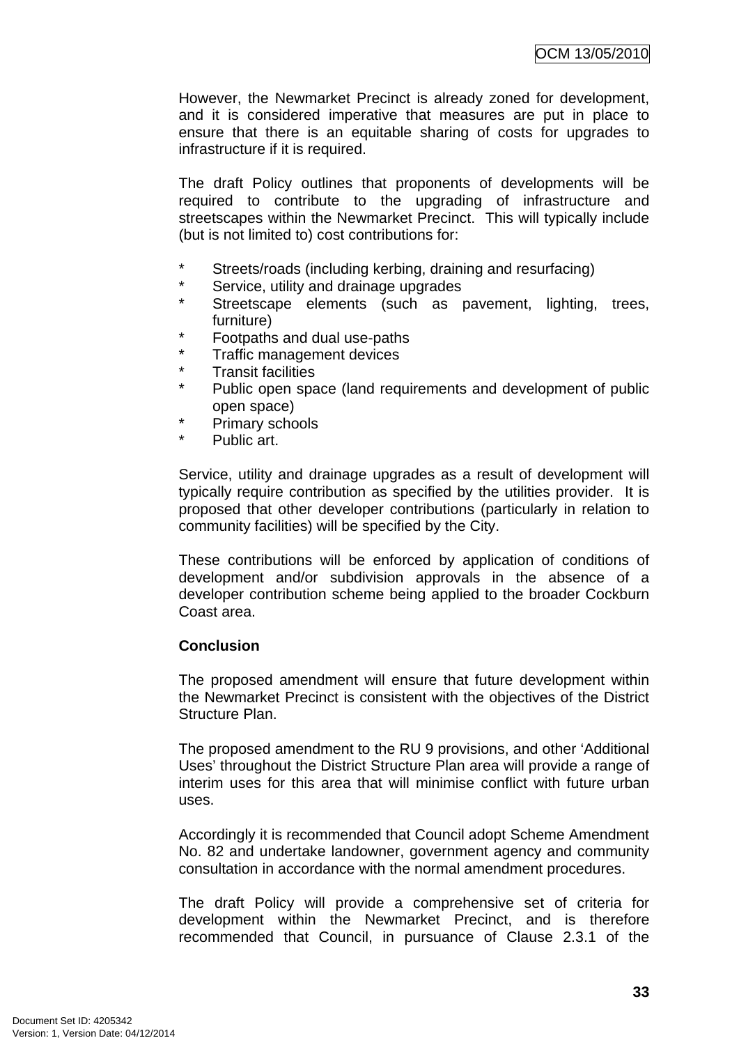However, the Newmarket Precinct is already zoned for development, and it is considered imperative that measures are put in place to ensure that there is an equitable sharing of costs for upgrades to infrastructure if it is required.

The draft Policy outlines that proponents of developments will be required to contribute to the upgrading of infrastructure and streetscapes within the Newmarket Precinct. This will typically include (but is not limited to) cost contributions for:

* Streets/roads (including kerbing, draining and resurfacing)
* Service, utility and drainage upgrades
* Streetscape elements (such as pavement, lighting, trees, furniture)
* Footpaths and dual use-paths
* Traffic management devices
* Transit facilities
* Public open space (land requirements and development of public open space)
* Primary schools
* Public art.

Service, utility and drainage upgrades as a result of development will typically require contribution as specified by the utilities provider. It is proposed that other developer contributions (particularly in relation to community facilities) will be specified by the City.

These contributions will be enforced by application of conditions of development and/or subdivision approvals in the absence of a developer contribution scheme being applied to the broader Cockburn Coast area.

**Conclusion**

The proposed amendment will ensure that future development within the Newmarket Precinct is consistent with the objectives of the District Structure Plan.

The proposed amendment to the RU 9 provisions, and other 'Additional Uses' throughout the District Structure Plan area will provide a range of interim uses for this area that will minimise conflict with future urban uses.

Accordingly it is recommended that Council adopt Scheme Amendment No. 82 and undertake landowner, government agency and community consultation in accordance with the normal amendment procedures.

The draft Policy will provide a comprehensive set of criteria for development within the Newmarket Precinct, and is therefore recommended that Council, in pursuance of Clause 2.3.1 of the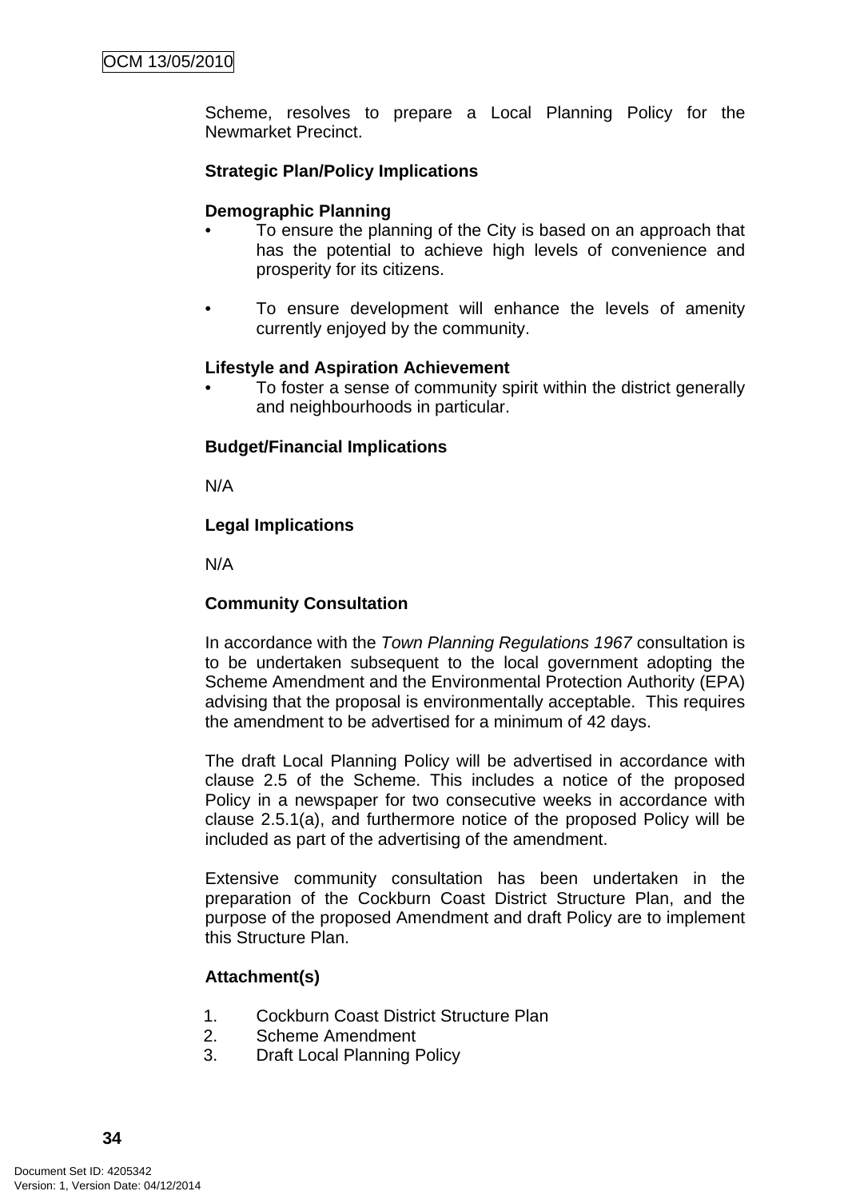Scheme, resolves to prepare a Local Planning Policy for the Newmarket Precinct.

**Strategic Plan/Policy Implications**

**Demographic Planning**

- To ensure the planning of the City is based on an approach that has the potential to achieve high levels of convenience and prosperity for its citizens.

- To ensure development will enhance the levels of amenity currently enjoyed by the community.

**Lifestyle and Aspiration Achievement**

- To foster a sense of community spirit within the district generally and neighbourhoods in particular.

**Budget/Financial Implications**

N/A

**Legal Implications**

N/A

**Community Consultation**

In accordance with the *Town Planning Regulations 1967* consultation is to be undertaken subsequent to the local government adopting the Scheme Amendment and the Environmental Protection Authority (EPA) advising that the proposal is environmentally acceptable. This requires the amendment to be advertised for a minimum of 42 days.

The draft Local Planning Policy will be advertised in accordance with clause 2.5 of the Scheme. This includes a notice of the proposed Policy in a newspaper for two consecutive weeks in accordance with clause 2.5.1(a), and furthermore notice of the proposed Policy will be included as part of the advertising of the amendment.

Extensive community consultation has been undertaken in the preparation of the Cockburn Coast District Structure Plan, and the purpose of the proposed Amendment and draft Policy are to implement this Structure Plan.

**Attachment(s)**

1. Cockburn Coast District Structure Plan
2. Scheme Amendment
3. Draft Local Planning Policy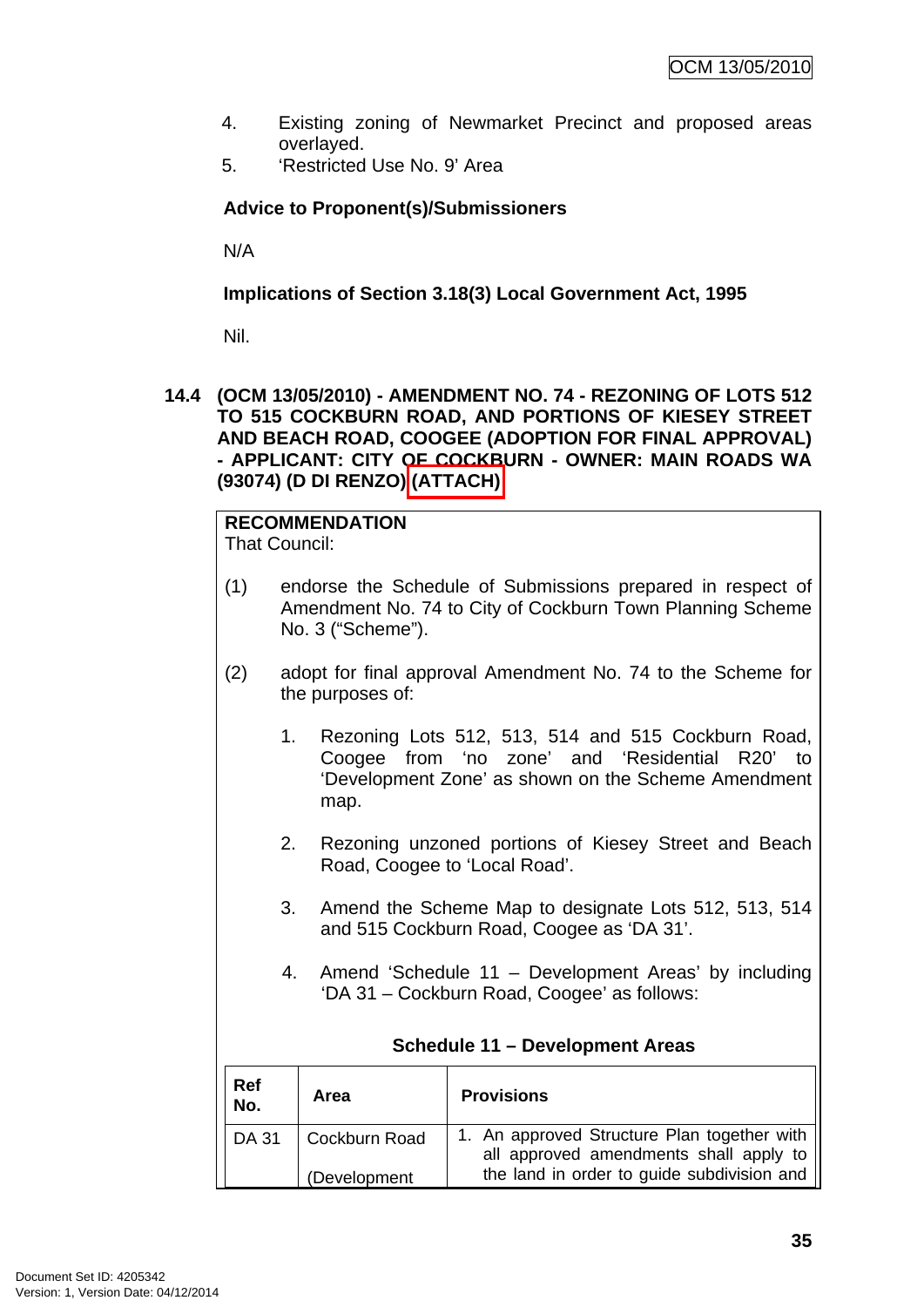4. Existing zoning of Newmarket Precinct and proposed areas overlayed.
5. 'Restricted Use No. 9' Area

**Advice to Proponent(s)/Submissioners**

N/A

**Implications of Section 3.18(3) Local Government Act, 1995**

Nil.

### 14.4 (OCM 13/05/2010) - AMENDMENT NO. 74 - REZONING OF LOTS 512 TO 515 COCKBURN ROAD, AND PORTIONS OF KIESEY STREET AND BEACH ROAD, COOGEE (ADOPTION FOR FINAL APPROVAL) - APPLICANT: CITY OF COCKBURN - OWNER: MAIN ROADS WA (93074) (D DI RENZO) (ATTACH)

**RECOMMENDATION**
That Council:

(1) endorse the Schedule of Submissions prepared in respect of Amendment No. 74 to City of Cockburn Town Planning Scheme No. 3 ("Scheme").

(2) adopt for final approval Amendment No. 74 to the Scheme for the purposes of:

1. Rezoning Lots 512, 513, 514 and 515 Cockburn Road, Coogee from 'no zone' and 'Residential R20' to 'Development Zone' as shown on the Scheme Amendment map.

2. Rezoning unzoned portions of Kiesey Street and Beach Road, Coogee to 'Local Road'.

3. Amend the Scheme Map to designate Lots 512, 513, 514 and 515 Cockburn Road, Coogee as 'DA 31'.

4. Amend 'Schedule 11 – Development Areas' by including 'DA 31 – Cockburn Road, Coogee' as follows:

**Schedule 11 – Development Areas**

| Ref No. | Area | Provisions |
|---|---|---|
| DA 31 | Cockburn Road (Development | 1. An approved Structure Plan together with all approved amendments shall apply to the land in order to guide subdivision and |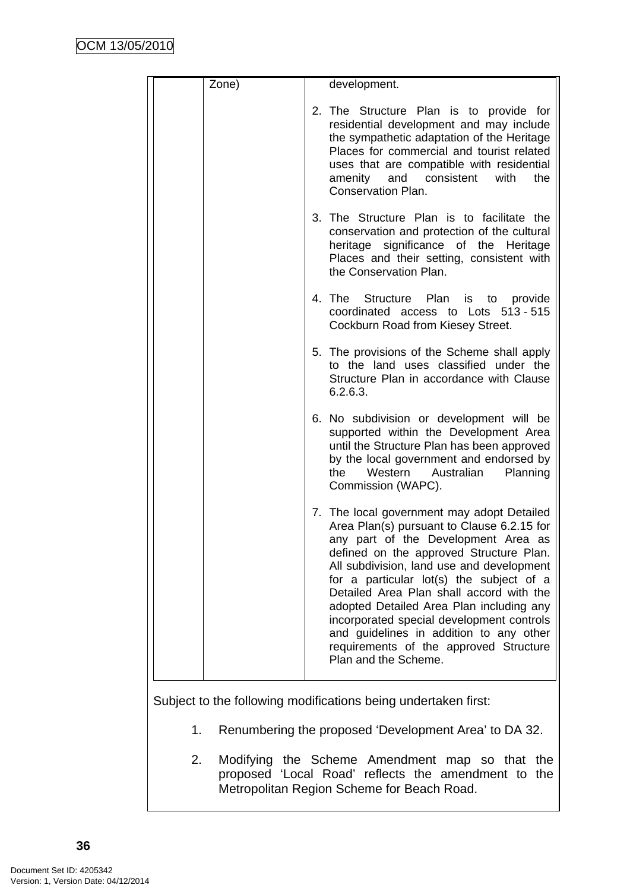| | Zone) | development.<br><br>2. The Structure Plan is to provide for residential development and may include the sympathetic adaptation of the Heritage Places for commercial and tourist related uses that are compatible with residential amenity and consistent with the Conservation Plan.<br><br>3. The Structure Plan is to facilitate the conservation and protection of the cultural heritage significance of the Heritage Places and their setting, consistent with the Conservation Plan.<br><br>4. The Structure Plan is to provide coordinated access to Lots 513 - 515 Cockburn Road from Kiesey Street.<br><br>5. The provisions of the Scheme shall apply to the land uses classified under the Structure Plan in accordance with Clause 6.2.6.3.<br><br>6. No subdivision or development will be supported within the Development Area until the Structure Plan has been approved by the local government and endorsed by the Western Australian Planning Commission (WAPC).<br><br>7. The local government may adopt Detailed Area Plan(s) pursuant to Clause 6.2.15 for any part of the Development Area as defined on the approved Structure Plan. All subdivision, land use and development for a particular lot(s) the subject of a Detailed Area Plan shall accord with the adopted Detailed Area Plan including any incorporated special development controls and guidelines in addition to any other requirements of the approved Structure Plan and the Scheme. |
|---|---|---|

Subject to the following modifications being undertaken first:

1. Renumbering the proposed ‘Development Area’ to DA 32.

2. Modifying the Scheme Amendment map so that the proposed ‘Local Road’ reflects the amendment to the Metropolitan Region Scheme for Beach Road.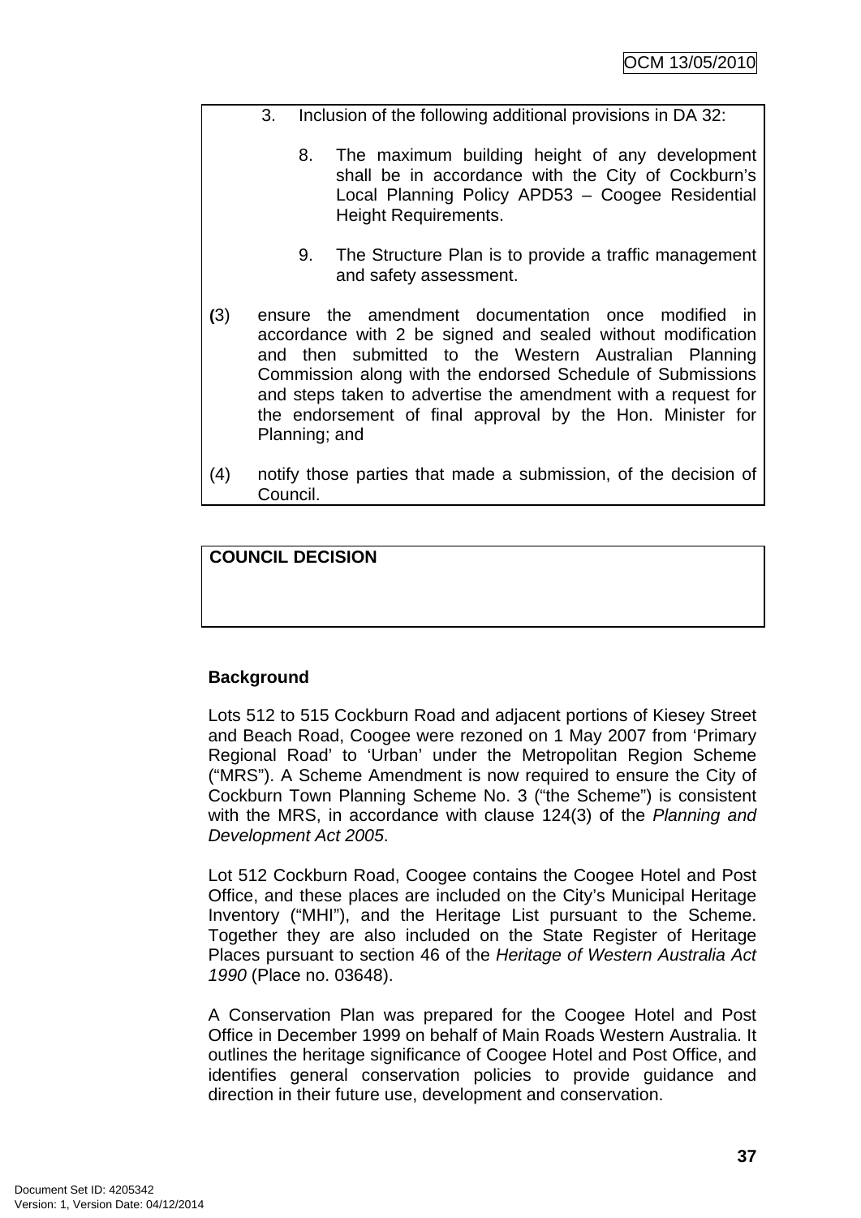3. Inclusion of the following additional provisions in DA 32:

   8. The maximum building height of any development shall be in accordance with the City of Cockburn's Local Planning Policy APD53 – Coogee Residential Height Requirements.

   9. The Structure Plan is to provide a traffic management and safety assessment.

(3) ensure the amendment documentation once modified in accordance with 2 be signed and sealed without modification and then submitted to the Western Australian Planning Commission along with the endorsed Schedule of Submissions and steps taken to advertise the amendment with a request for the endorsement of final approval by the Hon. Minister for Planning; and

(4) notify those parties that made a submission, of the decision of Council.

**COUNCIL DECISION**

**Background**

Lots 512 to 515 Cockburn Road and adjacent portions of Kiesey Street and Beach Road, Coogee were rezoned on 1 May 2007 from 'Primary Regional Road' to 'Urban' under the Metropolitan Region Scheme ("MRS"). A Scheme Amendment is now required to ensure the City of Cockburn Town Planning Scheme No. 3 ("the Scheme") is consistent with the MRS, in accordance with clause 124(3) of the *Planning and Development Act 2005*.

Lot 512 Cockburn Road, Coogee contains the Coogee Hotel and Post Office, and these places are included on the City's Municipal Heritage Inventory ("MHI"), and the Heritage List pursuant to the Scheme. Together they are also included on the State Register of Heritage Places pursuant to section 46 of the *Heritage of Western Australia Act 1990* (Place no. 03648).

A Conservation Plan was prepared for the Coogee Hotel and Post Office in December 1999 on behalf of Main Roads Western Australia. It outlines the heritage significance of Coogee Hotel and Post Office, and identifies general conservation policies to provide guidance and direction in their future use, development and conservation.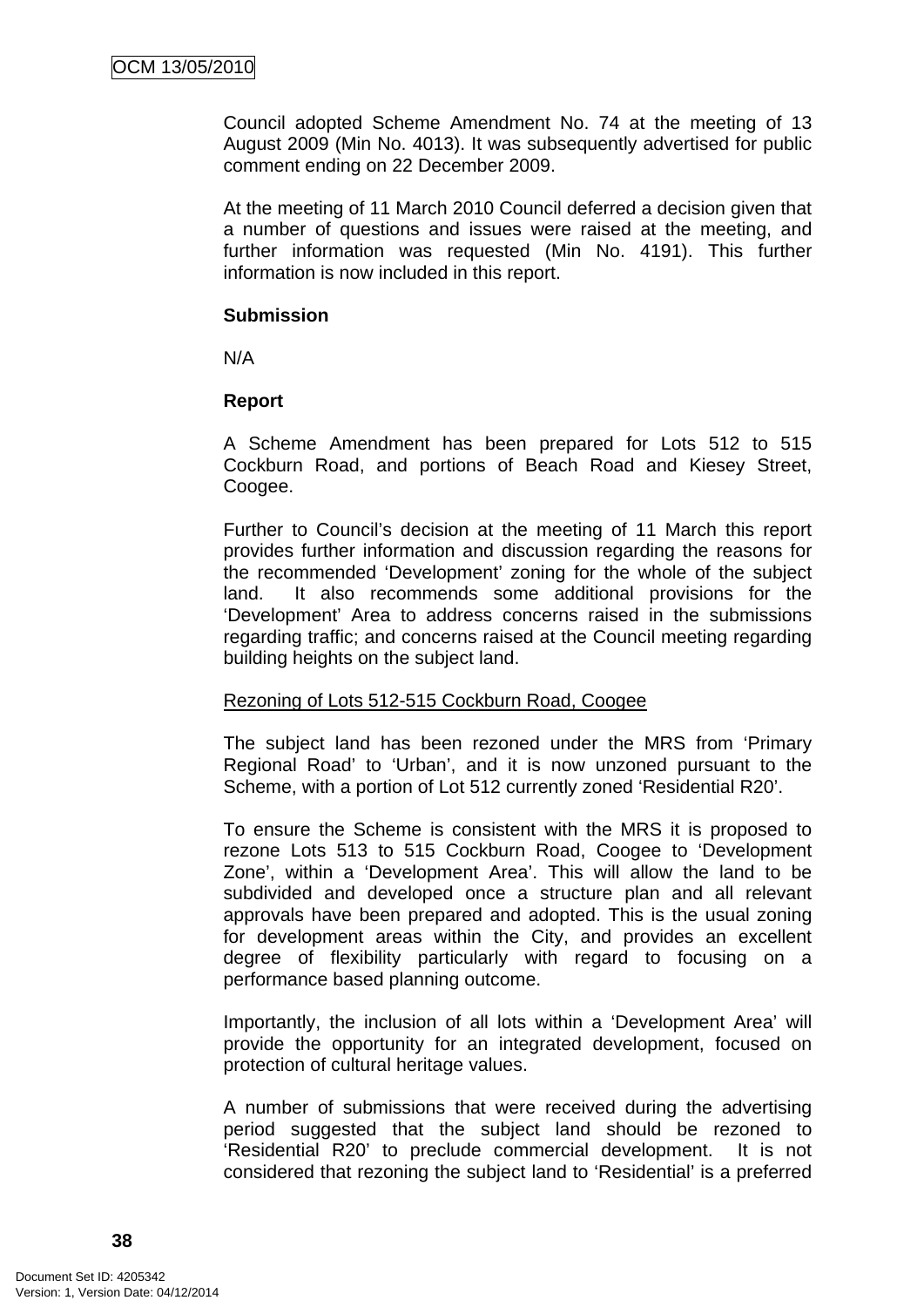Council adopted Scheme Amendment No. 74 at the meeting of 13 August 2009 (Min No. 4013). It was subsequently advertised for public comment ending on 22 December 2009.

At the meeting of 11 March 2010 Council deferred a decision given that a number of questions and issues were raised at the meeting, and further information was requested (Min No. 4191). This further information is now included in this report.

**Submission**

N/A

**Report**

A Scheme Amendment has been prepared for Lots 512 to 515 Cockburn Road, and portions of Beach Road and Kiesey Street, Coogee.

Further to Council's decision at the meeting of 11 March this report provides further information and discussion regarding the reasons for the recommended 'Development' zoning for the whole of the subject land. It also recommends some additional provisions for the 'Development' Area to address concerns raised in the submissions regarding traffic; and concerns raised at the Council meeting regarding building heights on the subject land.

<u>Rezoning of Lots 512-515 Cockburn Road, Coogee</u>

The subject land has been rezoned under the MRS from 'Primary Regional Road' to 'Urban', and it is now unzoned pursuant to the Scheme, with a portion of Lot 512 currently zoned 'Residential R20'.

To ensure the Scheme is consistent with the MRS it is proposed to rezone Lots 513 to 515 Cockburn Road, Coogee to 'Development Zone', within a 'Development Area'. This will allow the land to be subdivided and developed once a structure plan and all relevant approvals have been prepared and adopted. This is the usual zoning for development areas within the City, and provides an excellent degree of flexibility particularly with regard to focusing on a performance based planning outcome.

Importantly, the inclusion of all lots within a 'Development Area' will provide the opportunity for an integrated development, focused on protection of cultural heritage values.

A number of submissions that were received during the advertising period suggested that the subject land should be rezoned to 'Residential R20' to preclude commercial development. It is not considered that rezoning the subject land to 'Residential' is a preferred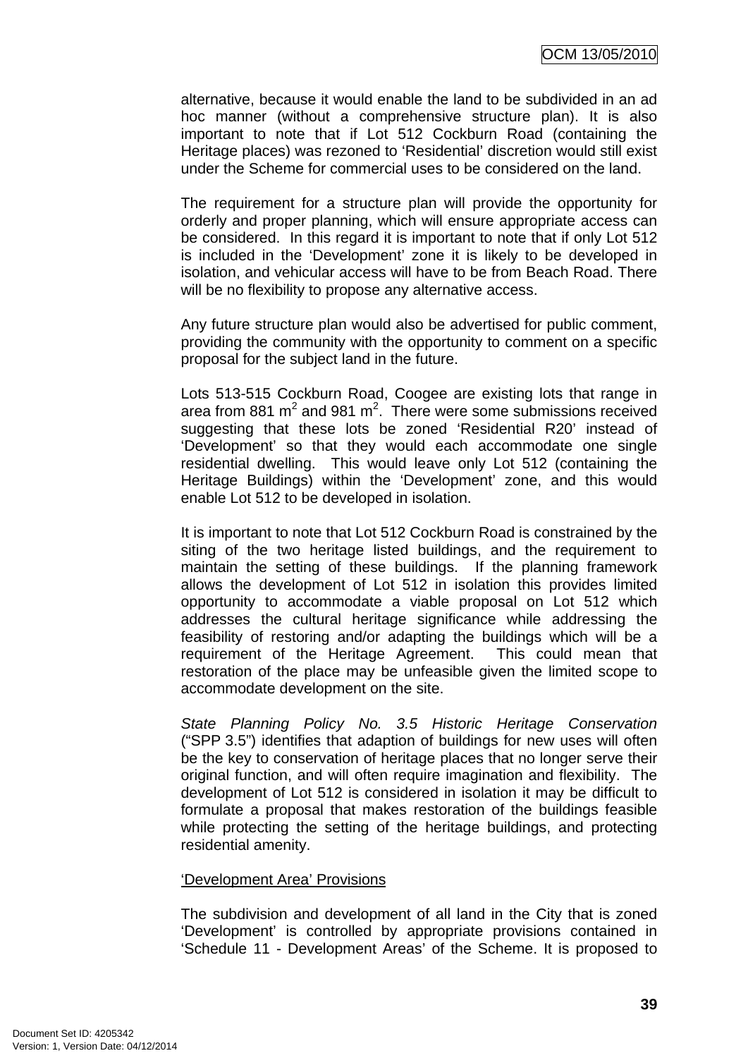alternative, because it would enable the land to be subdivided in an ad hoc manner (without a comprehensive structure plan). It is also important to note that if Lot 512 Cockburn Road (containing the Heritage places) was rezoned to 'Residential' discretion would still exist under the Scheme for commercial uses to be considered on the land.

The requirement for a structure plan will provide the opportunity for orderly and proper planning, which will ensure appropriate access can be considered. In this regard it is important to note that if only Lot 512 is included in the 'Development' zone it is likely to be developed in isolation, and vehicular access will have to be from Beach Road. There will be no flexibility to propose any alternative access.

Any future structure plan would also be advertised for public comment, providing the community with the opportunity to comment on a specific proposal for the subject land in the future.

Lots 513-515 Cockburn Road, Coogee are existing lots that range in area from 881 $m^2$ and 981 $m^2$. There were some submissions received suggesting that these lots be zoned 'Residential R20' instead of 'Development' so that they would each accommodate one single residential dwelling. This would leave only Lot 512 (containing the Heritage Buildings) within the 'Development' zone, and this would enable Lot 512 to be developed in isolation.

It is important to note that Lot 512 Cockburn Road is constrained by the siting of the two heritage listed buildings, and the requirement to maintain the setting of these buildings. If the planning framework allows the development of Lot 512 in isolation this provides limited opportunity to accommodate a viable proposal on Lot 512 which addresses the cultural heritage significance while addressing the feasibility of restoring and/or adapting the buildings which will be a requirement of the Heritage Agreement. This could mean that restoration of the place may be unfeasible given the limited scope to accommodate development on the site.

*State Planning Policy No. 3.5 Historic Heritage Conservation* ("SPP 3.5") identifies that adaption of buildings for new uses will often be the key to conservation of heritage places that no longer serve their original function, and will often require imagination and flexibility. The development of Lot 512 is considered in isolation it may be difficult to formulate a proposal that makes restoration of the buildings feasible while protecting the setting of the heritage buildings, and protecting residential amenity.

<u>'Development Area' Provisions</u>

The subdivision and development of all land in the City that is zoned 'Development' is controlled by appropriate provisions contained in 'Schedule 11 - Development Areas' of the Scheme. It is proposed to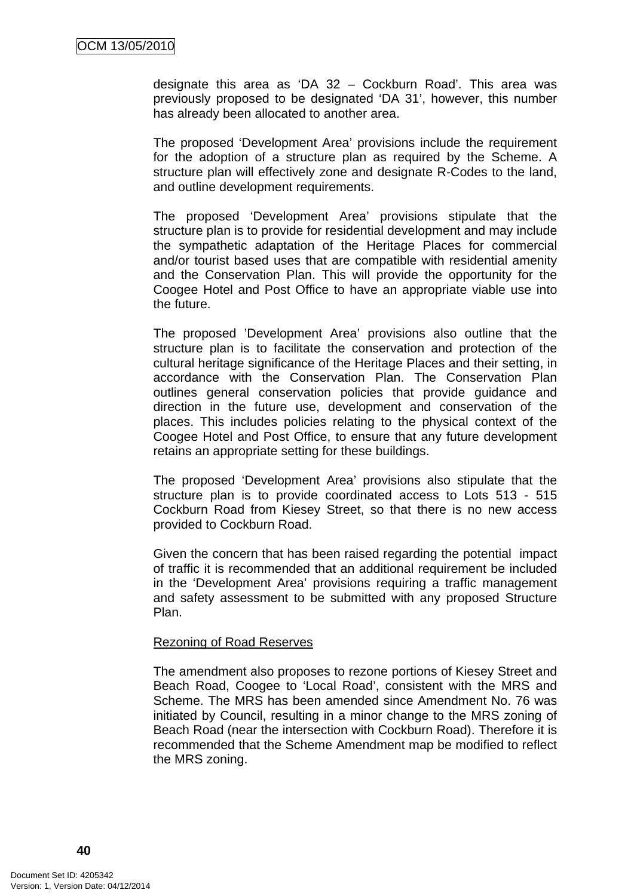designate this area as ‘DA 32 – Cockburn Road’. This area was previously proposed to be designated ‘DA 31’, however, this number has already been allocated to another area.

The proposed ‘Development Area’ provisions include the requirement for the adoption of a structure plan as required by the Scheme. A structure plan will effectively zone and designate R-Codes to the land, and outline development requirements.

The proposed ‘Development Area’ provisions stipulate that the structure plan is to provide for residential development and may include the sympathetic adaptation of the Heritage Places for commercial and/or tourist based uses that are compatible with residential amenity and the Conservation Plan. This will provide the opportunity for the Coogee Hotel and Post Office to have an appropriate viable use into the future.

The proposed ’Development Area’ provisions also outline that the structure plan is to facilitate the conservation and protection of the cultural heritage significance of the Heritage Places and their setting, in accordance with the Conservation Plan. The Conservation Plan outlines general conservation policies that provide guidance and direction in the future use, development and conservation of the places. This includes policies relating to the physical context of the Coogee Hotel and Post Office, to ensure that any future development retains an appropriate setting for these buildings.

The proposed ‘Development Area’ provisions also stipulate that the structure plan is to provide coordinated access to Lots 513 - 515 Cockburn Road from Kiesey Street, so that there is no new access provided to Cockburn Road.

Given the concern that has been raised regarding the potential impact of traffic it is recommended that an additional requirement be included in the ‘Development Area’ provisions requiring a traffic management and safety assessment to be submitted with any proposed Structure Plan.

Rezoning of Road Reserves

The amendment also proposes to rezone portions of Kiesey Street and Beach Road, Coogee to ‘Local Road’, consistent with the MRS and Scheme. The MRS has been amended since Amendment No. 76 was initiated by Council, resulting in a minor change to the MRS zoning of Beach Road (near the intersection with Cockburn Road). Therefore it is recommended that the Scheme Amendment map be modified to reflect the MRS zoning.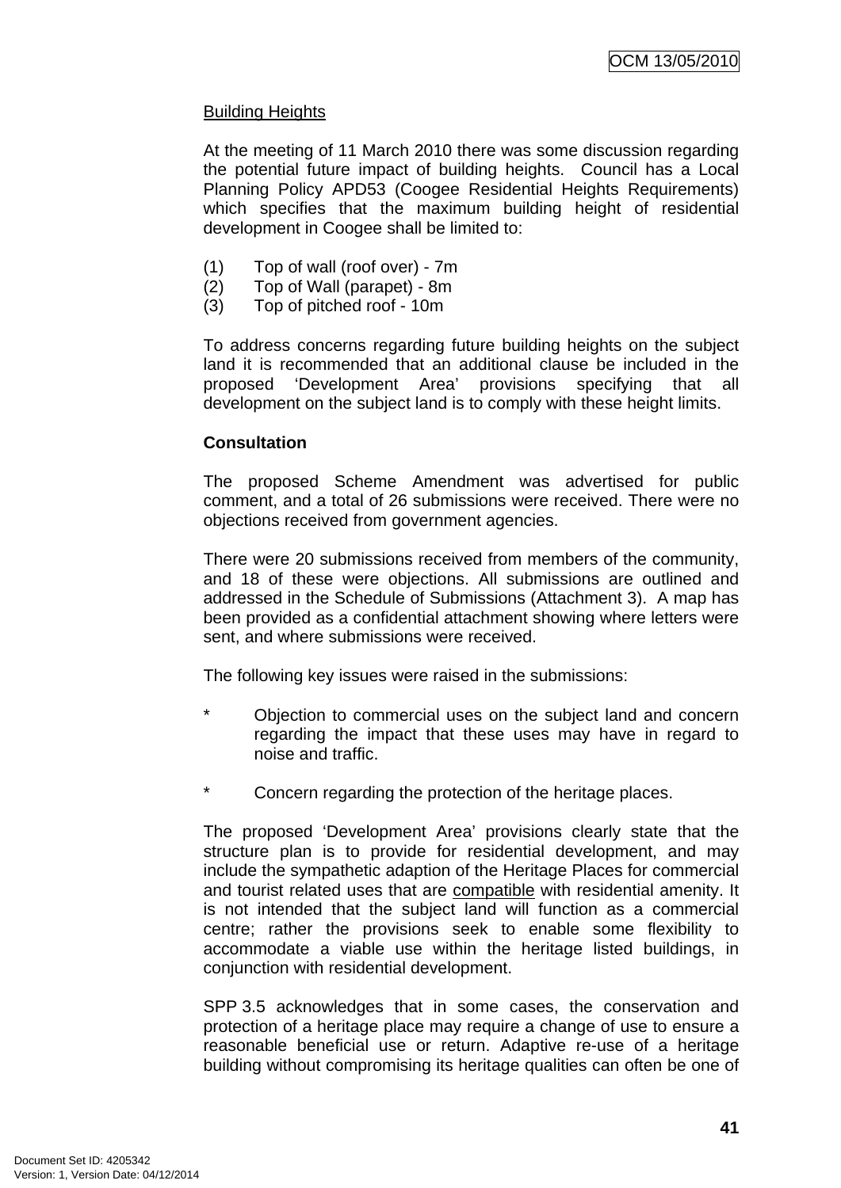Building Heights

At the meeting of 11 March 2010 there was some discussion regarding the potential future impact of building heights. Council has a Local Planning Policy APD53 (Coogee Residential Heights Requirements) which specifies that the maximum building height of residential development in Coogee shall be limited to:

(1) Top of wall (roof over) - 7m
(2) Top of Wall (parapet) - 8m
(3) Top of pitched roof - 10m

To address concerns regarding future building heights on the subject land it is recommended that an additional clause be included in the proposed 'Development Area' provisions specifying that all development on the subject land is to comply with these height limits.

**Consultation**

The proposed Scheme Amendment was advertised for public comment, and a total of 26 submissions were received. There were no objections received from government agencies.

There were 20 submissions received from members of the community, and 18 of these were objections. All submissions are outlined and addressed in the Schedule of Submissions (Attachment 3). A map has been provided as a confidential attachment showing where letters were sent, and where submissions were received.

The following key issues were raised in the submissions:

* Objection to commercial uses on the subject land and concern regarding the impact that these uses may have in regard to noise and traffic.

* Concern regarding the protection of the heritage places.

The proposed 'Development Area' provisions clearly state that the structure plan is to provide for residential development, and may include the sympathetic adaption of the Heritage Places for commercial and tourist related uses that are compatible with residential amenity. It is not intended that the subject land will function as a commercial centre; rather the provisions seek to enable some flexibility to accommodate a viable use within the heritage listed buildings, in conjunction with residential development.

SPP 3.5 acknowledges that in some cases, the conservation and protection of a heritage place may require a change of use to ensure a reasonable beneficial use or return. Adaptive re-use of a heritage building without compromising its heritage qualities can often be one of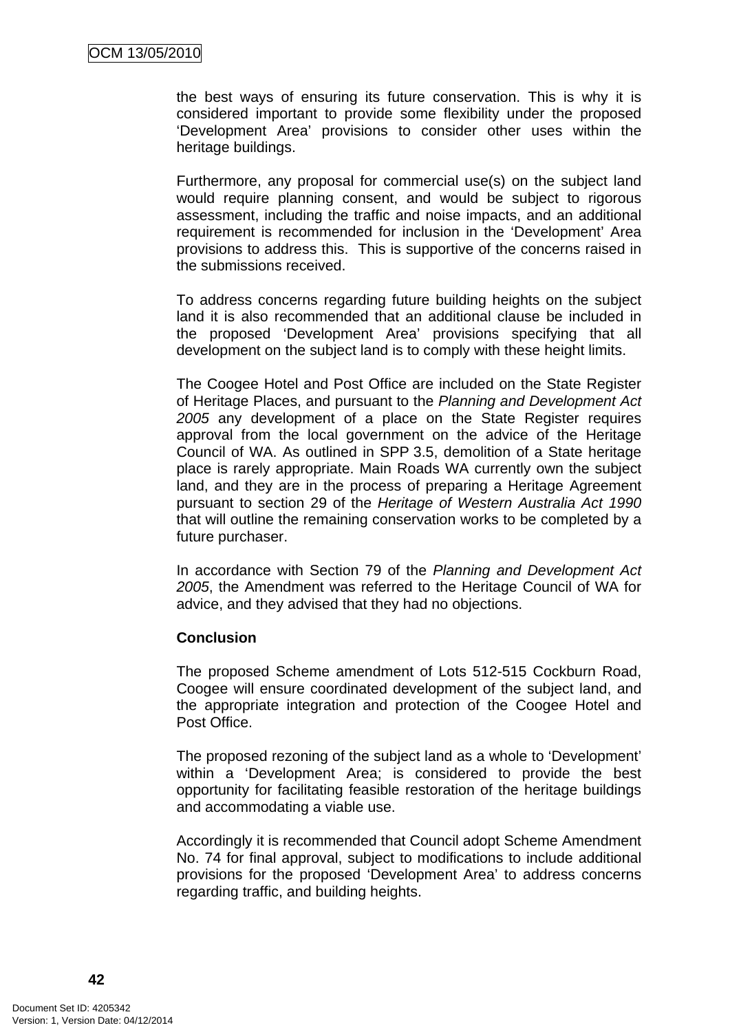the best ways of ensuring its future conservation. This is why it is considered important to provide some flexibility under the proposed 'Development Area' provisions to consider other uses within the heritage buildings.

Furthermore, any proposal for commercial use(s) on the subject land would require planning consent, and would be subject to rigorous assessment, including the traffic and noise impacts, and an additional requirement is recommended for inclusion in the 'Development' Area provisions to address this. This is supportive of the concerns raised in the submissions received.

To address concerns regarding future building heights on the subject land it is also recommended that an additional clause be included in the proposed 'Development Area' provisions specifying that all development on the subject land is to comply with these height limits.

The Coogee Hotel and Post Office are included on the State Register of Heritage Places, and pursuant to the *Planning and Development Act 2005* any development of a place on the State Register requires approval from the local government on the advice of the Heritage Council of WA. As outlined in SPP 3.5, demolition of a State heritage place is rarely appropriate. Main Roads WA currently own the subject land, and they are in the process of preparing a Heritage Agreement pursuant to section 29 of the *Heritage of Western Australia Act 1990* that will outline the remaining conservation works to be completed by a future purchaser.

In accordance with Section 79 of the *Planning and Development Act 2005*, the Amendment was referred to the Heritage Council of WA for advice, and they advised that they had no objections.

**Conclusion**

The proposed Scheme amendment of Lots 512-515 Cockburn Road, Coogee will ensure coordinated development of the subject land, and the appropriate integration and protection of the Coogee Hotel and Post Office.

The proposed rezoning of the subject land as a whole to 'Development' within a 'Development Area; is considered to provide the best opportunity for facilitating feasible restoration of the heritage buildings and accommodating a viable use.

Accordingly it is recommended that Council adopt Scheme Amendment No. 74 for final approval, subject to modifications to include additional provisions for the proposed 'Development Area' to address concerns regarding traffic, and building heights.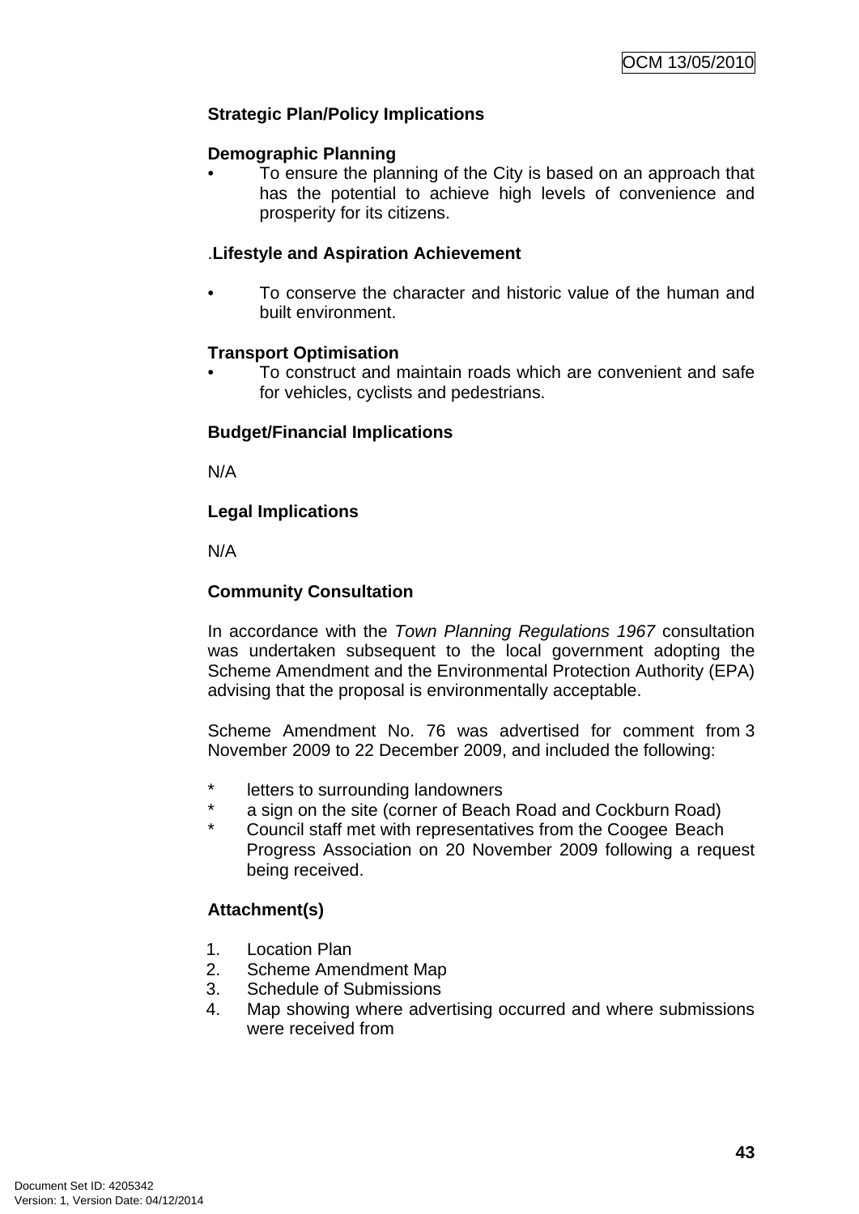**Strategic Plan/Policy Implications**

**Demographic Planning**

- To ensure the planning of the City is based on an approach that has the potential to achieve high levels of convenience and prosperity for its citizens.

.**Lifestyle and Aspiration Achievement**

- To conserve the character and historic value of the human and built environment.

**Transport Optimisation**

- To construct and maintain roads which are convenient and safe for vehicles, cyclists and pedestrians.

**Budget/Financial Implications**

N/A

**Legal Implications**

N/A

**Community Consultation**

In accordance with the *Town Planning Regulations 1967* consultation was undertaken subsequent to the local government adopting the Scheme Amendment and the Environmental Protection Authority (EPA) advising that the proposal is environmentally acceptable.

Scheme Amendment No. 76 was advertised for comment from 3 November 2009 to 22 December 2009, and included the following:

* letters to surrounding landowners
* a sign on the site (corner of Beach Road and Cockburn Road)
* Council staff met with representatives from the Coogee Beach Progress Association on 20 November 2009 following a request being received.

**Attachment(s)**

1. Location Plan
2. Scheme Amendment Map
3. Schedule of Submissions
4. Map showing where advertising occurred and where submissions were received from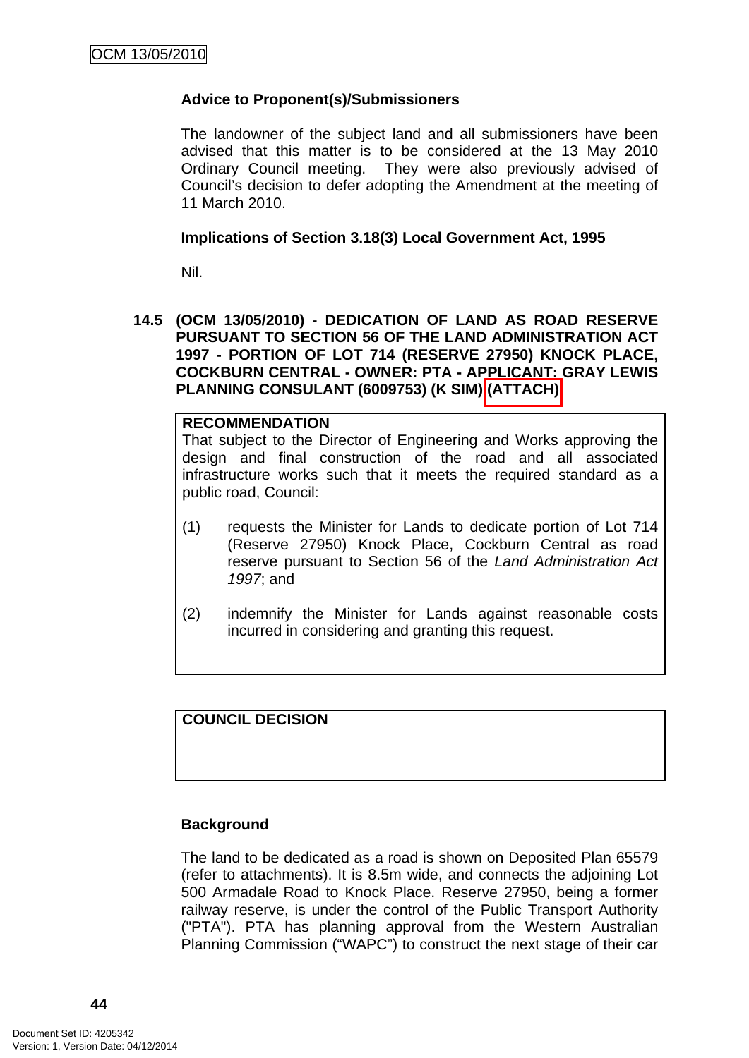**Advice to Proponent(s)/Submissioners**

The landowner of the subject land and all submissioners have been advised that this matter is to be considered at the 13 May 2010 Ordinary Council meeting. They were also previously advised of Council's decision to defer adopting the Amendment at the meeting of 11 March 2010.

**Implications of Section 3.18(3) Local Government Act, 1995**

Nil.

### 14.5 (OCM 13/05/2010) - DEDICATION OF LAND AS ROAD RESERVE PURSUANT TO SECTION 56 OF THE LAND ADMINISTRATION ACT 1997 - PORTION OF LOT 714 (RESERVE 27950) KNOCK PLACE, COCKBURN CENTRAL - OWNER: PTA - APPLICANT: GRAY LEWIS PLANNING CONSULANT (6009753) (K SIM) (ATTACH)

**RECOMMENDATION**

That subject to the Director of Engineering and Works approving the design and final construction of the road and all associated infrastructure works such that it meets the required standard as a public road, Council:

(1) requests the Minister for Lands to dedicate portion of Lot 714 (Reserve 27950) Knock Place, Cockburn Central as road reserve pursuant to Section 56 of the *Land Administration Act 1997*; and

(2) indemnify the Minister for Lands against reasonable costs incurred in considering and granting this request.

**COUNCIL DECISION**

**Background**

The land to be dedicated as a road is shown on Deposited Plan 65579 (refer to attachments). It is 8.5m wide, and connects the adjoining Lot 500 Armadale Road to Knock Place. Reserve 27950, being a former railway reserve, is under the control of the Public Transport Authority ("PTA"). PTA has planning approval from the Western Australian Planning Commission ("WAPC") to construct the next stage of their car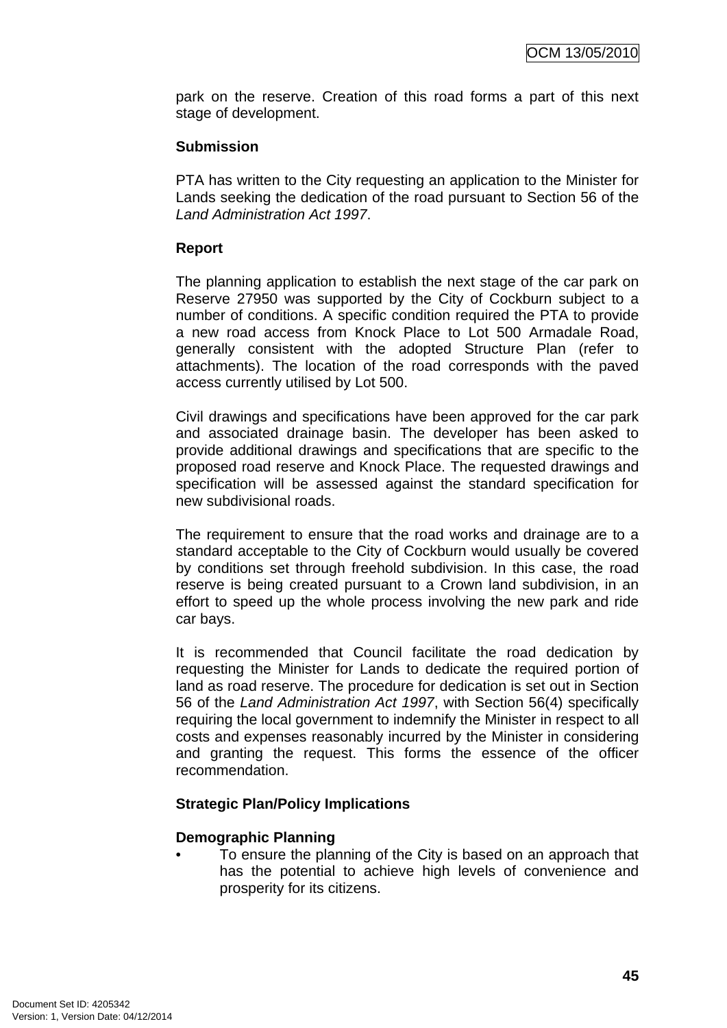park on the reserve. Creation of this road forms a part of this next stage of development.

**Submission**

PTA has written to the City requesting an application to the Minister for Lands seeking the dedication of the road pursuant to Section 56 of the *Land Administration Act 1997*.

**Report**

The planning application to establish the next stage of the car park on Reserve 27950 was supported by the City of Cockburn subject to a number of conditions. A specific condition required the PTA to provide a new road access from Knock Place to Lot 500 Armadale Road, generally consistent with the adopted Structure Plan (refer to attachments). The location of the road corresponds with the paved access currently utilised by Lot 500.

Civil drawings and specifications have been approved for the car park and associated drainage basin. The developer has been asked to provide additional drawings and specifications that are specific to the proposed road reserve and Knock Place. The requested drawings and specification will be assessed against the standard specification for new subdivisional roads.

The requirement to ensure that the road works and drainage are to a standard acceptable to the City of Cockburn would usually be covered by conditions set through freehold subdivision. In this case, the road reserve is being created pursuant to a Crown land subdivision, in an effort to speed up the whole process involving the new park and ride car bays.

It is recommended that Council facilitate the road dedication by requesting the Minister for Lands to dedicate the required portion of land as road reserve. The procedure for dedication is set out in Section 56 of the *Land Administration Act 1997*, with Section 56(4) specifically requiring the local government to indemnify the Minister in respect to all costs and expenses reasonably incurred by the Minister in considering and granting the request. This forms the essence of the officer recommendation.

**Strategic Plan/Policy Implications**

**Demographic Planning**

- To ensure the planning of the City is based on an approach that has the potential to achieve high levels of convenience and prosperity for its citizens.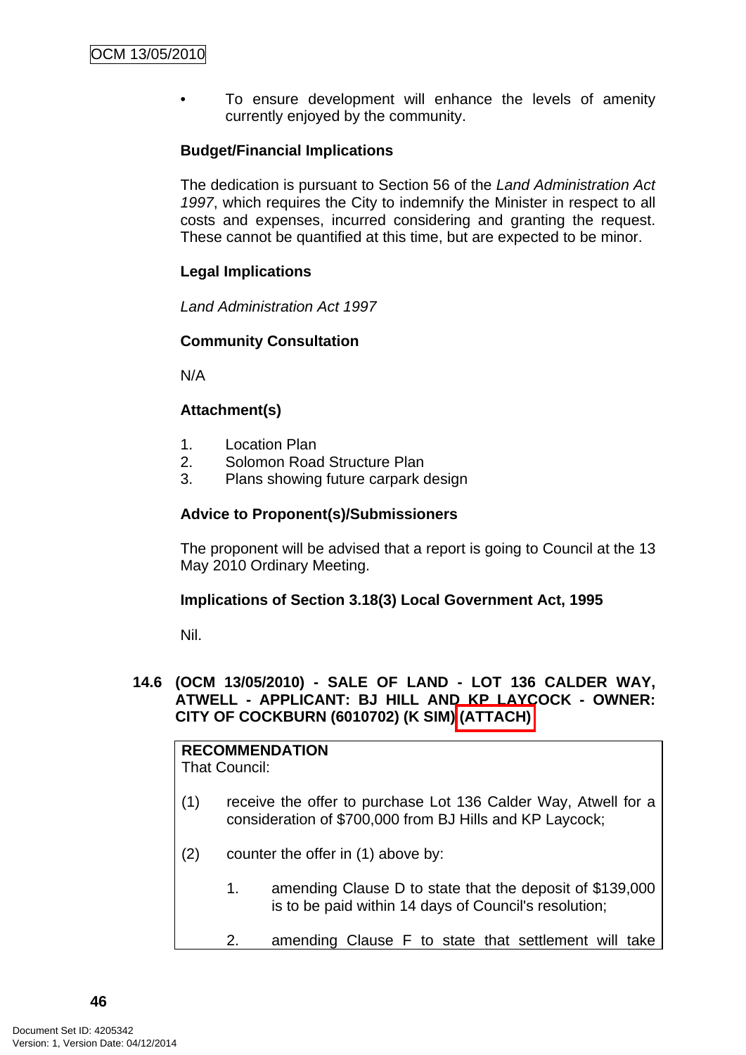- To ensure development will enhance the levels of amenity currently enjoyed by the community.

**Budget/Financial Implications**

The dedication is pursuant to Section 56 of the *Land Administration Act 1997*, which requires the City to indemnify the Minister in respect to all costs and expenses, incurred considering and granting the request. These cannot be quantified at this time, but are expected to be minor.

**Legal Implications**

*Land Administration Act 1997*

**Community Consultation**

N/A

**Attachment(s)**

1. Location Plan
2. Solomon Road Structure Plan
3. Plans showing future carpark design

**Advice to Proponent(s)/Submissioners**

The proponent will be advised that a report is going to Council at the 13 May 2010 Ordinary Meeting.

**Implications of Section 3.18(3) Local Government Act, 1995**

Nil.

### 14.6 (OCM 13/05/2010) - SALE OF LAND - LOT 136 CALDER WAY, ATWELL - APPLICANT: BJ HILL AND KP LAYCOCK - OWNER: CITY OF COCKBURN (6010702) (K SIM) (ATTACH)

**RECOMMENDATION**
That Council:

(1) receive the offer to purchase Lot 136 Calder Way, Atwell for a consideration of $700,000 from BJ Hills and KP Laycock;

(2) counter the offer in (1) above by:

1. amending Clause D to state that the deposit of $139,000 is to be paid within 14 days of Council's resolution;

2. amending Clause F to state that settlement will take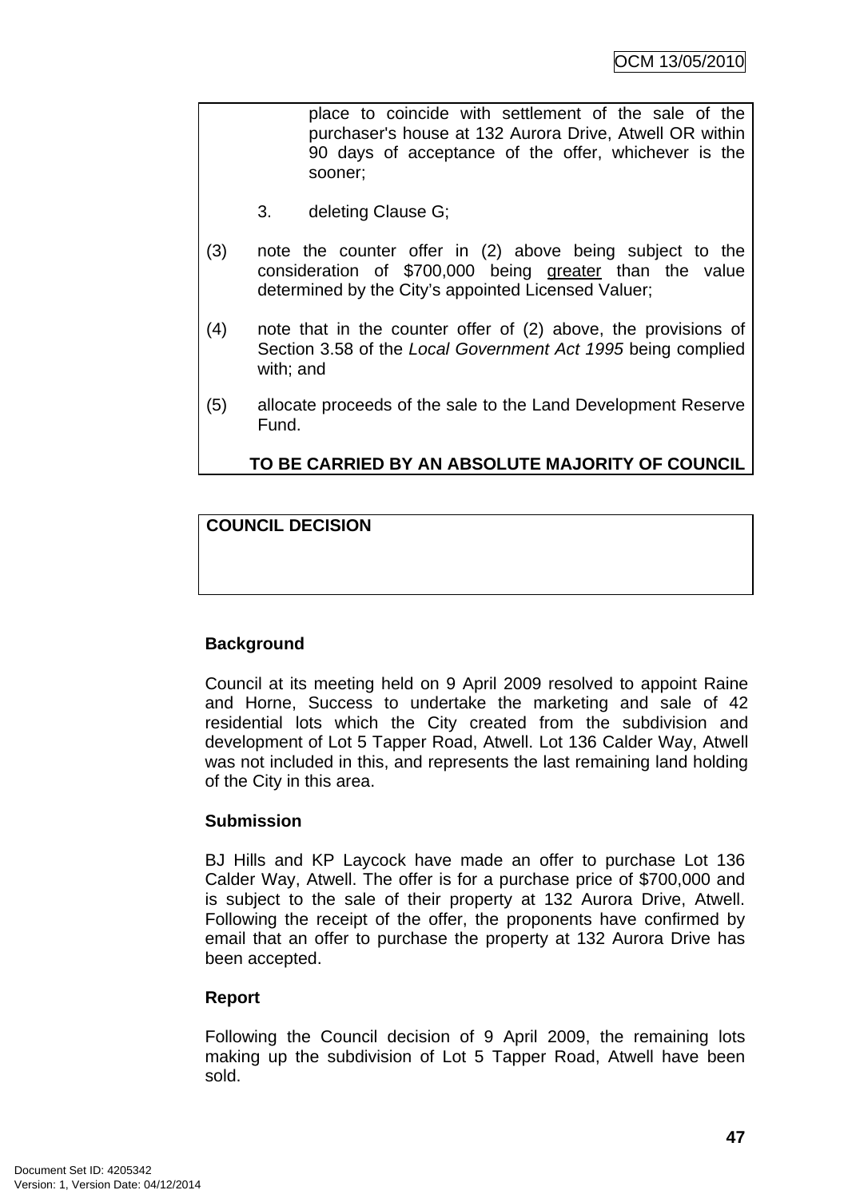place to coincide with settlement of the sale of the purchaser's house at 132 Aurora Drive, Atwell OR within 90 days of acceptance of the offer, whichever is the sooner;

3. deleting Clause G;

(3) note the counter offer in (2) above being subject to the consideration of $700,000 being <u>greater</u> than the value determined by the City's appointed Licensed Valuer;

(4) note that in the counter offer of (2) above, the provisions of Section 3.58 of the *Local Government Act 1995* being complied with; and

(5) allocate proceeds of the sale to the Land Development Reserve Fund.

**TO BE CARRIED BY AN ABSOLUTE MAJORITY OF COUNCIL**

**COUNCIL DECISION**

**Background**

Council at its meeting held on 9 April 2009 resolved to appoint Raine and Horne, Success to undertake the marketing and sale of 42 residential lots which the City created from the subdivision and development of Lot 5 Tapper Road, Atwell. Lot 136 Calder Way, Atwell was not included in this, and represents the last remaining land holding of the City in this area.

**Submission**

BJ Hills and KP Laycock have made an offer to purchase Lot 136 Calder Way, Atwell. The offer is for a purchase price of $700,000 and is subject to the sale of their property at 132 Aurora Drive, Atwell. Following the receipt of the offer, the proponents have confirmed by email that an offer to purchase the property at 132 Aurora Drive has been accepted.

**Report**

Following the Council decision of 9 April 2009, the remaining lots making up the subdivision of Lot 5 Tapper Road, Atwell have been sold.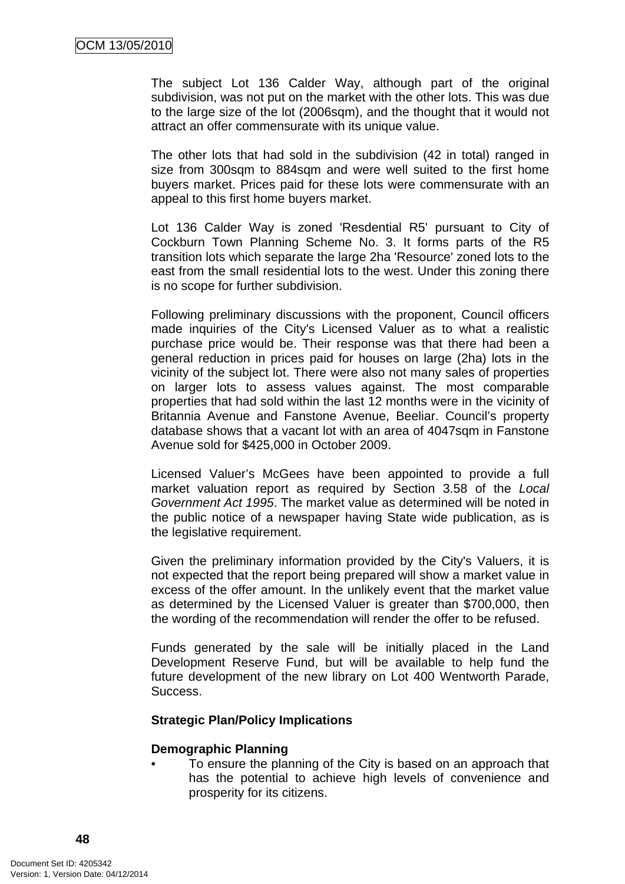The subject Lot 136 Calder Way, although part of the original subdivision, was not put on the market with the other lots. This was due to the large size of the lot (2006sqm), and the thought that it would not attract an offer commensurate with its unique value.

The other lots that had sold in the subdivision (42 in total) ranged in size from 300sqm to 884sqm and were well suited to the first home buyers market. Prices paid for these lots were commensurate with an appeal to this first home buyers market.

Lot 136 Calder Way is zoned 'Resdential R5' pursuant to City of Cockburn Town Planning Scheme No. 3. It forms parts of the R5 transition lots which separate the large 2ha 'Resource' zoned lots to the east from the small residential lots to the west. Under this zoning there is no scope for further subdivision.

Following preliminary discussions with the proponent, Council officers made inquiries of the City's Licensed Valuer as to what a realistic purchase price would be. Their response was that there had been a general reduction in prices paid for houses on large (2ha) lots in the vicinity of the subject lot. There were also not many sales of properties on larger lots to assess values against. The most comparable properties that had sold within the last 12 months were in the vicinity of Britannia Avenue and Fanstone Avenue, Beeliar. Council's property database shows that a vacant lot with an area of 4047sqm in Fanstone Avenue sold for $425,000 in October 2009.

Licensed Valuer's McGees have been appointed to provide a full market valuation report as required by Section 3.58 of the *Local Government Act 1995*. The market value as determined will be noted in the public notice of a newspaper having State wide publication, as is the legislative requirement.

Given the preliminary information provided by the City's Valuers, it is not expected that the report being prepared will show a market value in excess of the offer amount. In the unlikely event that the market value as determined by the Licensed Valuer is greater than $700,000, then the wording of the recommendation will render the offer to be refused.

Funds generated by the sale will be initially placed in the Land Development Reserve Fund, but will be available to help fund the future development of the new library on Lot 400 Wentworth Parade, Success.

**Strategic Plan/Policy Implications**

**Demographic Planning**

- To ensure the planning of the City is based on an approach that has the potential to achieve high levels of convenience and prosperity for its citizens.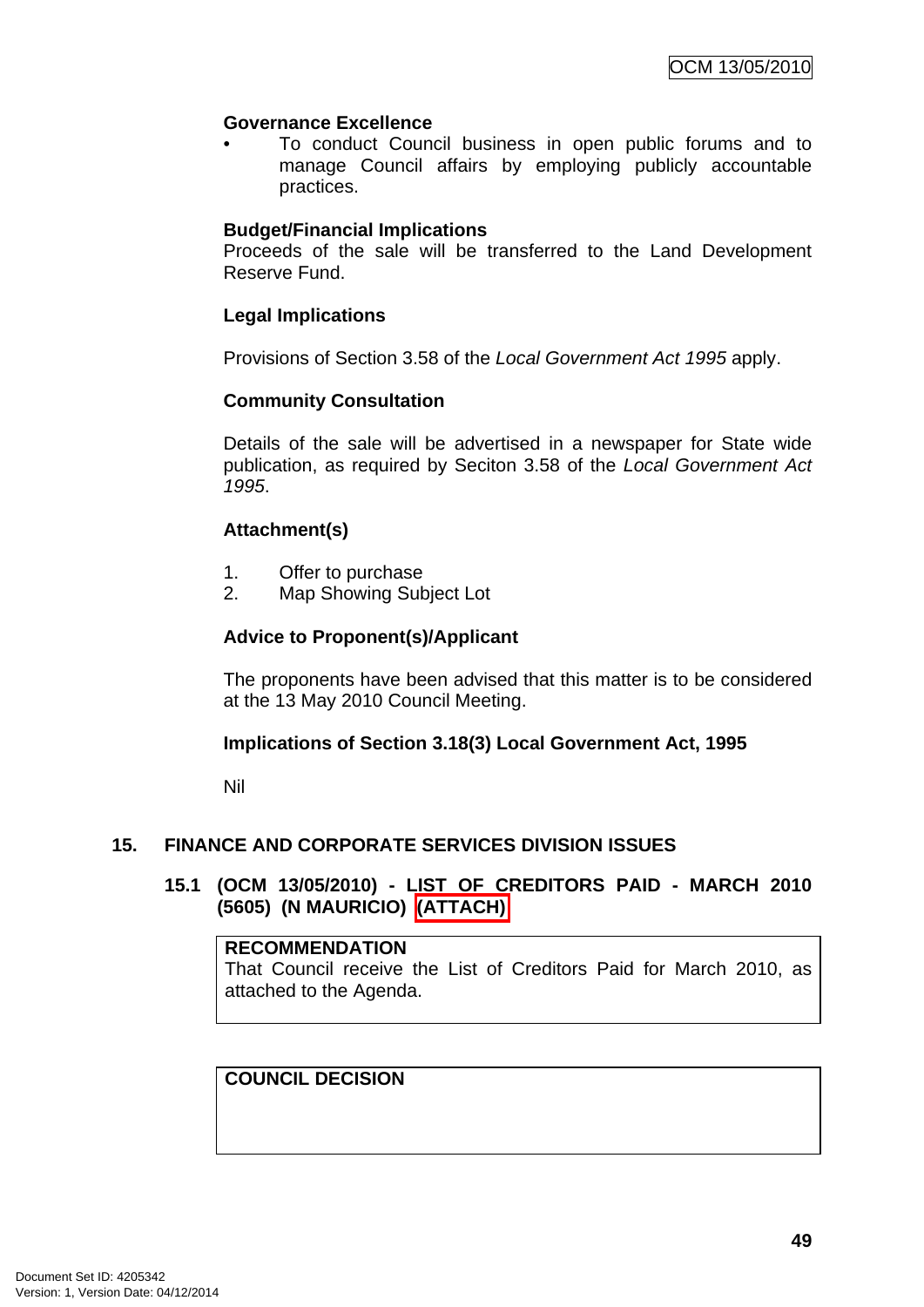**Governance Excellence**

- To conduct Council business in open public forums and to manage Council affairs by employing publicly accountable practices.

**Budget/Financial Implications**

Proceeds of the sale will be transferred to the Land Development Reserve Fund.

**Legal Implications**

Provisions of Section 3.58 of the *Local Government Act 1995* apply.

**Community Consultation**

Details of the sale will be advertised in a newspaper for State wide publication, as required by Seciton 3.58 of the *Local Government Act 1995*.

**Attachment(s)**

1. Offer to purchase
2. Map Showing Subject Lot

**Advice to Proponent(s)/Applicant**

The proponents have been advised that this matter is to be considered at the 13 May 2010 Council Meeting.

**Implications of Section 3.18(3) Local Government Act, 1995**

Nil

## 15. FINANCE AND CORPORATE SERVICES DIVISION ISSUES

### 15.1 (OCM 13/05/2010) - LIST OF CREDITORS PAID - MARCH 2010 (5605) (N MAURICIO) (ATTACH)

**RECOMMENDATION**
That Council receive the List of Creditors Paid for March 2010, as attached to the Agenda.

**COUNCIL DECISION**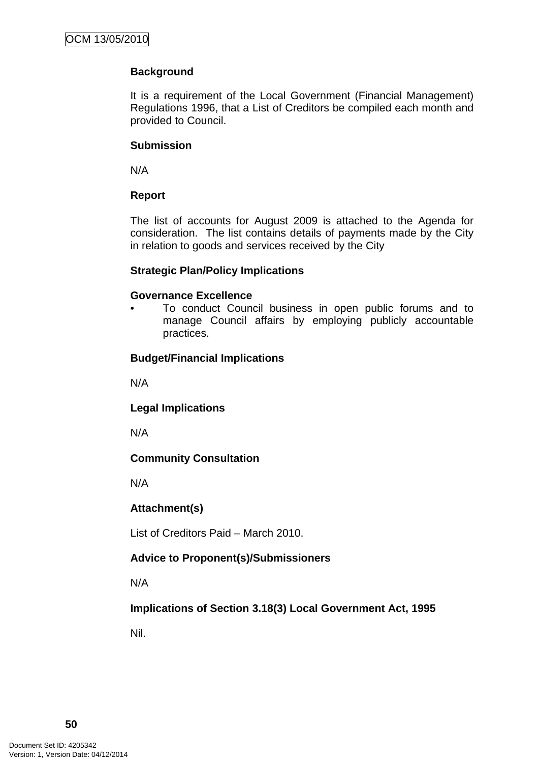**Background**

It is a requirement of the Local Government (Financial Management) Regulations 1996, that a List of Creditors be compiled each month and provided to Council.

**Submission**

N/A

**Report**

The list of accounts for August 2009 is attached to the Agenda for consideration. The list contains details of payments made by the City in relation to goods and services received by the City

**Strategic Plan/Policy Implications**

**Governance Excellence**

- To conduct Council business in open public forums and to manage Council affairs by employing publicly accountable practices.

**Budget/Financial Implications**

N/A

**Legal Implications**

N/A

**Community Consultation**

N/A

**Attachment(s)**

List of Creditors Paid – March 2010.

**Advice to Proponent(s)/Submissioners**

N/A

**Implications of Section 3.18(3) Local Government Act, 1995**

Nil.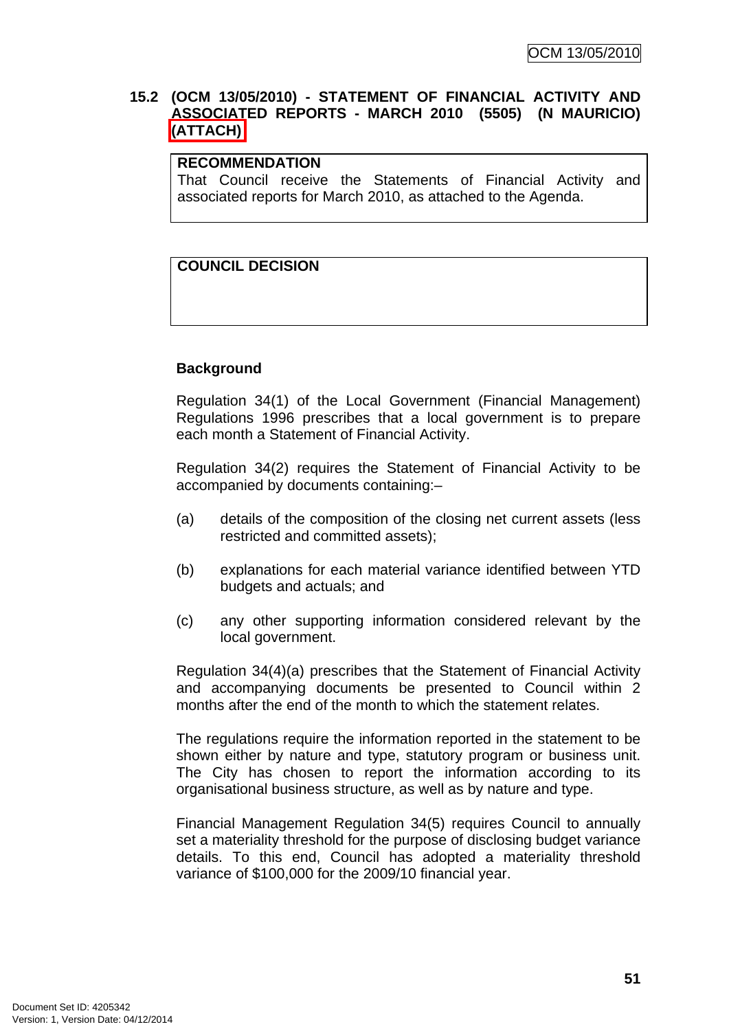## 15.2 (OCM 13/05/2010) - STATEMENT OF FINANCIAL ACTIVITY AND ASSOCIATED REPORTS - MARCH 2010 (5505) (N MAURICIO) (ATTACH)

**RECOMMENDATION**

That Council receive the Statements of Financial Activity and associated reports for March 2010, as attached to the Agenda.

**COUNCIL DECISION**

### Background

Regulation 34(1) of the Local Government (Financial Management) Regulations 1996 prescribes that a local government is to prepare each month a Statement of Financial Activity.

Regulation 34(2) requires the Statement of Financial Activity to be accompanied by documents containing:–

(a) details of the composition of the closing net current assets (less restricted and committed assets);

(b) explanations for each material variance identified between YTD budgets and actuals; and

(c) any other supporting information considered relevant by the local government.

Regulation 34(4)(a) prescribes that the Statement of Financial Activity and accompanying documents be presented to Council within 2 months after the end of the month to which the statement relates.

The regulations require the information reported in the statement to be shown either by nature and type, statutory program or business unit. The City has chosen to report the information according to its organisational business structure, as well as by nature and type.

Financial Management Regulation 34(5) requires Council to annually set a materiality threshold for the purpose of disclosing budget variance details. To this end, Council has adopted a materiality threshold variance of $100,000 for the 2009/10 financial year.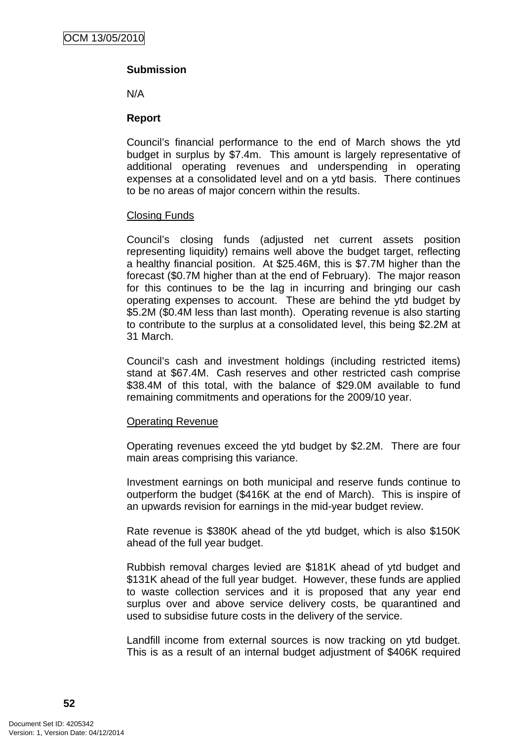**Submission**

N/A

**Report**

Council's financial performance to the end of March shows the ytd budget in surplus by $7.4m. This amount is largely representative of additional operating revenues and underspending in operating expenses at a consolidated level and on a ytd basis. There continues to be no areas of major concern within the results.

Closing Funds

Council's closing funds (adjusted net current assets position representing liquidity) remains well above the budget target, reflecting a healthy financial position. At $25.46M, this is $7.7M higher than the forecast ($0.7M higher than at the end of February). The major reason for this continues to be the lag in incurring and bringing our cash operating expenses to account. These are behind the ytd budget by $5.2M ($0.4M less than last month). Operating revenue is also starting to contribute to the surplus at a consolidated level, this being $2.2M at 31 March.

Council's cash and investment holdings (including restricted items) stand at $67.4M. Cash reserves and other restricted cash comprise $38.4M of this total, with the balance of $29.0M available to fund remaining commitments and operations for the 2009/10 year.

Operating Revenue

Operating revenues exceed the ytd budget by $2.2M. There are four main areas comprising this variance.

Investment earnings on both municipal and reserve funds continue to outperform the budget ($416K at the end of March). This is inspire of an upwards revision for earnings in the mid-year budget review.

Rate revenue is $380K ahead of the ytd budget, which is also $150K ahead of the full year budget.

Rubbish removal charges levied are $181K ahead of ytd budget and $131K ahead of the full year budget. However, these funds are applied to waste collection services and it is proposed that any year end surplus over and above service delivery costs, be quarantined and used to subsidise future costs in the delivery of the service.

Landfill income from external sources is now tracking on ytd budget. This is as a result of an internal budget adjustment of $406K required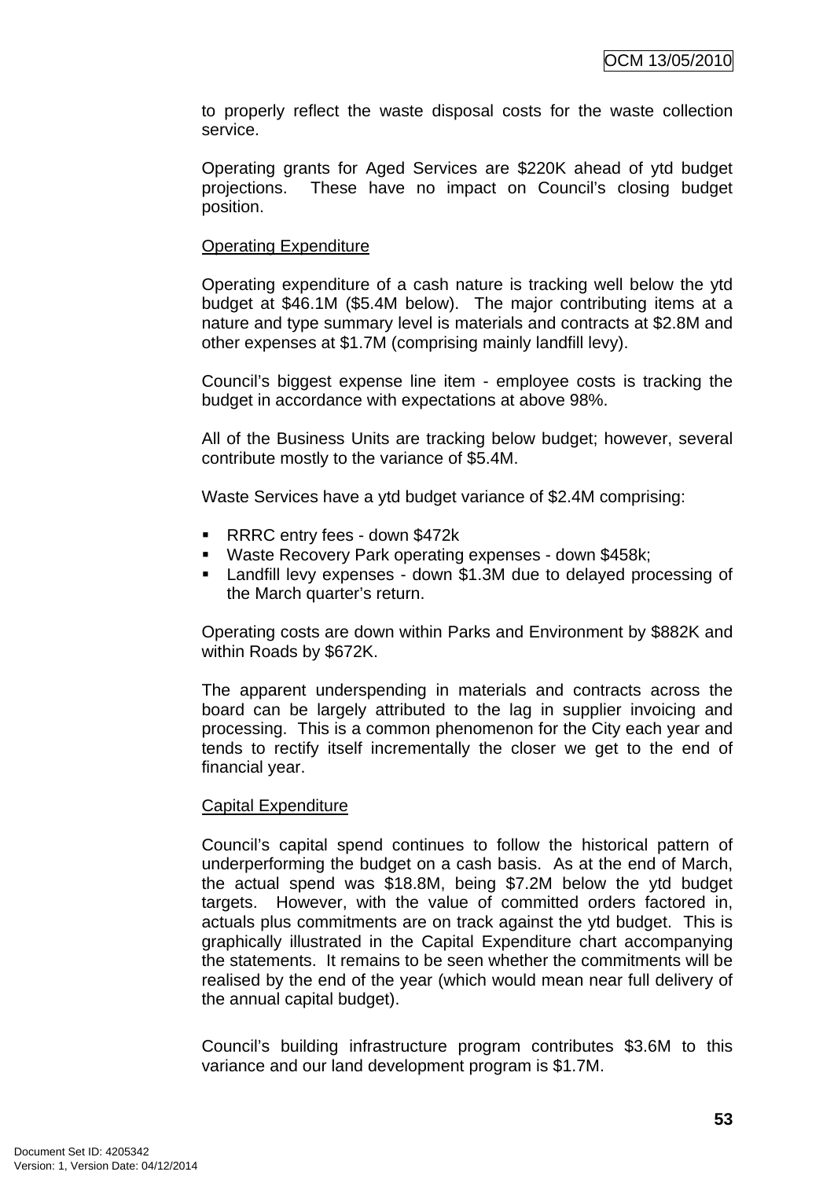to properly reflect the waste disposal costs for the waste collection service.

Operating grants for Aged Services are $220K ahead of ytd budget projections. These have no impact on Council's closing budget position.

<u>Operating Expenditure</u>

Operating expenditure of a cash nature is tracking well below the ytd budget at $46.1M ($5.4M below). The major contributing items at a nature and type summary level is materials and contracts at $2.8M and other expenses at $1.7M (comprising mainly landfill levy).

Council's biggest expense line item - employee costs is tracking the budget in accordance with expectations at above 98%.

All of the Business Units are tracking below budget; however, several contribute mostly to the variance of $5.4M.

Waste Services have a ytd budget variance of $2.4M comprising:

- RRRC entry fees - down $472k
- Waste Recovery Park operating expenses - down $458k;
- Landfill levy expenses - down $1.3M due to delayed processing of the March quarter's return.

Operating costs are down within Parks and Environment by $882K and within Roads by $672K.

The apparent underspending in materials and contracts across the board can be largely attributed to the lag in supplier invoicing and processing. This is a common phenomenon for the City each year and tends to rectify itself incrementally the closer we get to the end of financial year.

<u>Capital Expenditure</u>

Council's capital spend continues to follow the historical pattern of underperforming the budget on a cash basis. As at the end of March, the actual spend was $18.8M, being $7.2M below the ytd budget targets. However, with the value of committed orders factored in, actuals plus commitments are on track against the ytd budget. This is graphically illustrated in the Capital Expenditure chart accompanying the statements. It remains to be seen whether the commitments will be realised by the end of the year (which would mean near full delivery of the annual capital budget).

Council's building infrastructure program contributes $3.6M to this variance and our land development program is $1.7M.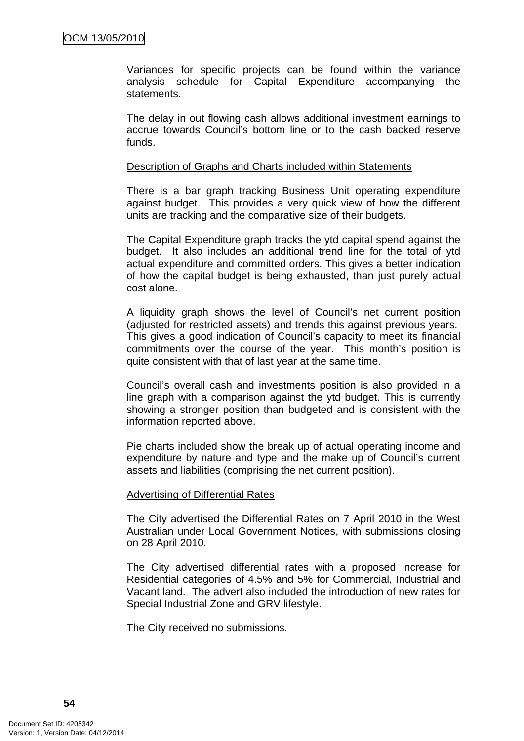Variances for specific projects can be found within the variance analysis schedule for Capital Expenditure accompanying the statements.

The delay in out flowing cash allows additional investment earnings to accrue towards Council's bottom line or to the cash backed reserve funds.

<u>Description of Graphs and Charts included within Statements</u>

There is a bar graph tracking Business Unit operating expenditure against budget. This provides a very quick view of how the different units are tracking and the comparative size of their budgets.

The Capital Expenditure graph tracks the ytd capital spend against the budget. It also includes an additional trend line for the total of ytd actual expenditure and committed orders. This gives a better indication of how the capital budget is being exhausted, than just purely actual cost alone.

A liquidity graph shows the level of Council's net current position (adjusted for restricted assets) and trends this against previous years. This gives a good indication of Council's capacity to meet its financial commitments over the course of the year. This month's position is quite consistent with that of last year at the same time.

Council's overall cash and investments position is also provided in a line graph with a comparison against the ytd budget. This is currently showing a stronger position than budgeted and is consistent with the information reported above.

Pie charts included show the break up of actual operating income and expenditure by nature and type and the make up of Council's current assets and liabilities (comprising the net current position).

<u>Advertising of Differential Rates</u>

The City advertised the Differential Rates on 7 April 2010 in the West Australian under Local Government Notices, with submissions closing on 28 April 2010.

The City advertised differential rates with a proposed increase for Residential categories of 4.5% and 5% for Commercial, Industrial and Vacant land. The advert also included the introduction of new rates for Special Industrial Zone and GRV lifestyle.

The City received no submissions.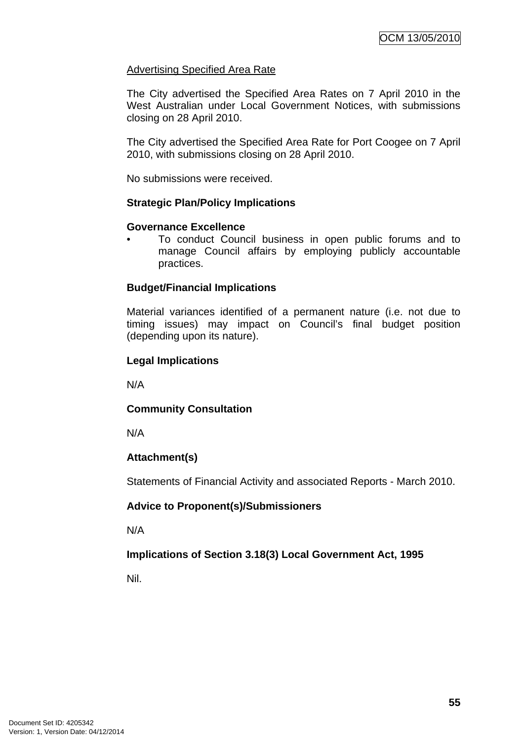Advertising Specified Area Rate

The City advertised the Specified Area Rates on 7 April 2010 in the West Australian under Local Government Notices, with submissions closing on 28 April 2010.

The City advertised the Specified Area Rate for Port Coogee on 7 April 2010, with submissions closing on 28 April 2010.

No submissions were received.

**Strategic Plan/Policy Implications**

**Governance Excellence**

- To conduct Council business in open public forums and to manage Council affairs by employing publicly accountable practices.

**Budget/Financial Implications**

Material variances identified of a permanent nature (i.e. not due to timing issues) may impact on Council's final budget position (depending upon its nature).

**Legal Implications**

N/A

**Community Consultation**

N/A

**Attachment(s)**

Statements of Financial Activity and associated Reports - March 2010.

**Advice to Proponent(s)/Submissioners**

N/A

**Implications of Section 3.18(3) Local Government Act, 1995**

Nil.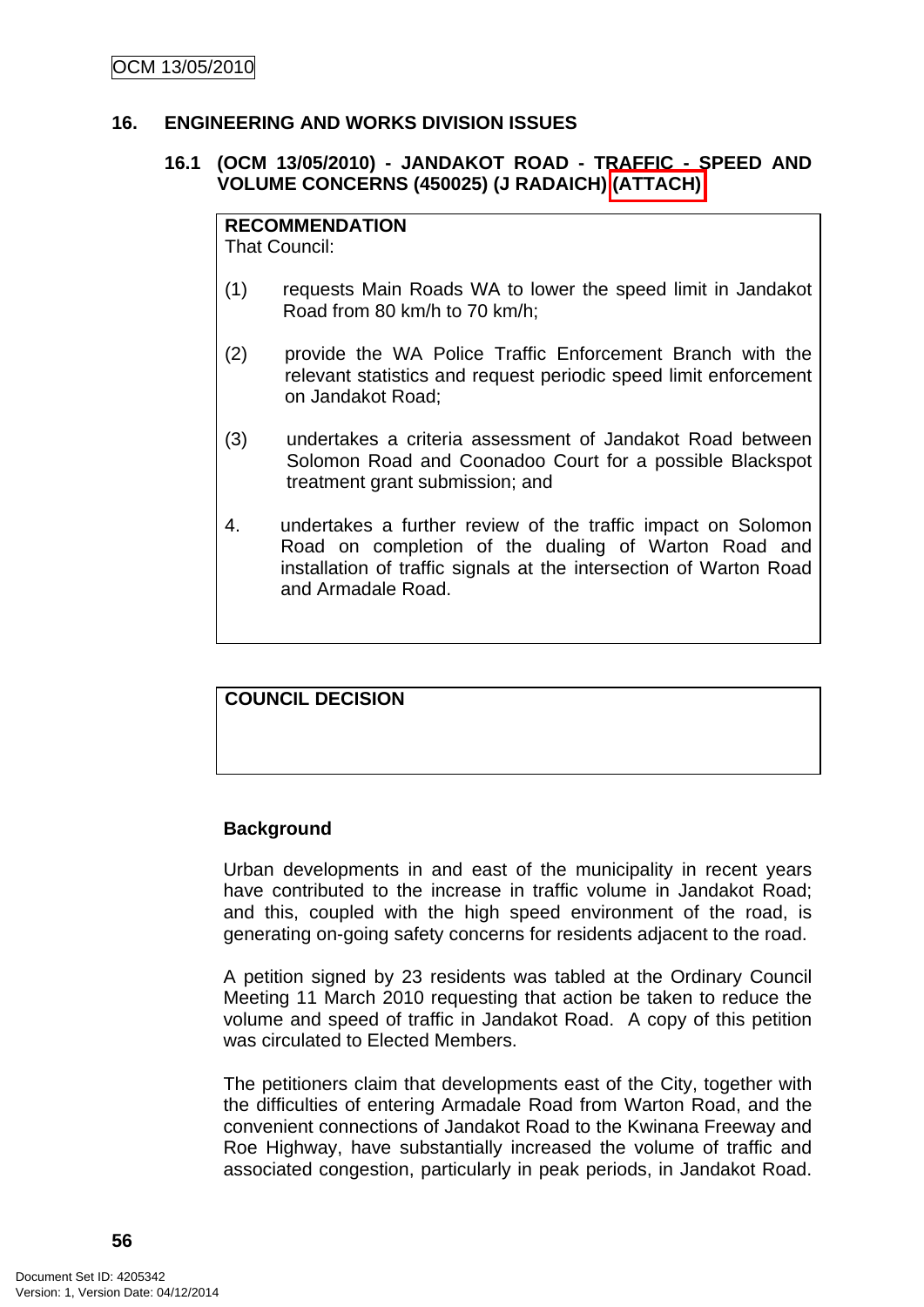## 16. ENGINEERING AND WORKS DIVISION ISSUES

### 16.1 (OCM 13/05/2010) - JANDAKOT ROAD - TRAFFIC - SPEED AND VOLUME CONCERNS (450025) (J RADAICH) (ATTACH)

**RECOMMENDATION**
That Council:

(1) requests Main Roads WA to lower the speed limit in Jandakot Road from 80 km/h to 70 km/h;

(2) provide the WA Police Traffic Enforcement Branch with the relevant statistics and request periodic speed limit enforcement on Jandakot Road;

(3) undertakes a criteria assessment of Jandakot Road between Solomon Road and Coonadoo Court for a possible Blackspot treatment grant submission; and

4. undertakes a further review of the traffic impact on Solomon Road on completion of the dualing of Warton Road and installation of traffic signals at the intersection of Warton Road and Armadale Road.

**COUNCIL DECISION**

**Background**

Urban developments in and east of the municipality in recent years have contributed to the increase in traffic volume in Jandakot Road; and this, coupled with the high speed environment of the road, is generating on-going safety concerns for residents adjacent to the road.

A petition signed by 23 residents was tabled at the Ordinary Council Meeting 11 March 2010 requesting that action be taken to reduce the volume and speed of traffic in Jandakot Road. A copy of this petition was circulated to Elected Members.

The petitioners claim that developments east of the City, together with the difficulties of entering Armadale Road from Warton Road, and the convenient connections of Jandakot Road to the Kwinana Freeway and Roe Highway, have substantially increased the volume of traffic and associated congestion, particularly in peak periods, in Jandakot Road.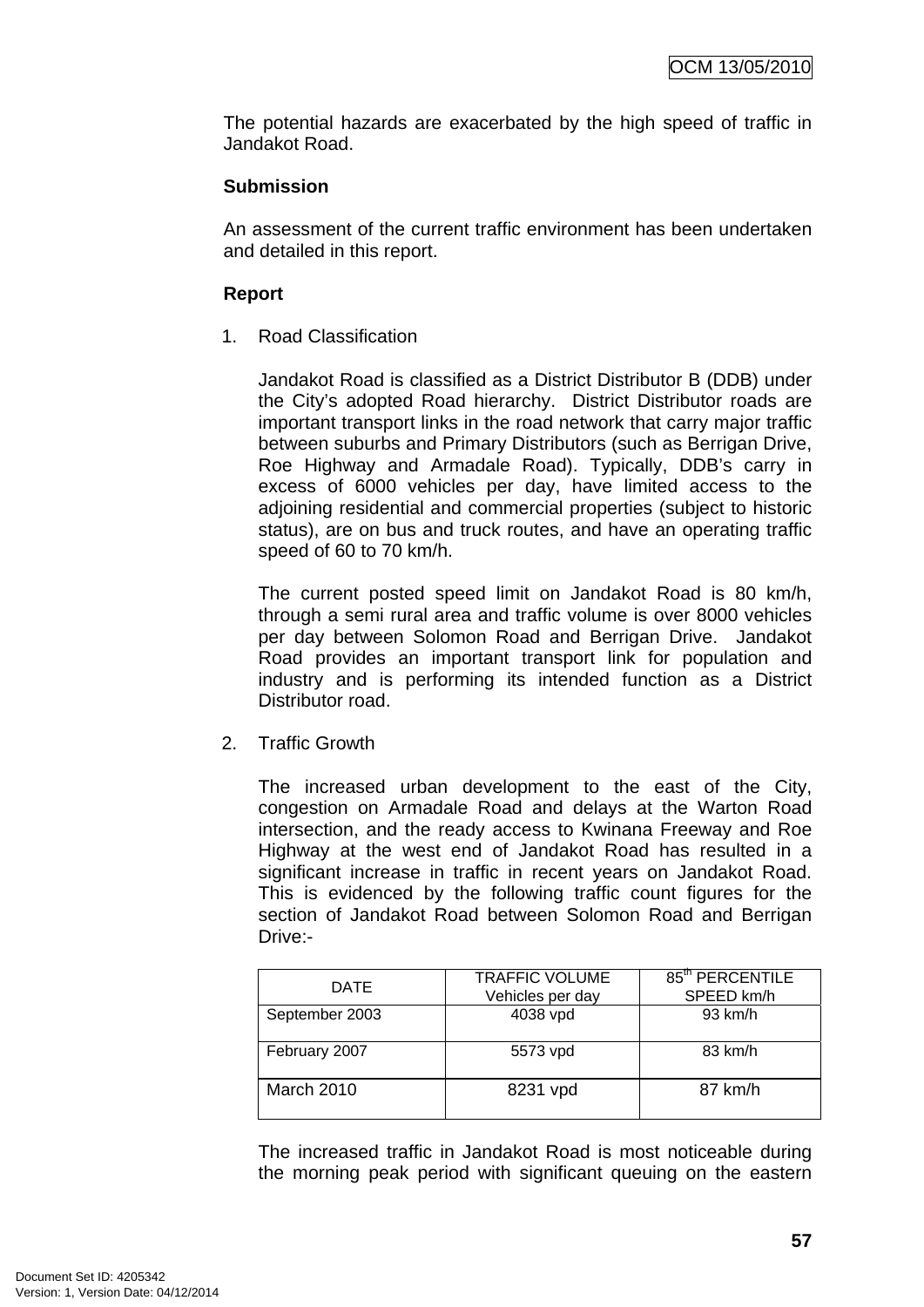The potential hazards are exacerbated by the high speed of traffic in Jandakot Road.

**Submission**

An assessment of the current traffic environment has been undertaken and detailed in this report.

**Report**

1. Road Classification

   Jandakot Road is classified as a District Distributor B (DDB) under the City's adopted Road hierarchy. District Distributor roads are important transport links in the road network that carry major traffic between suburbs and Primary Distributors (such as Berrigan Drive, Roe Highway and Armadale Road). Typically, DDB's carry in excess of 6000 vehicles per day, have limited access to the adjoining residential and commercial properties (subject to historic status), are on bus and truck routes, and have an operating traffic speed of 60 to 70 km/h.

   The current posted speed limit on Jandakot Road is 80 km/h, through a semi rural area and traffic volume is over 8000 vehicles per day between Solomon Road and Berrigan Drive. Jandakot Road provides an important transport link for population and industry and is performing its intended function as a District Distributor road.

2. Traffic Growth

   The increased urban development to the east of the City, congestion on Armadale Road and delays at the Warton Road intersection, and the ready access to Kwinana Freeway and Roe Highway at the west end of Jandakot Road has resulted in a significant increase in traffic in recent years on Jandakot Road. This is evidenced by the following traffic count figures for the section of Jandakot Road between Solomon Road and Berrigan Drive:-

| DATE | TRAFFIC VOLUME Vehicles per day | 85th PERCENTILE SPEED km/h |
|---|---|---|
| September 2003 | 4038 vpd | 93 km/h |
| February 2007 | 5573 vpd | 83 km/h |
| March 2010 | 8231 vpd | 87 km/h |

   The increased traffic in Jandakot Road is most noticeable during the morning peak period with significant queuing on the eastern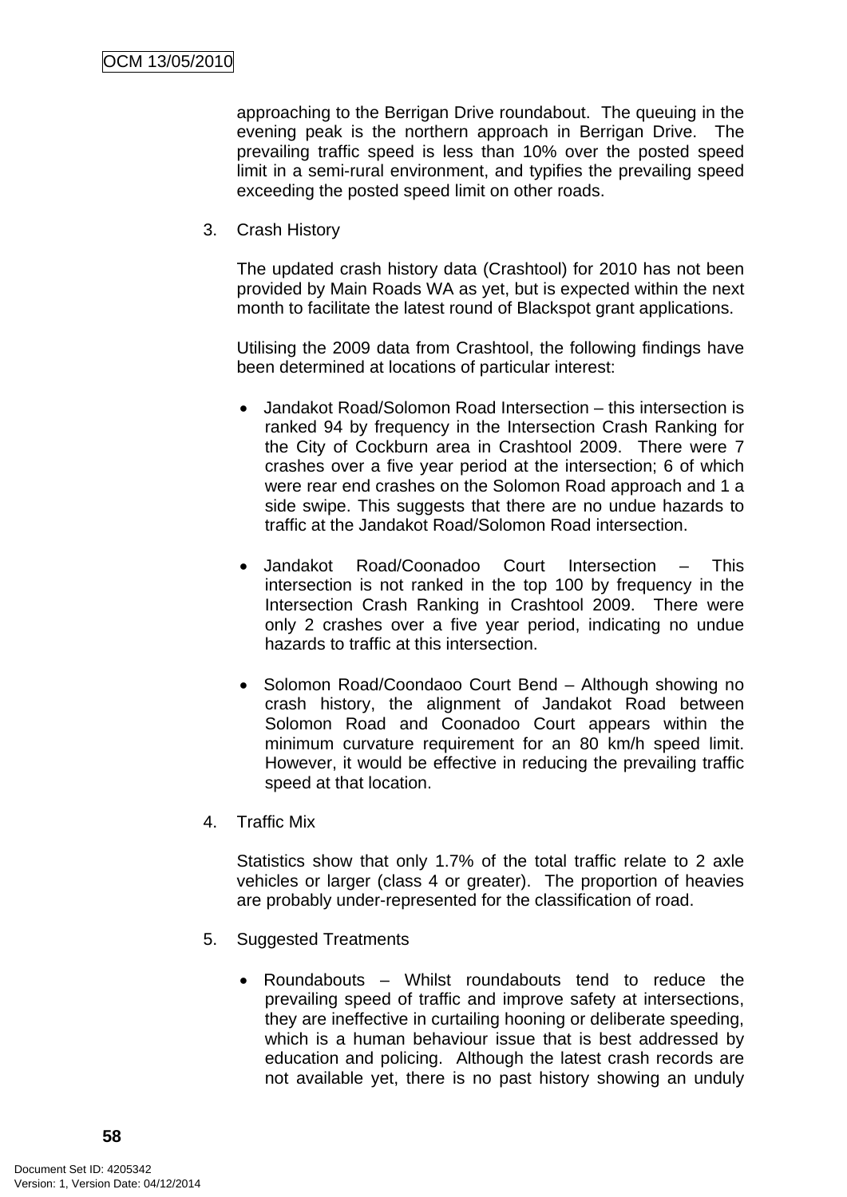approaching to the Berrigan Drive roundabout. The queuing in the evening peak is the northern approach in Berrigan Drive. The prevailing traffic speed is less than 10% over the posted speed limit in a semi-rural environment, and typifies the prevailing speed exceeding the posted speed limit on other roads.

3. Crash History

   The updated crash history data (Crashtool) for 2010 has not been provided by Main Roads WA as yet, but is expected within the next month to facilitate the latest round of Blackspot grant applications.

   Utilising the 2009 data from Crashtool, the following findings have been determined at locations of particular interest:

   - Jandakot Road/Solomon Road Intersection – this intersection is ranked 94 by frequency in the Intersection Crash Ranking for the City of Cockburn area in Crashtool 2009. There were 7 crashes over a five year period at the intersection; 6 of which were rear end crashes on the Solomon Road approach and 1 a side swipe. This suggests that there are no undue hazards to traffic at the Jandakot Road/Solomon Road intersection.

   - Jandakot Road/Coonadoo Court Intersection – This intersection is not ranked in the top 100 by frequency in the Intersection Crash Ranking in Crashtool 2009. There were only 2 crashes over a five year period, indicating no undue hazards to traffic at this intersection.

   - Solomon Road/Coondaoo Court Bend – Although showing no crash history, the alignment of Jandakot Road between Solomon Road and Coonadoo Court appears within the minimum curvature requirement for an 80 km/h speed limit. However, it would be effective in reducing the prevailing traffic speed at that location.

4. Traffic Mix

   Statistics show that only 1.7% of the total traffic relate to 2 axle vehicles or larger (class 4 or greater). The proportion of heavies are probably under-represented for the classification of road.

5. Suggested Treatments

   - Roundabouts – Whilst roundabouts tend to reduce the prevailing speed of traffic and improve safety at intersections, they are ineffective in curtailing hooning or deliberate speeding, which is a human behaviour issue that is best addressed by education and policing. Although the latest crash records are not available yet, there is no past history showing an unduly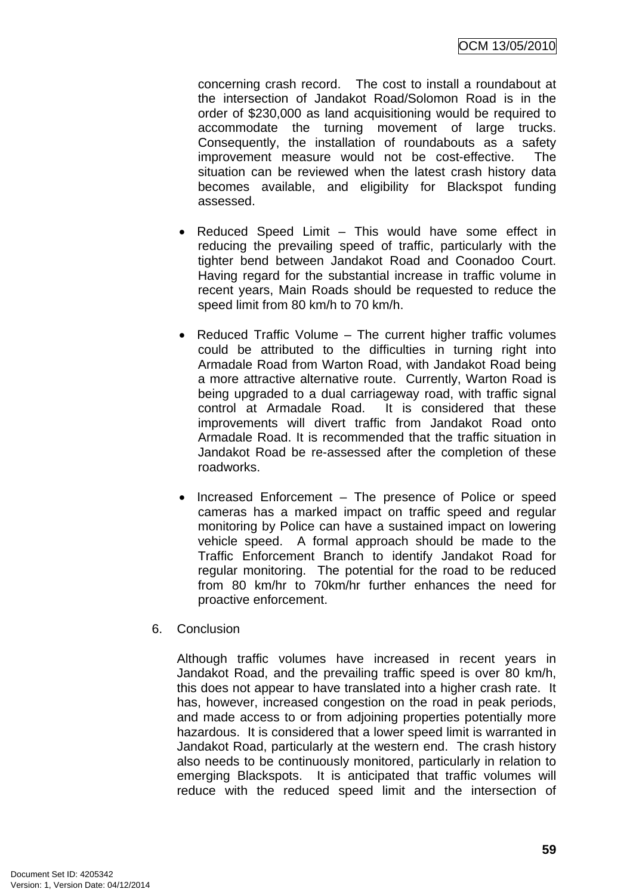concerning crash record. The cost to install a roundabout at the intersection of Jandakot Road/Solomon Road is in the order of $230,000 as land acquisitioning would be required to accommodate the turning movement of large trucks. Consequently, the installation of roundabouts as a safety improvement measure would not be cost-effective. The situation can be reviewed when the latest crash history data becomes available, and eligibility for Blackspot funding assessed.

- Reduced Speed Limit – This would have some effect in reducing the prevailing speed of traffic, particularly with the tighter bend between Jandakot Road and Coonadoo Court. Having regard for the substantial increase in traffic volume in recent years, Main Roads should be requested to reduce the speed limit from 80 km/h to 70 km/h.

- Reduced Traffic Volume – The current higher traffic volumes could be attributed to the difficulties in turning right into Armadale Road from Warton Road, with Jandakot Road being a more attractive alternative route. Currently, Warton Road is being upgraded to a dual carriageway road, with traffic signal control at Armadale Road. It is considered that these improvements will divert traffic from Jandakot Road onto Armadale Road. It is recommended that the traffic situation in Jandakot Road be re-assessed after the completion of these roadworks.

- Increased Enforcement – The presence of Police or speed cameras has a marked impact on traffic speed and regular monitoring by Police can have a sustained impact on lowering vehicle speed. A formal approach should be made to the Traffic Enforcement Branch to identify Jandakot Road for regular monitoring. The potential for the road to be reduced from 80 km/hr to 70km/hr further enhances the need for proactive enforcement.

6. Conclusion

Although traffic volumes have increased in recent years in Jandakot Road, and the prevailing traffic speed is over 80 km/h, this does not appear to have translated into a higher crash rate. It has, however, increased congestion on the road in peak periods, and made access to or from adjoining properties potentially more hazardous. It is considered that a lower speed limit is warranted in Jandakot Road, particularly at the western end. The crash history also needs to be continuously monitored, particularly in relation to emerging Blackspots. It is anticipated that traffic volumes will reduce with the reduced speed limit and the intersection of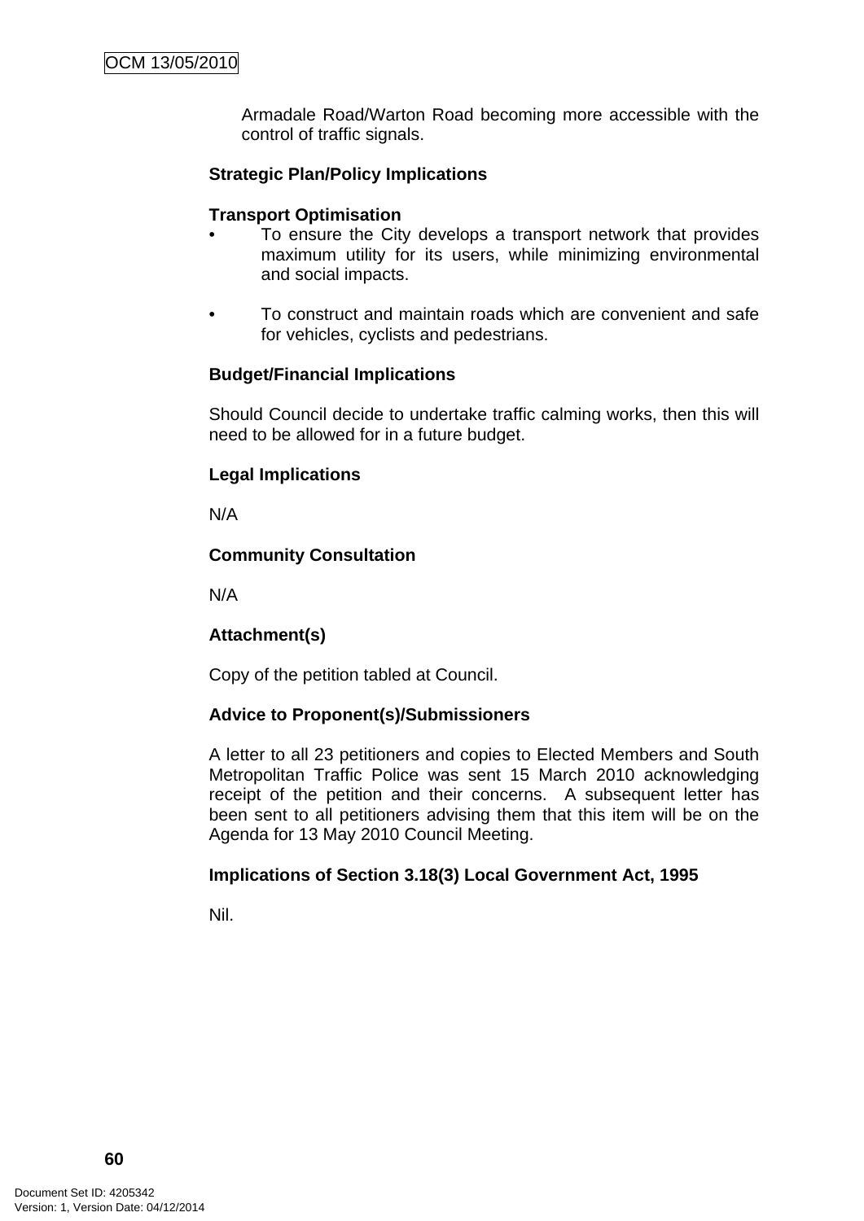Armadale Road/Warton Road becoming more accessible with the control of traffic signals.

**Strategic Plan/Policy Implications**

**Transport Optimisation**

- To ensure the City develops a transport network that provides maximum utility for its users, while minimizing environmental and social impacts.

- To construct and maintain roads which are convenient and safe for vehicles, cyclists and pedestrians.

**Budget/Financial Implications**

Should Council decide to undertake traffic calming works, then this will need to be allowed for in a future budget.

**Legal Implications**

N/A

**Community Consultation**

N/A

**Attachment(s)**

Copy of the petition tabled at Council.

**Advice to Proponent(s)/Submissioners**

A letter to all 23 petitioners and copies to Elected Members and South Metropolitan Traffic Police was sent 15 March 2010 acknowledging receipt of the petition and their concerns. A subsequent letter has been sent to all petitioners advising them that this item will be on the Agenda for 13 May 2010 Council Meeting.

**Implications of Section 3.18(3) Local Government Act, 1995**

Nil.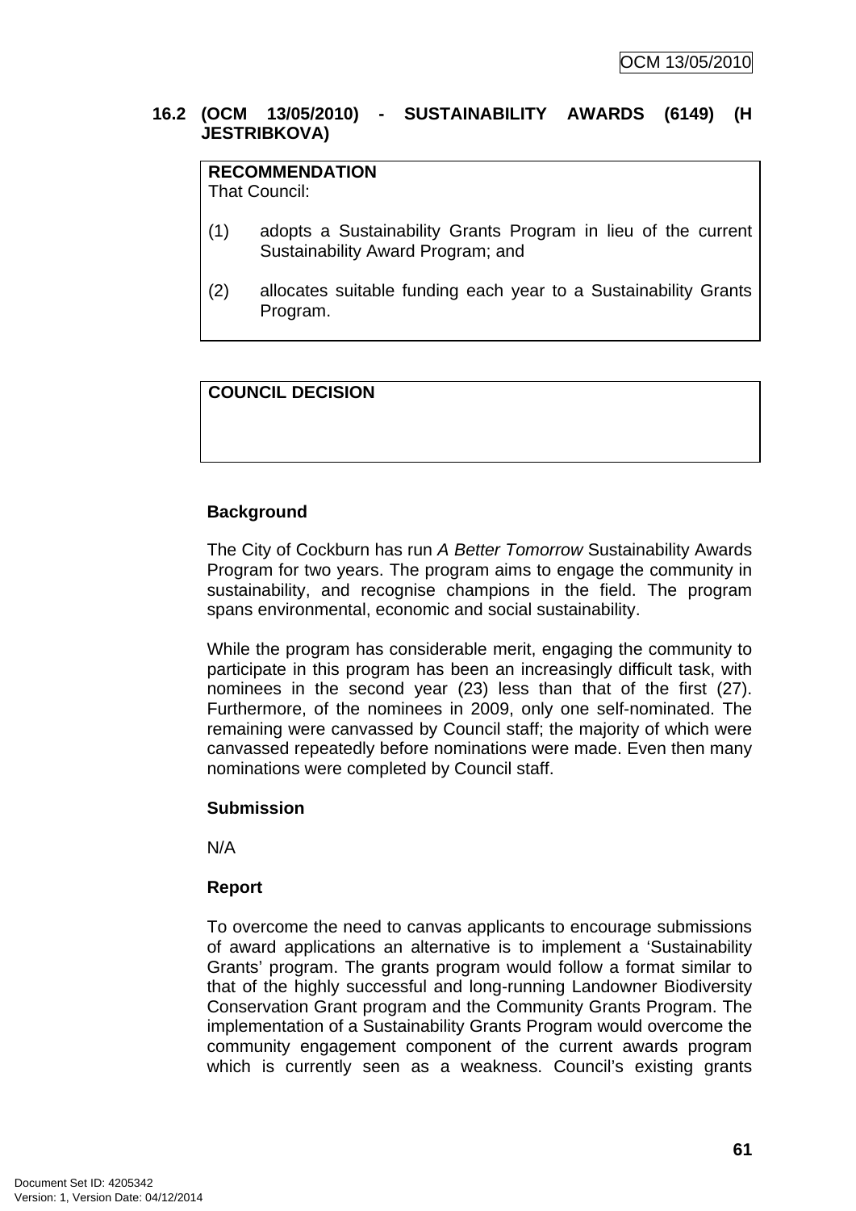### 16.2 (OCM 13/05/2010) - SUSTAINABILITY AWARDS (6149) (H JESTRIBKOVA)

**RECOMMENDATION**
That Council:

(1) adopts a Sustainability Grants Program in lieu of the current Sustainability Award Program; and

(2) allocates suitable funding each year to a Sustainability Grants Program.

**COUNCIL DECISION**

**Background**

The City of Cockburn has run *A Better Tomorrow* Sustainability Awards Program for two years. The program aims to engage the community in sustainability, and recognise champions in the field. The program spans environmental, economic and social sustainability.

While the program has considerable merit, engaging the community to participate in this program has been an increasingly difficult task, with nominees in the second year (23) less than that of the first (27). Furthermore, of the nominees in 2009, only one self-nominated. The remaining were canvassed by Council staff; the majority of which were canvassed repeatedly before nominations were made. Even then many nominations were completed by Council staff.

**Submission**

N/A

**Report**

To overcome the need to canvas applicants to encourage submissions of award applications an alternative is to implement a 'Sustainability Grants' program. The grants program would follow a format similar to that of the highly successful and long-running Landowner Biodiversity Conservation Grant program and the Community Grants Program. The implementation of a Sustainability Grants Program would overcome the community engagement component of the current awards program which is currently seen as a weakness. Council's existing grants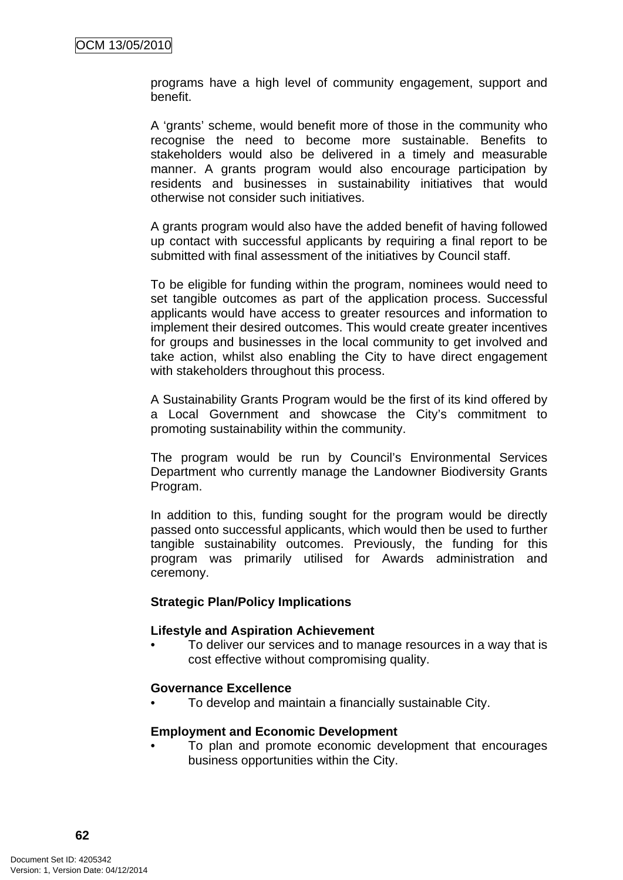programs have a high level of community engagement, support and benefit.

A 'grants' scheme, would benefit more of those in the community who recognise the need to become more sustainable. Benefits to stakeholders would also be delivered in a timely and measurable manner. A grants program would also encourage participation by residents and businesses in sustainability initiatives that would otherwise not consider such initiatives.

A grants program would also have the added benefit of having followed up contact with successful applicants by requiring a final report to be submitted with final assessment of the initiatives by Council staff.

To be eligible for funding within the program, nominees would need to set tangible outcomes as part of the application process. Successful applicants would have access to greater resources and information to implement their desired outcomes. This would create greater incentives for groups and businesses in the local community to get involved and take action, whilst also enabling the City to have direct engagement with stakeholders throughout this process.

A Sustainability Grants Program would be the first of its kind offered by a Local Government and showcase the City's commitment to promoting sustainability within the community.

The program would be run by Council's Environmental Services Department who currently manage the Landowner Biodiversity Grants Program.

In addition to this, funding sought for the program would be directly passed onto successful applicants, which would then be used to further tangible sustainability outcomes. Previously, the funding for this program was primarily utilised for Awards administration and ceremony.

**Strategic Plan/Policy Implications**

**Lifestyle and Aspiration Achievement**

- To deliver our services and to manage resources in a way that is cost effective without compromising quality.

**Governance Excellence**

- To develop and maintain a financially sustainable City.

**Employment and Economic Development**

- To plan and promote economic development that encourages business opportunities within the City.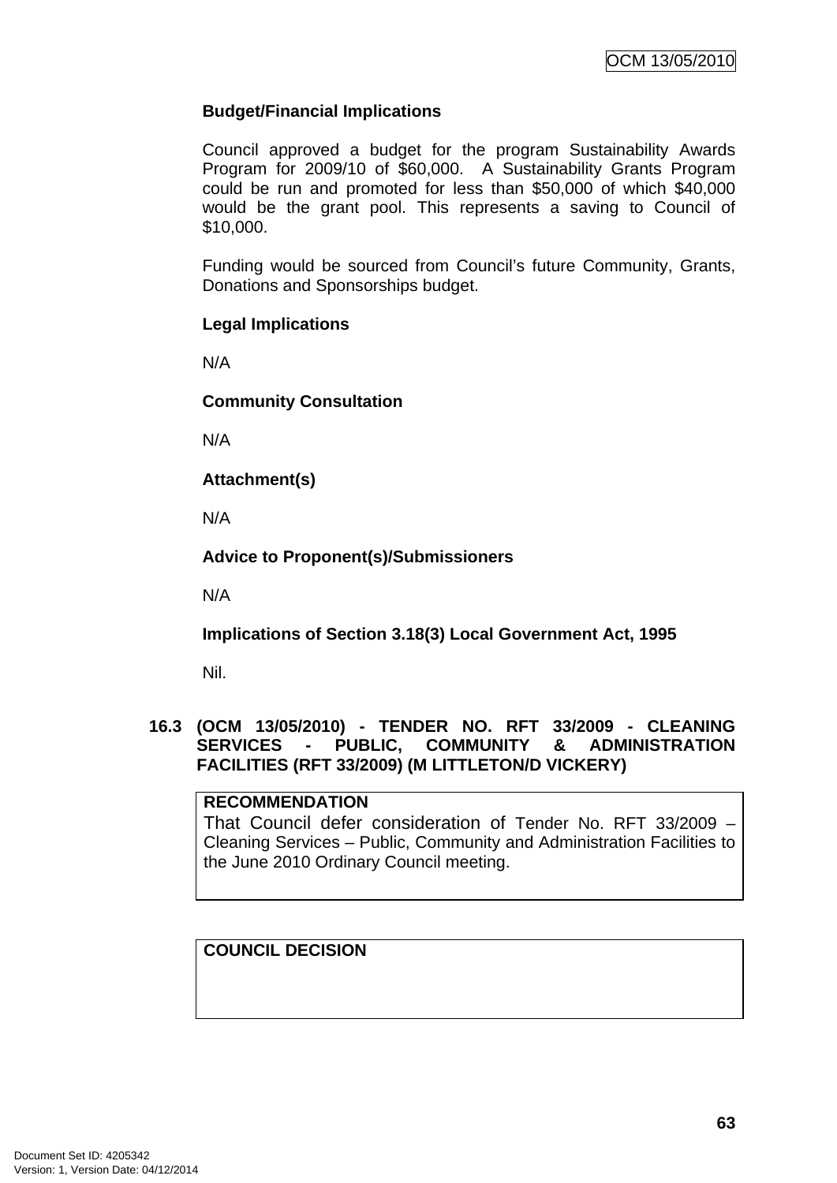**Budget/Financial Implications**

Council approved a budget for the program Sustainability Awards Program for 2009/10 of $60,000. A Sustainability Grants Program could be run and promoted for less than $50,000 of which $40,000 would be the grant pool. This represents a saving to Council of $10,000.

Funding would be sourced from Council's future Community, Grants, Donations and Sponsorships budget.

**Legal Implications**

N/A

**Community Consultation**

N/A

**Attachment(s)**

N/A

**Advice to Proponent(s)/Submissioners**

N/A

**Implications of Section 3.18(3) Local Government Act, 1995**

Nil.

### 16.3 (OCM 13/05/2010) - TENDER NO. RFT 33/2009 - CLEANING SERVICES - PUBLIC, COMMUNITY & ADMINISTRATION FACILITIES (RFT 33/2009) (M LITTLETON/D VICKERY)

**RECOMMENDATION**

That Council defer consideration of Tender No. RFT 33/2009 – Cleaning Services – Public, Community and Administration Facilities to the June 2010 Ordinary Council meeting.

**COUNCIL DECISION**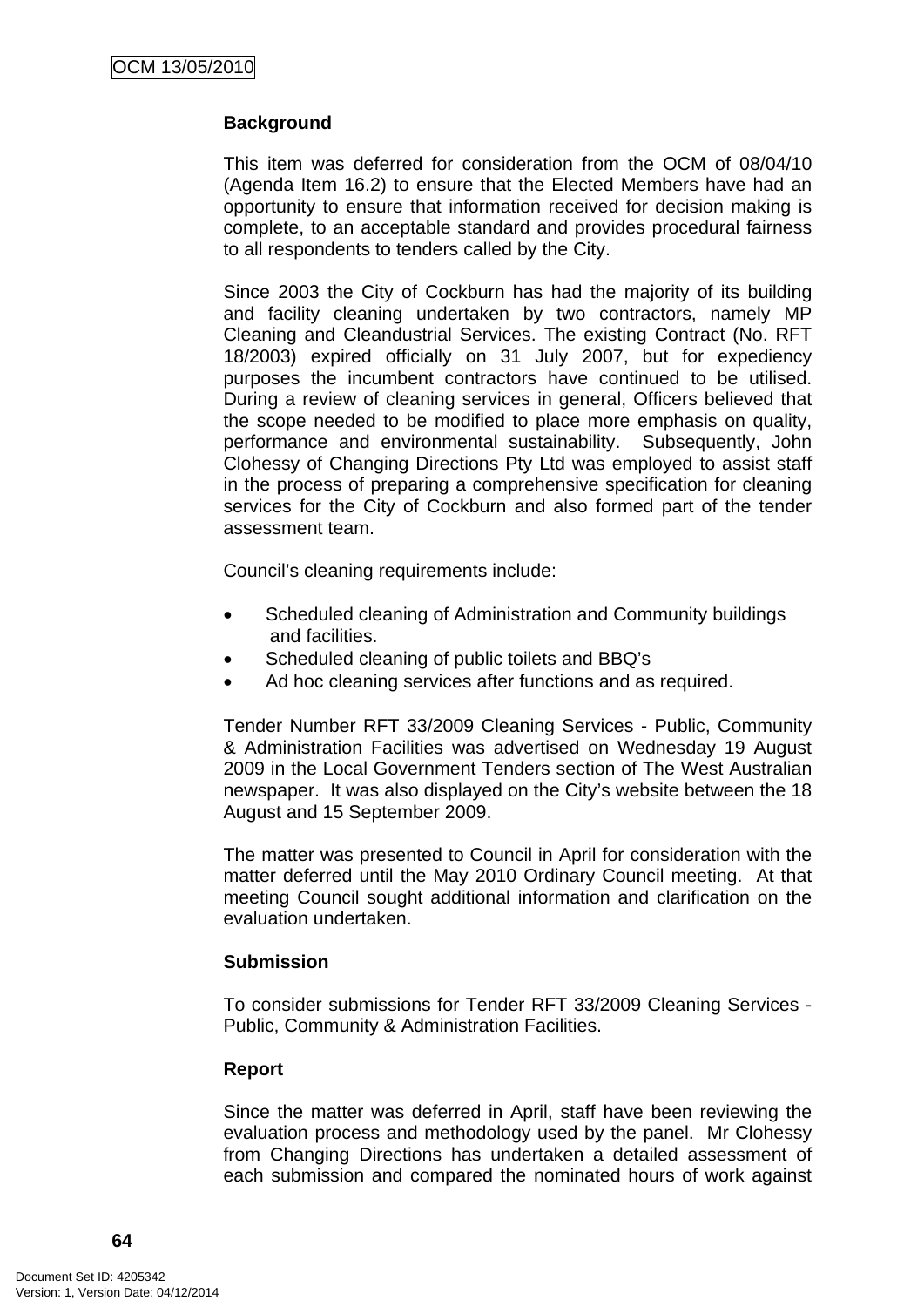**Background**

This item was deferred for consideration from the OCM of 08/04/10 (Agenda Item 16.2) to ensure that the Elected Members have had an opportunity to ensure that information received for decision making is complete, to an acceptable standard and provides procedural fairness to all respondents to tenders called by the City.

Since 2003 the City of Cockburn has had the majority of its building and facility cleaning undertaken by two contractors, namely MP Cleaning and Cleandustrial Services. The existing Contract (No. RFT 18/2003) expired officially on 31 July 2007, but for expediency purposes the incumbent contractors have continued to be utilised. During a review of cleaning services in general, Officers believed that the scope needed to be modified to place more emphasis on quality, performance and environmental sustainability. Subsequently, John Clohessy of Changing Directions Pty Ltd was employed to assist staff in the process of preparing a comprehensive specification for cleaning services for the City of Cockburn and also formed part of the tender assessment team.

Council's cleaning requirements include:

- Scheduled cleaning of Administration and Community buildings and facilities.
- Scheduled cleaning of public toilets and BBQ's
- Ad hoc cleaning services after functions and as required.

Tender Number RFT 33/2009 Cleaning Services - Public, Community & Administration Facilities was advertised on Wednesday 19 August 2009 in the Local Government Tenders section of The West Australian newspaper. It was also displayed on the City's website between the 18 August and 15 September 2009.

The matter was presented to Council in April for consideration with the matter deferred until the May 2010 Ordinary Council meeting. At that meeting Council sought additional information and clarification on the evaluation undertaken.

**Submission**

To consider submissions for Tender RFT 33/2009 Cleaning Services - Public, Community & Administration Facilities.

**Report**

Since the matter was deferred in April, staff have been reviewing the evaluation process and methodology used by the panel. Mr Clohessy from Changing Directions has undertaken a detailed assessment of each submission and compared the nominated hours of work against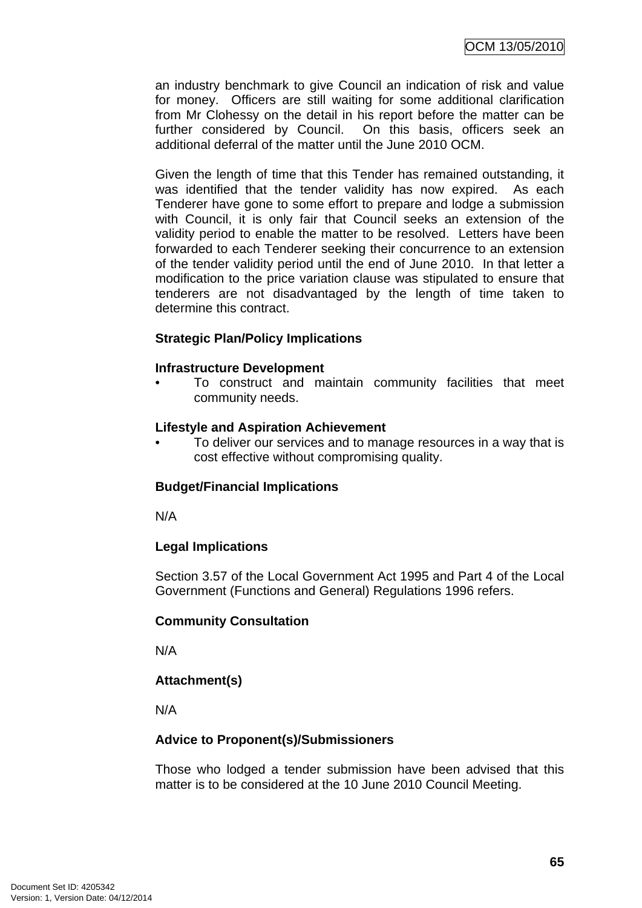an industry benchmark to give Council an indication of risk and value for money. Officers are still waiting for some additional clarification from Mr Clohessy on the detail in his report before the matter can be further considered by Council. On this basis, officers seek an additional deferral of the matter until the June 2010 OCM.

Given the length of time that this Tender has remained outstanding, it was identified that the tender validity has now expired. As each Tenderer have gone to some effort to prepare and lodge a submission with Council, it is only fair that Council seeks an extension of the validity period to enable the matter to be resolved. Letters have been forwarded to each Tenderer seeking their concurrence to an extension of the tender validity period until the end of June 2010. In that letter a modification to the price variation clause was stipulated to ensure that tenderers are not disadvantaged by the length of time taken to determine this contract.

**Strategic Plan/Policy Implications**

**Infrastructure Development**

- To construct and maintain community facilities that meet community needs.

**Lifestyle and Aspiration Achievement**

- To deliver our services and to manage resources in a way that is cost effective without compromising quality.

**Budget/Financial Implications**

N/A

**Legal Implications**

Section 3.57 of the Local Government Act 1995 and Part 4 of the Local Government (Functions and General) Regulations 1996 refers.

**Community Consultation**

N/A

**Attachment(s)**

N/A

**Advice to Proponent(s)/Submissioners**

Those who lodged a tender submission have been advised that this matter is to be considered at the 10 June 2010 Council Meeting.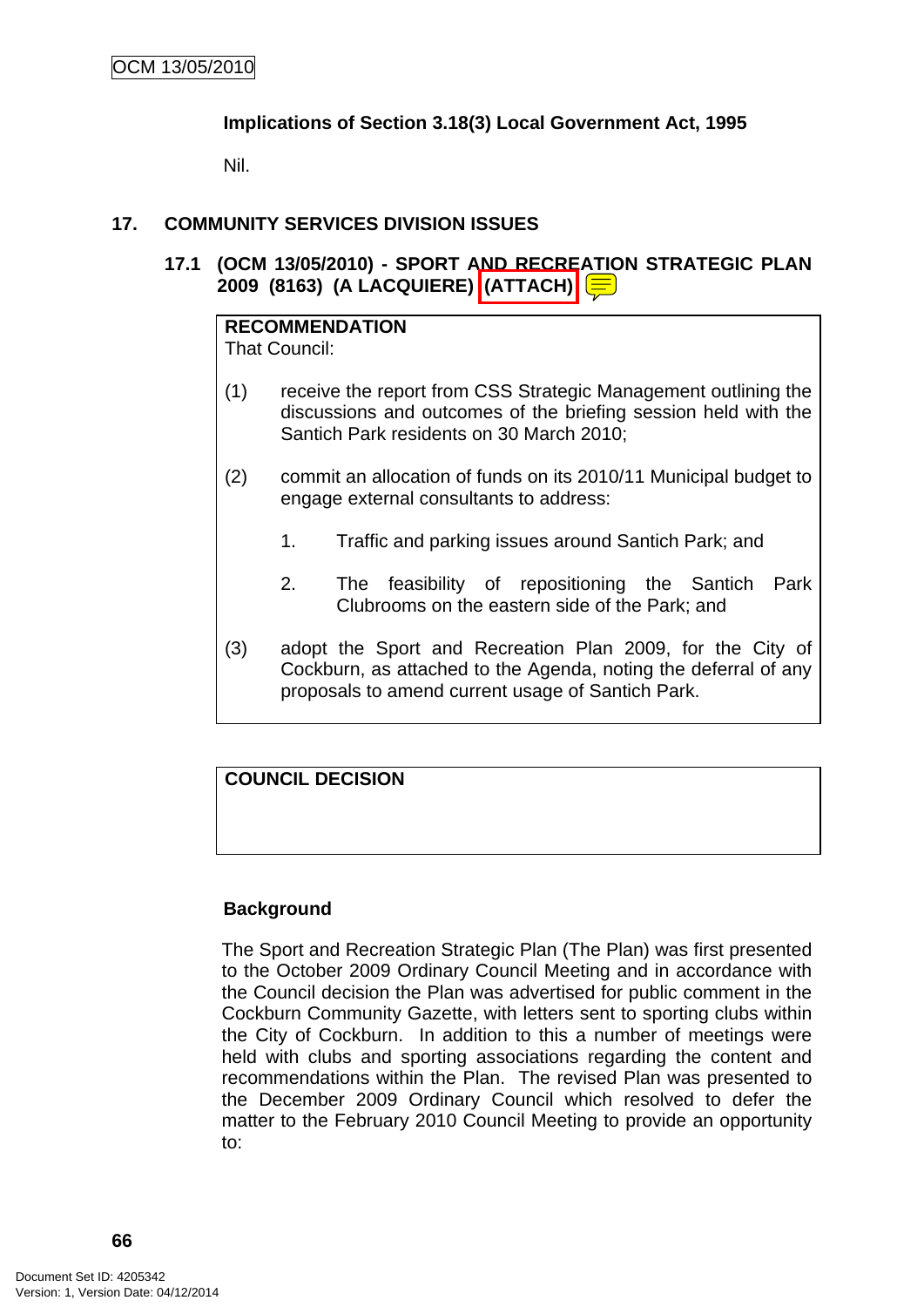**Implications of Section 3.18(3) Local Government Act, 1995**

Nil.

## 17. COMMUNITY SERVICES DIVISION ISSUES

### 17.1 (OCM 13/05/2010) - SPORT AND RECREATION STRATEGIC PLAN 2009 (8163) (A LACQUIERE) (ATTACH)

**RECOMMENDATION**
That Council:

(1) receive the report from CSS Strategic Management outlining the discussions and outcomes of the briefing session held with the Santich Park residents on 30 March 2010;

(2) commit an allocation of funds on its 2010/11 Municipal budget to engage external consultants to address:

1. Traffic and parking issues around Santich Park; and

2. The feasibility of repositioning the Santich Park Clubrooms on the eastern side of the Park; and

(3) adopt the Sport and Recreation Plan 2009, for the City of Cockburn, as attached to the Agenda, noting the deferral of any proposals to amend current usage of Santich Park.

**COUNCIL DECISION**

**Background**

The Sport and Recreation Strategic Plan (The Plan) was first presented to the October 2009 Ordinary Council Meeting and in accordance with the Council decision the Plan was advertised for public comment in the Cockburn Community Gazette, with letters sent to sporting clubs within the City of Cockburn. In addition to this a number of meetings were held with clubs and sporting associations regarding the content and recommendations within the Plan. The revised Plan was presented to the December 2009 Ordinary Council which resolved to defer the matter to the February 2010 Council Meeting to provide an opportunity to: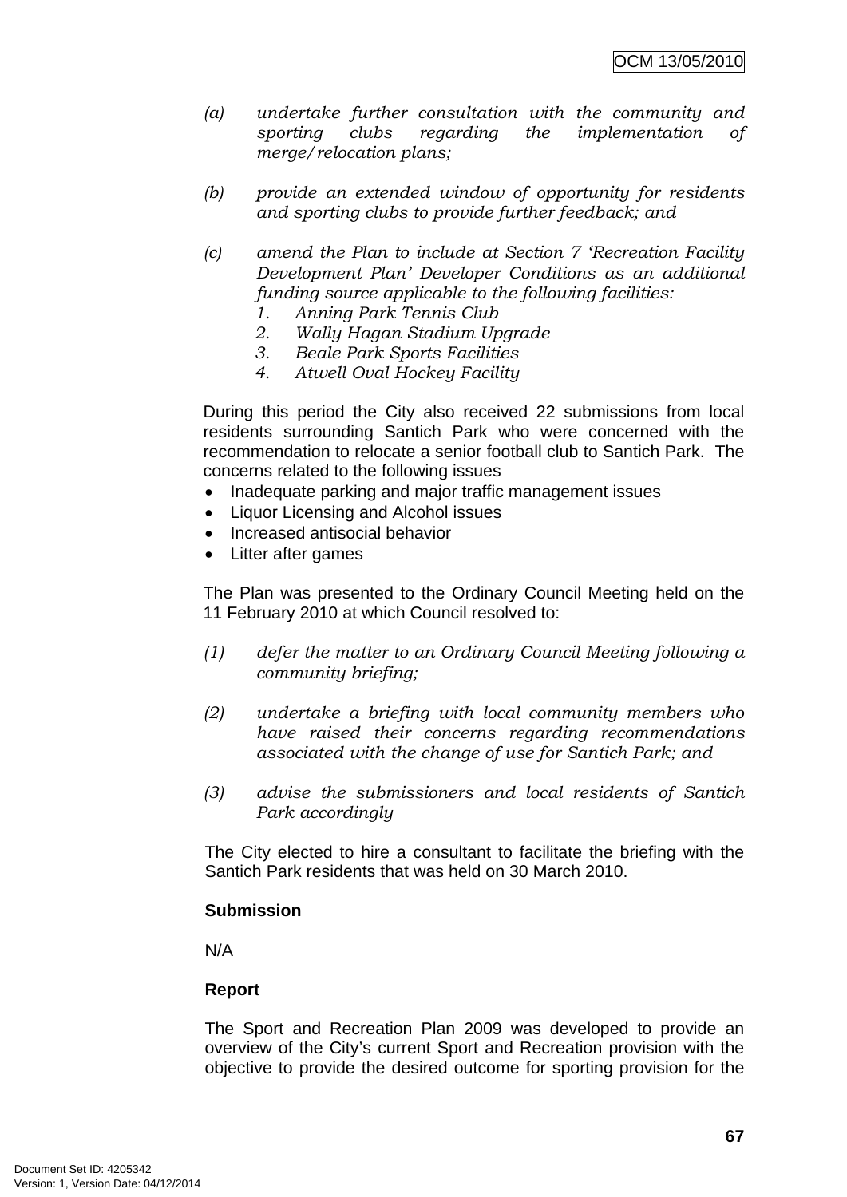*(a) undertake further consultation with the community and sporting clubs regarding the implementation of merge/relocation plans;*

*(b) provide an extended window of opportunity for residents and sporting clubs to provide further feedback; and*

*(c) amend the Plan to include at Section 7 'Recreation Facility Development Plan' Developer Conditions as an additional funding source applicable to the following facilities:*
   *1. Anning Park Tennis Club*
   *2. Wally Hagan Stadium Upgrade*
   *3. Beale Park Sports Facilities*
   *4. Atwell Oval Hockey Facility*

During this period the City also received 22 submissions from local residents surrounding Santich Park who were concerned with the recommendation to relocate a senior football club to Santich Park. The concerns related to the following issues

- Inadequate parking and major traffic management issues
- Liquor Licensing and Alcohol issues
- Increased antisocial behavior
- Litter after games

The Plan was presented to the Ordinary Council Meeting held on the 11 February 2010 at which Council resolved to:

*(1) defer the matter to an Ordinary Council Meeting following a community briefing;*

*(2) undertake a briefing with local community members who have raised their concerns regarding recommendations associated with the change of use for Santich Park; and*

*(3) advise the submissioners and local residents of Santich Park accordingly*

The City elected to hire a consultant to facilitate the briefing with the Santich Park residents that was held on 30 March 2010.

**Submission**

N/A

**Report**

The Sport and Recreation Plan 2009 was developed to provide an overview of the City's current Sport and Recreation provision with the objective to provide the desired outcome for sporting provision for the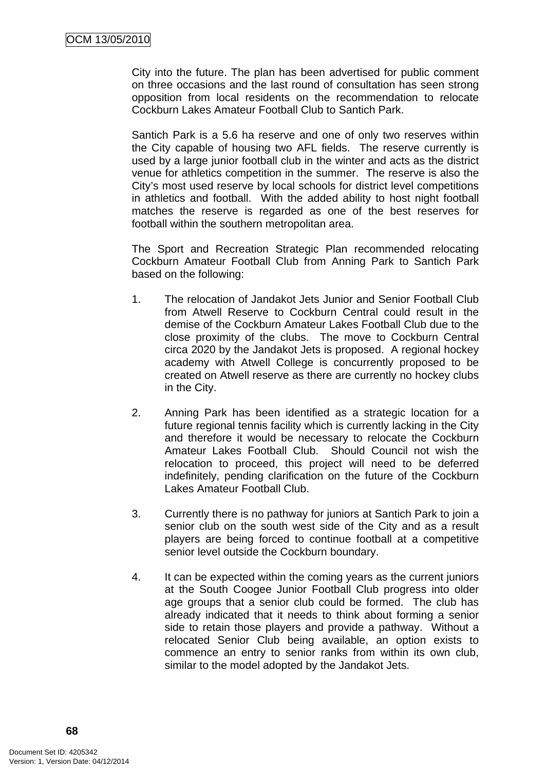City into the future. The plan has been advertised for public comment on three occasions and the last round of consultation has seen strong opposition from local residents on the recommendation to relocate Cockburn Lakes Amateur Football Club to Santich Park.

Santich Park is a 5.6 ha reserve and one of only two reserves within the City capable of housing two AFL fields. The reserve currently is used by a large junior football club in the winter and acts as the district venue for athletics competition in the summer. The reserve is also the City's most used reserve by local schools for district level competitions in athletics and football. With the added ability to host night football matches the reserve is regarded as one of the best reserves for football within the southern metropolitan area.

The Sport and Recreation Strategic Plan recommended relocating Cockburn Amateur Football Club from Anning Park to Santich Park based on the following:

1. The relocation of Jandakot Jets Junior and Senior Football Club from Atwell Reserve to Cockburn Central could result in the demise of the Cockburn Amateur Lakes Football Club due to the close proximity of the clubs. The move to Cockburn Central circa 2020 by the Jandakot Jets is proposed. A regional hockey academy with Atwell College is concurrently proposed to be created on Atwell reserve as there are currently no hockey clubs in the City.

2. Anning Park has been identified as a strategic location for a future regional tennis facility which is currently lacking in the City and therefore it would be necessary to relocate the Cockburn Amateur Lakes Football Club. Should Council not wish the relocation to proceed, this project will need to be deferred indefinitely, pending clarification on the future of the Cockburn Lakes Amateur Football Club.

3. Currently there is no pathway for juniors at Santich Park to join a senior club on the south west side of the City and as a result players are being forced to continue football at a competitive senior level outside the Cockburn boundary.

4. It can be expected within the coming years as the current juniors at the South Coogee Junior Football Club progress into older age groups that a senior club could be formed. The club has already indicated that it needs to think about forming a senior side to retain those players and provide a pathway. Without a relocated Senior Club being available, an option exists to commence an entry to senior ranks from within its own club, similar to the model adopted by the Jandakot Jets.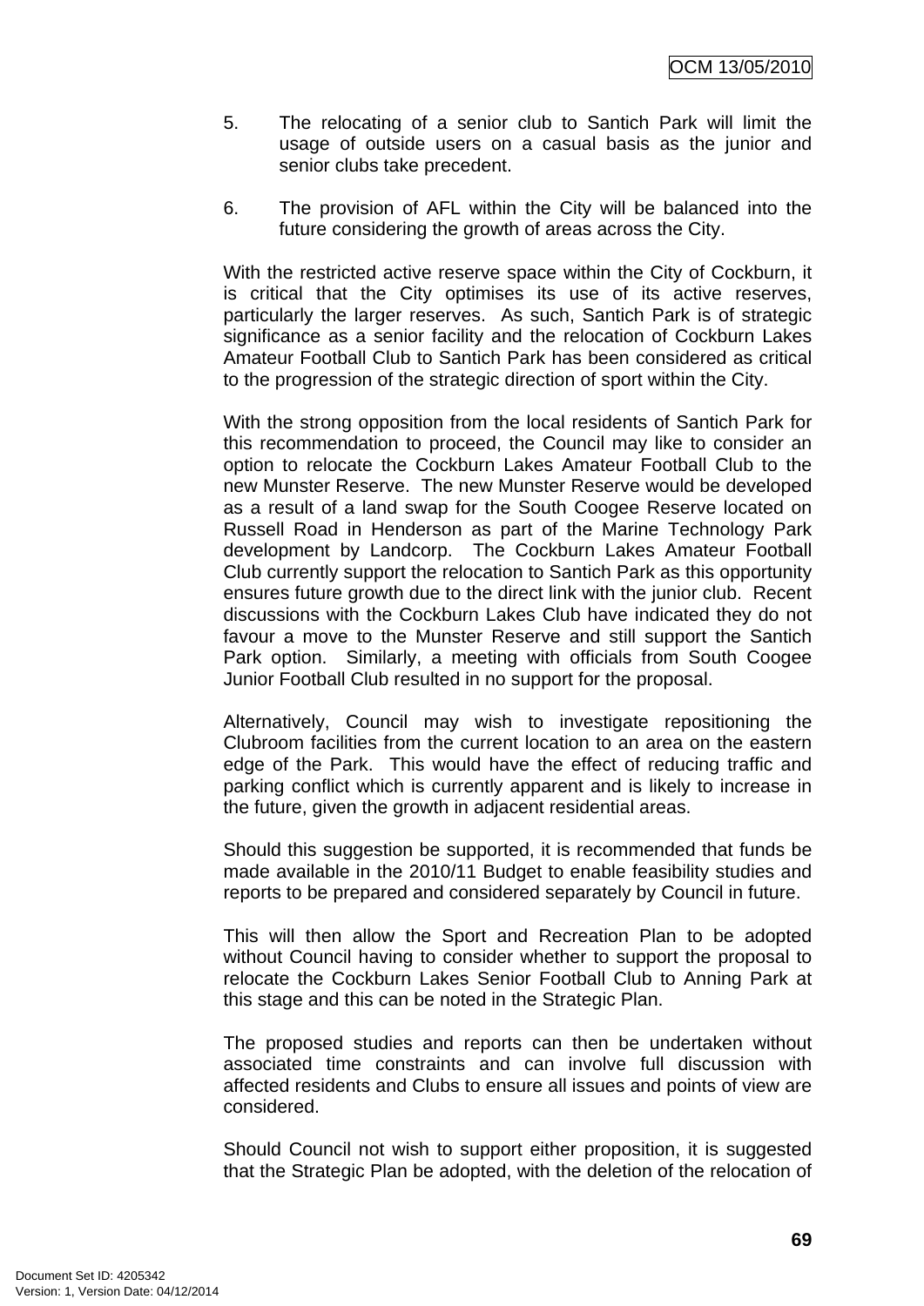5. The relocating of a senior club to Santich Park will limit the usage of outside users on a casual basis as the junior and senior clubs take precedent.

6. The provision of AFL within the City will be balanced into the future considering the growth of areas across the City.

With the restricted active reserve space within the City of Cockburn, it is critical that the City optimises its use of its active reserves, particularly the larger reserves. As such, Santich Park is of strategic significance as a senior facility and the relocation of Cockburn Lakes Amateur Football Club to Santich Park has been considered as critical to the progression of the strategic direction of sport within the City.

With the strong opposition from the local residents of Santich Park for this recommendation to proceed, the Council may like to consider an option to relocate the Cockburn Lakes Amateur Football Club to the new Munster Reserve. The new Munster Reserve would be developed as a result of a land swap for the South Coogee Reserve located on Russell Road in Henderson as part of the Marine Technology Park development by Landcorp. The Cockburn Lakes Amateur Football Club currently support the relocation to Santich Park as this opportunity ensures future growth due to the direct link with the junior club. Recent discussions with the Cockburn Lakes Club have indicated they do not favour a move to the Munster Reserve and still support the Santich Park option. Similarly, a meeting with officials from South Coogee Junior Football Club resulted in no support for the proposal.

Alternatively, Council may wish to investigate repositioning the Clubroom facilities from the current location to an area on the eastern edge of the Park. This would have the effect of reducing traffic and parking conflict which is currently apparent and is likely to increase in the future, given the growth in adjacent residential areas.

Should this suggestion be supported, it is recommended that funds be made available in the 2010/11 Budget to enable feasibility studies and reports to be prepared and considered separately by Council in future.

This will then allow the Sport and Recreation Plan to be adopted without Council having to consider whether to support the proposal to relocate the Cockburn Lakes Senior Football Club to Anning Park at this stage and this can be noted in the Strategic Plan.

The proposed studies and reports can then be undertaken without associated time constraints and can involve full discussion with affected residents and Clubs to ensure all issues and points of view are considered.

Should Council not wish to support either proposition, it is suggested that the Strategic Plan be adopted, with the deletion of the relocation of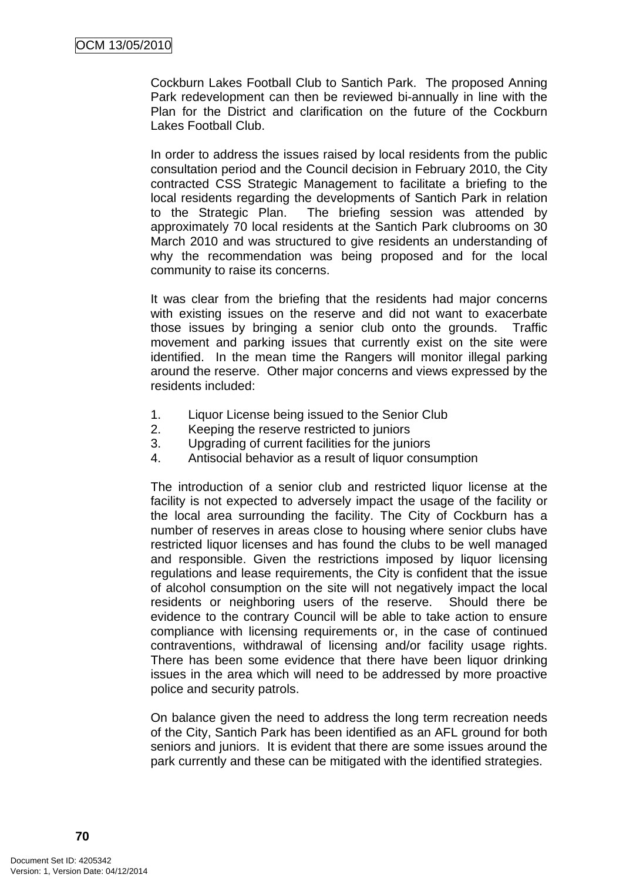Cockburn Lakes Football Club to Santich Park. The proposed Anning Park redevelopment can then be reviewed bi-annually in line with the Plan for the District and clarification on the future of the Cockburn Lakes Football Club.

In order to address the issues raised by local residents from the public consultation period and the Council decision in February 2010, the City contracted CSS Strategic Management to facilitate a briefing to the local residents regarding the developments of Santich Park in relation to the Strategic Plan. The briefing session was attended by approximately 70 local residents at the Santich Park clubrooms on 30 March 2010 and was structured to give residents an understanding of why the recommendation was being proposed and for the local community to raise its concerns.

It was clear from the briefing that the residents had major concerns with existing issues on the reserve and did not want to exacerbate those issues by bringing a senior club onto the grounds. Traffic movement and parking issues that currently exist on the site were identified. In the mean time the Rangers will monitor illegal parking around the reserve. Other major concerns and views expressed by the residents included:

1. Liquor License being issued to the Senior Club
2. Keeping the reserve restricted to juniors
3. Upgrading of current facilities for the juniors
4. Antisocial behavior as a result of liquor consumption

The introduction of a senior club and restricted liquor license at the facility is not expected to adversely impact the usage of the facility or the local area surrounding the facility. The City of Cockburn has a number of reserves in areas close to housing where senior clubs have restricted liquor licenses and has found the clubs to be well managed and responsible. Given the restrictions imposed by liquor licensing regulations and lease requirements, the City is confident that the issue of alcohol consumption on the site will not negatively impact the local residents or neighboring users of the reserve. Should there be evidence to the contrary Council will be able to take action to ensure compliance with licensing requirements or, in the case of continued contraventions, withdrawal of licensing and/or facility usage rights. There has been some evidence that there have been liquor drinking issues in the area which will need to be addressed by more proactive police and security patrols.

On balance given the need to address the long term recreation needs of the City, Santich Park has been identified as an AFL ground for both seniors and juniors. It is evident that there are some issues around the park currently and these can be mitigated with the identified strategies.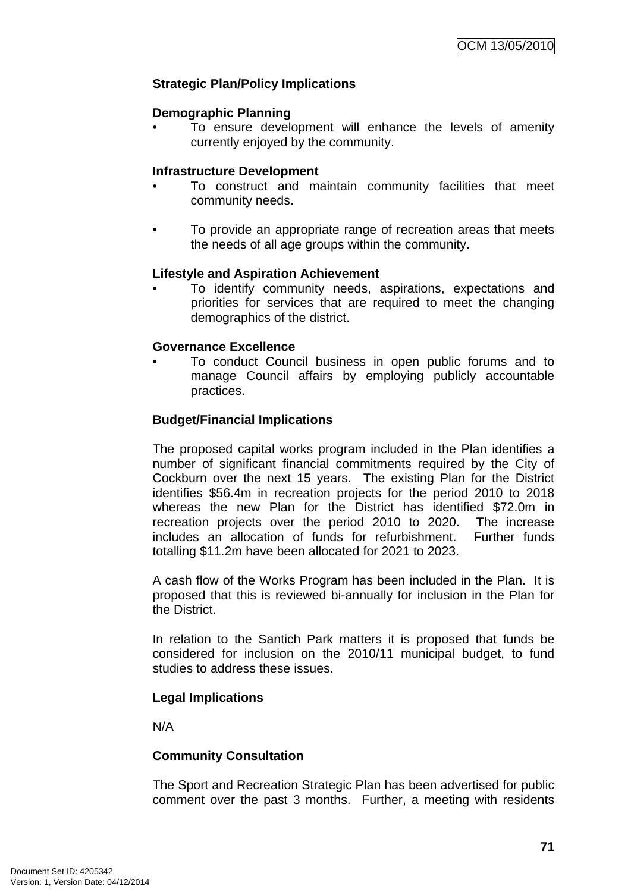**Strategic Plan/Policy Implications**

**Demographic Planning**

- To ensure development will enhance the levels of amenity currently enjoyed by the community.

**Infrastructure Development**

- To construct and maintain community facilities that meet community needs.

- To provide an appropriate range of recreation areas that meets the needs of all age groups within the community.

**Lifestyle and Aspiration Achievement**

- To identify community needs, aspirations, expectations and priorities for services that are required to meet the changing demographics of the district.

**Governance Excellence**

- To conduct Council business in open public forums and to manage Council affairs by employing publicly accountable practices.

**Budget/Financial Implications**

The proposed capital works program included in the Plan identifies a number of significant financial commitments required by the City of Cockburn over the next 15 years. The existing Plan for the District identifies $56.4m in recreation projects for the period 2010 to 2018 whereas the new Plan for the District has identified $72.0m in recreation projects over the period 2010 to 2020. The increase includes an allocation of funds for refurbishment. Further funds totalling $11.2m have been allocated for 2021 to 2023.

A cash flow of the Works Program has been included in the Plan. It is proposed that this is reviewed bi-annually for inclusion in the Plan for the District.

In relation to the Santich Park matters it is proposed that funds be considered for inclusion on the 2010/11 municipal budget, to fund studies to address these issues.

**Legal Implications**

N/A

**Community Consultation**

The Sport and Recreation Strategic Plan has been advertised for public comment over the past 3 months. Further, a meeting with residents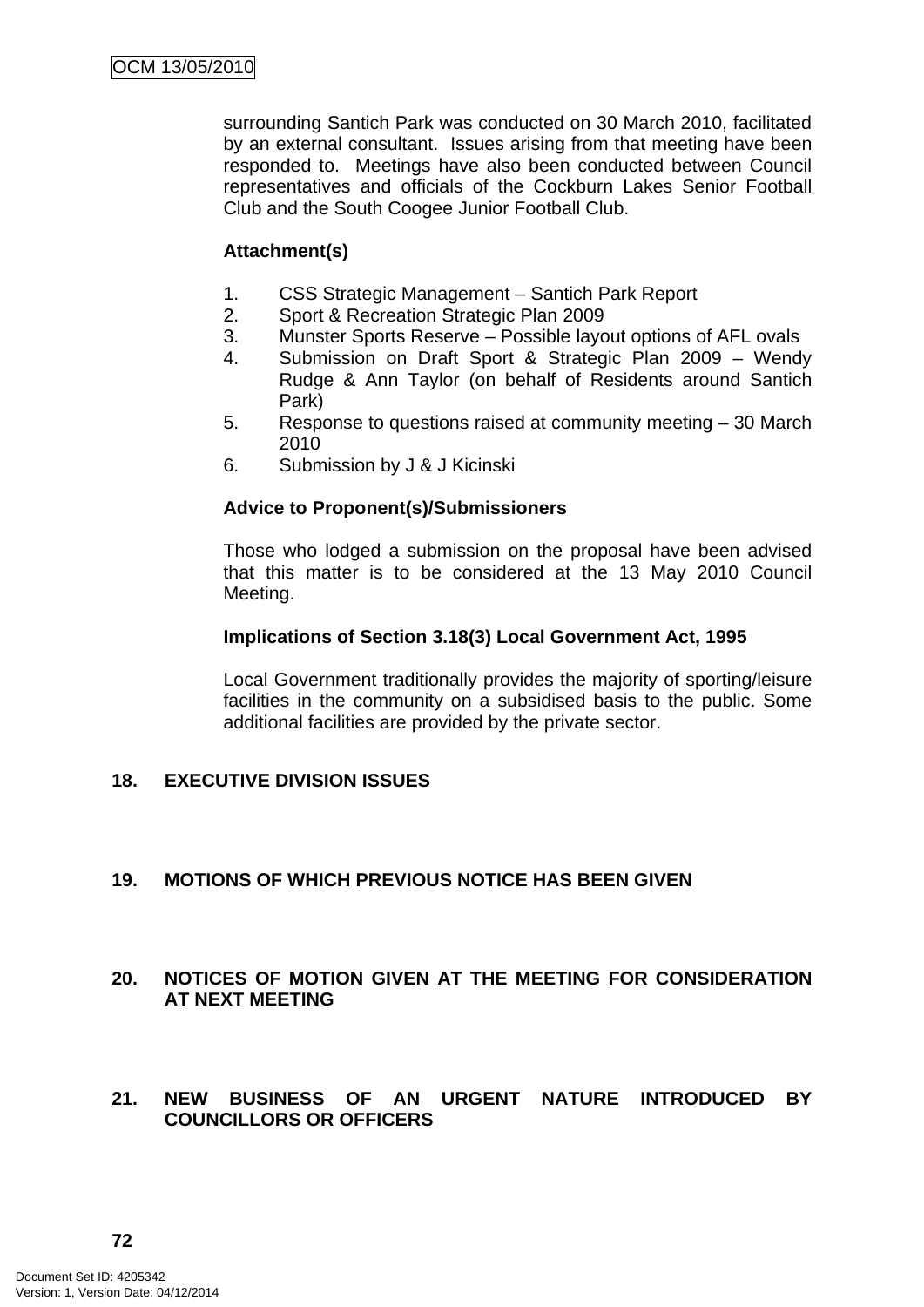surrounding Santich Park was conducted on 30 March 2010, facilitated by an external consultant. Issues arising from that meeting have been responded to. Meetings have also been conducted between Council representatives and officials of the Cockburn Lakes Senior Football Club and the South Coogee Junior Football Club.

**Attachment(s)**

1. CSS Strategic Management – Santich Park Report
2. Sport & Recreation Strategic Plan 2009
3. Munster Sports Reserve – Possible layout options of AFL ovals
4. Submission on Draft Sport & Strategic Plan 2009 – Wendy Rudge & Ann Taylor (on behalf of Residents around Santich Park)
5. Response to questions raised at community meeting – 30 March 2010
6. Submission by J & J Kicinski

**Advice to Proponent(s)/Submissioners**

Those who lodged a submission on the proposal have been advised that this matter is to be considered at the 13 May 2010 Council Meeting.

**Implications of Section 3.18(3) Local Government Act, 1995**

Local Government traditionally provides the majority of sporting/leisure facilities in the community on a subsidised basis to the public. Some additional facilities are provided by the private sector.

## 18. EXECUTIVE DIVISION ISSUES

## 19. MOTIONS OF WHICH PREVIOUS NOTICE HAS BEEN GIVEN

## 20. NOTICES OF MOTION GIVEN AT THE MEETING FOR CONSIDERATION AT NEXT MEETING

## 21. NEW BUSINESS OF AN URGENT NATURE INTRODUCED BY COUNCILLORS OR OFFICERS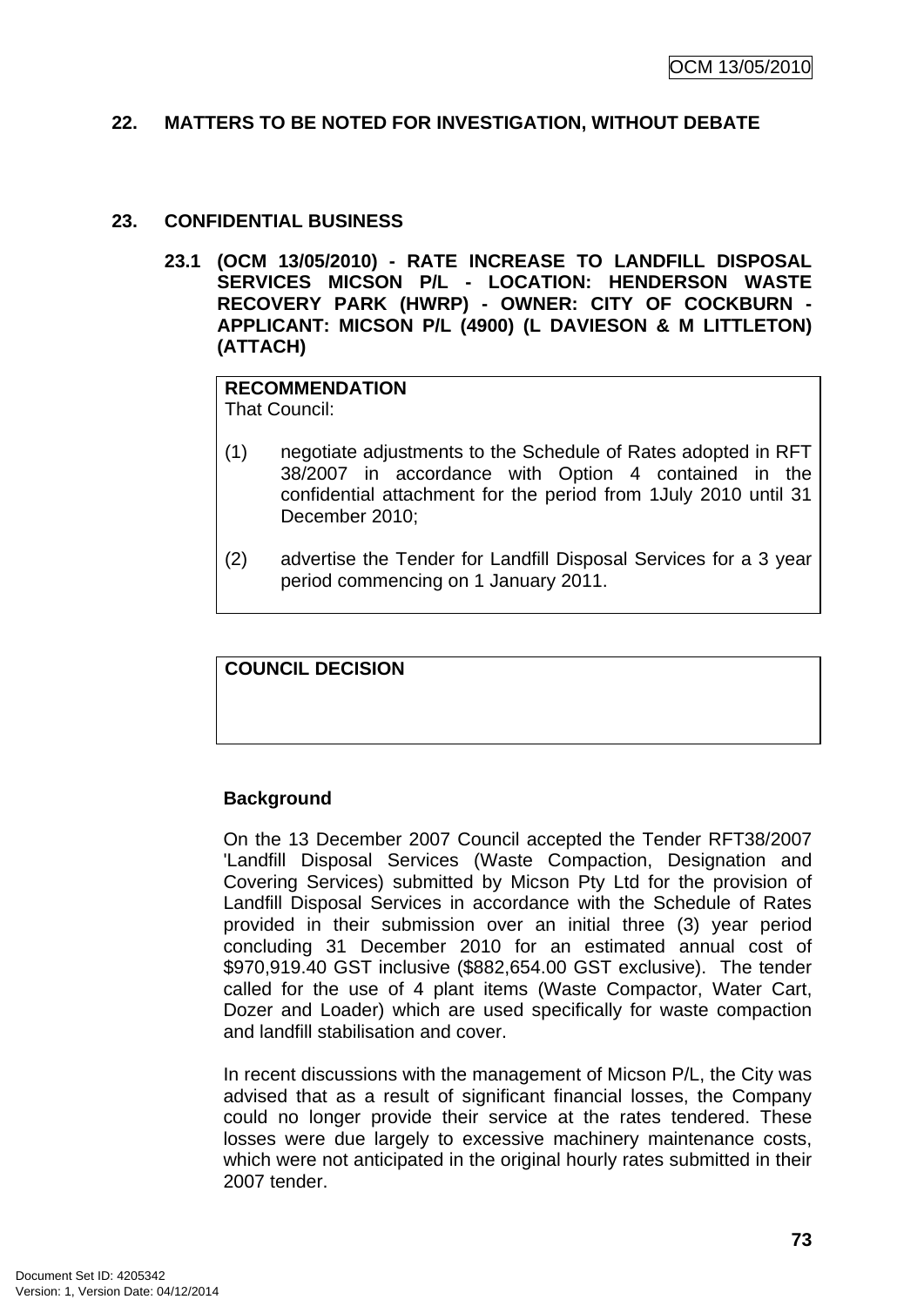## 22. MATTERS TO BE NOTED FOR INVESTIGATION, WITHOUT DEBATE

## 23. CONFIDENTIAL BUSINESS

### 23.1 (OCM 13/05/2010) - RATE INCREASE TO LANDFILL DISPOSAL SERVICES MICSON P/L - LOCATION: HENDERSON WASTE RECOVERY PARK (HWRP) - OWNER: CITY OF COCKBURN - APPLICANT: MICSON P/L (4900) (L DAVIESON & M LITTLETON) (ATTACH)

**RECOMMENDATION**
That Council:

(1) negotiate adjustments to the Schedule of Rates adopted in RFT 38/2007 in accordance with Option 4 contained in the confidential attachment for the period from 1July 2010 until 31 December 2010;

(2) advertise the Tender for Landfill Disposal Services for a 3 year period commencing on 1 January 2011.

**COUNCIL DECISION**

**Background**

On the 13 December 2007 Council accepted the Tender RFT38/2007 'Landfill Disposal Services (Waste Compaction, Designation and Covering Services) submitted by Micson Pty Ltd for the provision of Landfill Disposal Services in accordance with the Schedule of Rates provided in their submission over an initial three (3) year period concluding 31 December 2010 for an estimated annual cost of $970,919.40 GST inclusive ($882,654.00 GST exclusive). The tender called for the use of 4 plant items (Waste Compactor, Water Cart, Dozer and Loader) which are used specifically for waste compaction and landfill stabilisation and cover.

In recent discussions with the management of Micson P/L, the City was advised that as a result of significant financial losses, the Company could no longer provide their service at the rates tendered. These losses were due largely to excessive machinery maintenance costs, which were not anticipated in the original hourly rates submitted in their 2007 tender.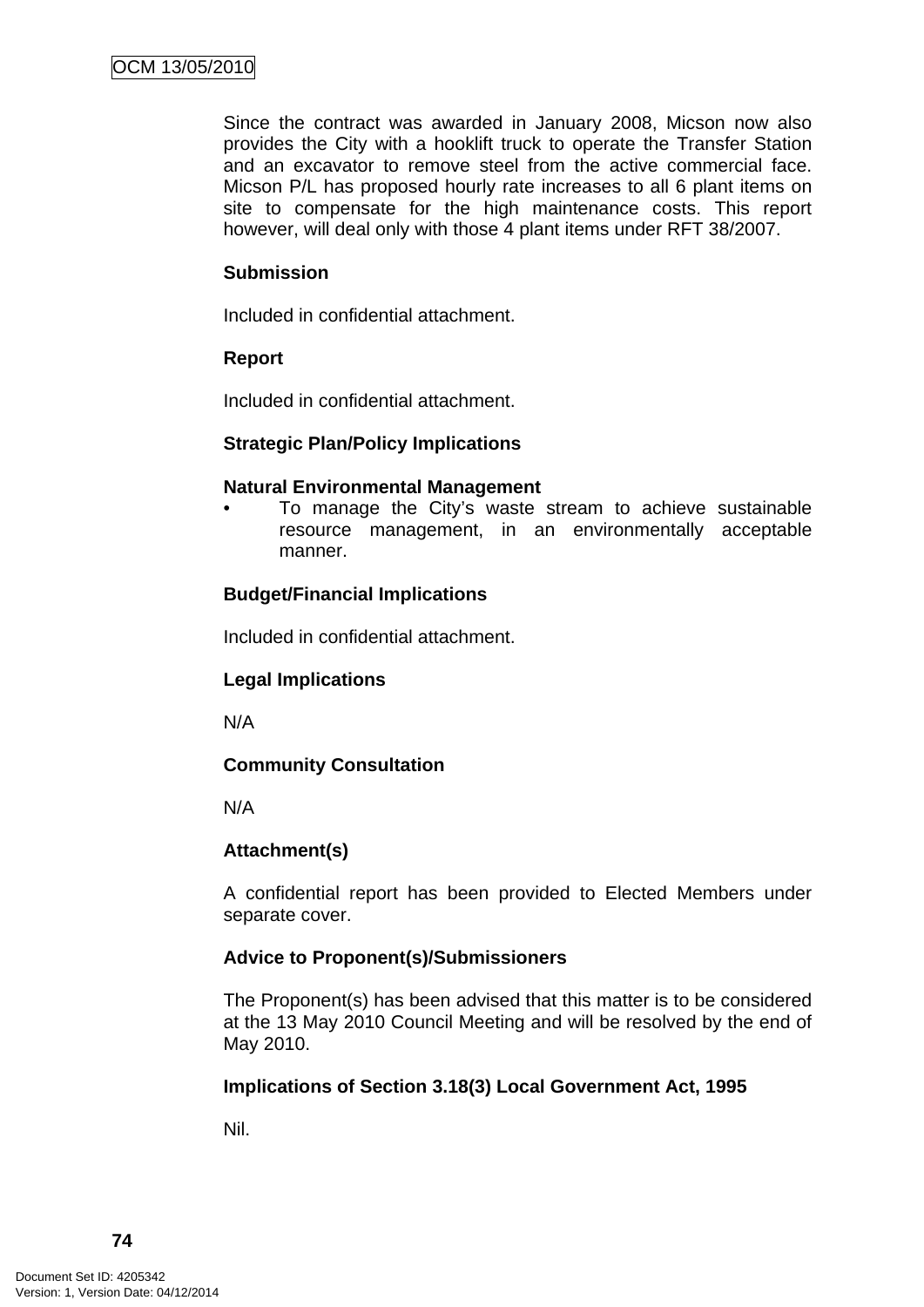Since the contract was awarded in January 2008, Micson now also provides the City with a hooklift truck to operate the Transfer Station and an excavator to remove steel from the active commercial face. Micson P/L has proposed hourly rate increases to all 6 plant items on site to compensate for the high maintenance costs. This report however, will deal only with those 4 plant items under RFT 38/2007.

**Submission**

Included in confidential attachment.

**Report**

Included in confidential attachment.

**Strategic Plan/Policy Implications**

**Natural Environmental Management**

- To manage the City's waste stream to achieve sustainable resource management, in an environmentally acceptable manner.

**Budget/Financial Implications**

Included in confidential attachment.

**Legal Implications**

N/A

**Community Consultation**

N/A

**Attachment(s)**

A confidential report has been provided to Elected Members under separate cover.

**Advice to Proponent(s)/Submissioners**

The Proponent(s) has been advised that this matter is to be considered at the 13 May 2010 Council Meeting and will be resolved by the end of May 2010.

**Implications of Section 3.18(3) Local Government Act, 1995**

Nil.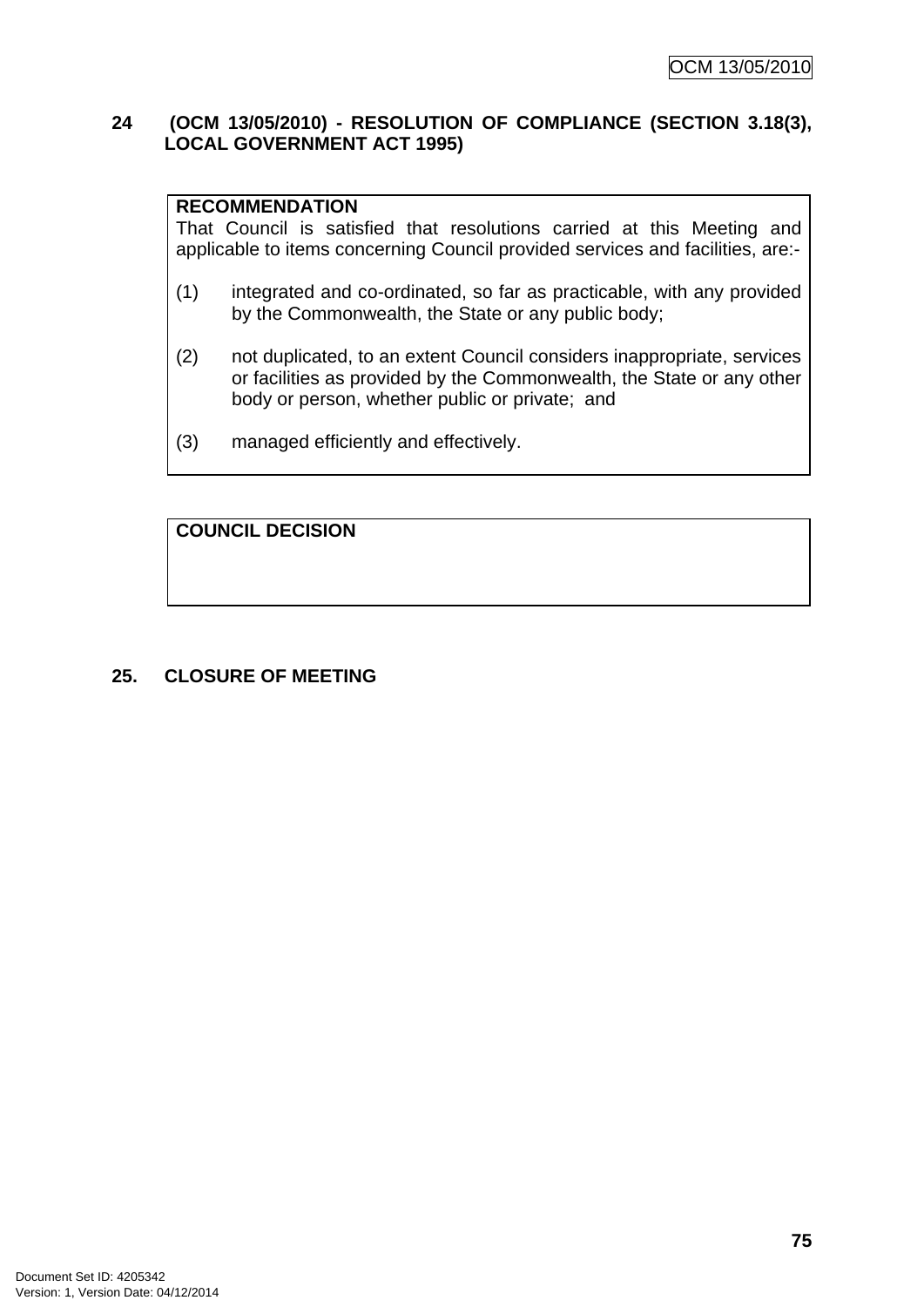## 24 (OCM 13/05/2010) - RESOLUTION OF COMPLIANCE (SECTION 3.18(3), LOCAL GOVERNMENT ACT 1995)

**RECOMMENDATION**

That Council is satisfied that resolutions carried at this Meeting and applicable to items concerning Council provided services and facilities, are:-

(1) integrated and co-ordinated, so far as practicable, with any provided by the Commonwealth, the State or any public body;

(2) not duplicated, to an extent Council considers inappropriate, services or facilities as provided by the Commonwealth, the State or any other body or person, whether public or private; and

(3) managed efficiently and effectively.

**COUNCIL DECISION**

## 25. CLOSURE OF MEETING

Document Set ID: 4205342
Version: 1, Version Date: 04/12/2014